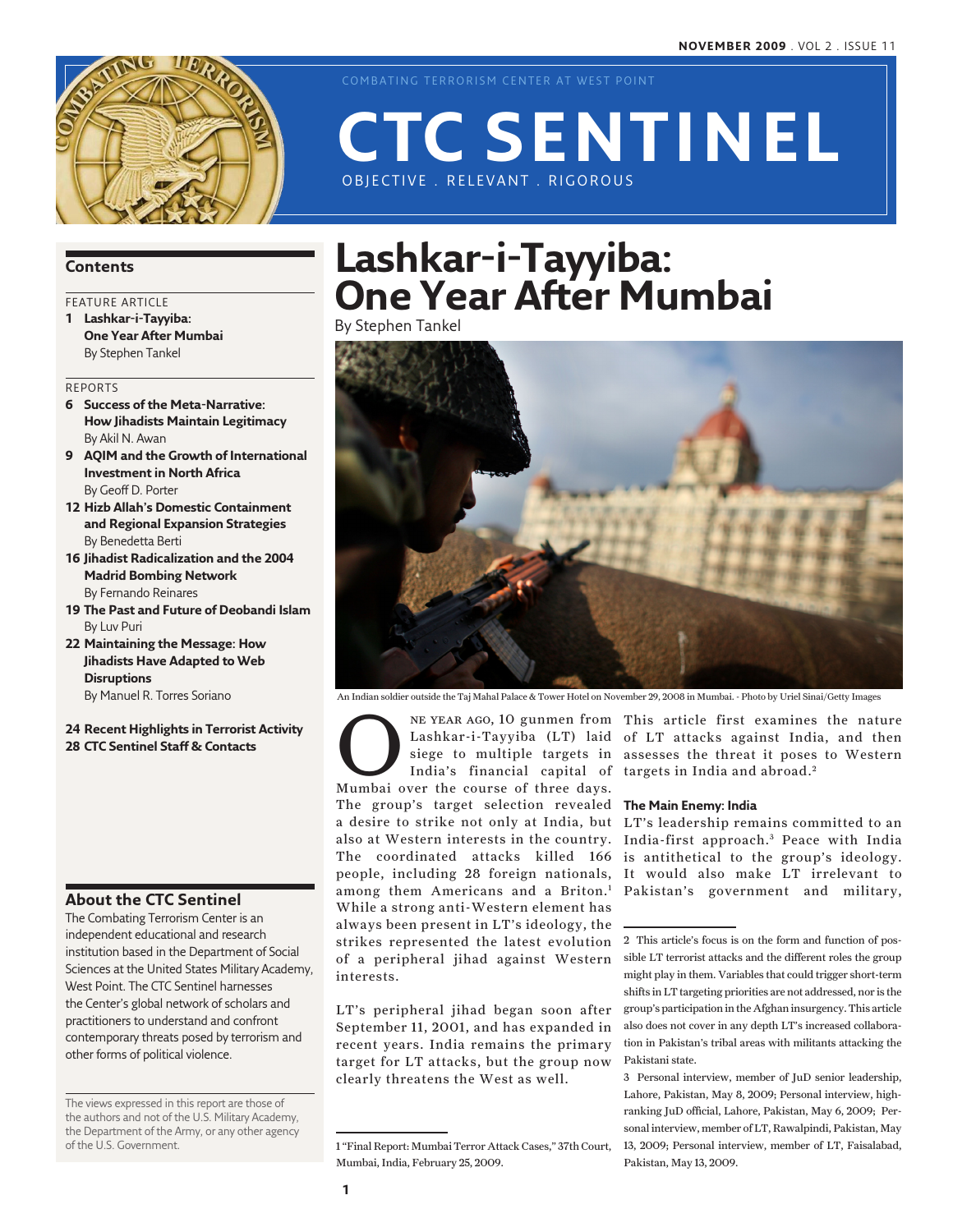COMBATING TERRORISM CENTER AT WEST POINT

# CTC SENTINEL

OBJECTIVE . RELEVANT . RIGOROUS

## Contents

FEATURE ARTICLE

**1 Lashkar-i-Tayyiba: One Year After Mumbai**
By Stephen Tankel

REPORTS

**6 Success of the Meta-Narrative: How Jihadists Maintain Legitimacy**
By Akil N. Awan

**9 AQIM and the Growth of International Investment in North Africa**
By Geoff D. Porter

**12 Hizb Allah's Domestic Containment and Regional Expansion Strategies**
By Benedetta Berti

**16 Jihadist Radicalization and the 2004 Madrid Bombing Network**
By Fernando Reinares

**19 The Past and Future of Deobandi Islam**
By Luv Puri

**22 Maintaining the Message: How Jihadists Have Adapted to Web Disruptions**
By Manuel R. Torres Soriano

**24 Recent Highlights in Terrorist Activity**

**28 CTC Sentinel Staff & Contacts**

## About the CTC Sentinel

The Combating Terrorism Center is an independent educational and research institution based in the Department of Social Sciences at the United States Military Academy, West Point. The CTC Sentinel harnesses the Center's global network of scholars and practitioners to understand and confront contemporary threats posed by terrorism and other forms of political violence.

The views expressed in this report are those of the authors and not of the U.S. Military Academy, the Department of the Army, or any other agency of the U.S. Government.

# Lashkar-i-Tayyiba: One Year After Mumbai

By Stephen Tankel

An Indian soldier outside the Taj Mahal Palace & Tower Hotel on November 29, 2008 in Mumbai. - Photo by Uriel Sinai/Getty Images

One year ago, 10 gunmen from Lashkar-i-Tayyiba (LT) laid siege to multiple targets in India's financial capital of Mumbai over the course of three days. The group's target selection revealed a desire to strike not only at India, but also at Western interests in the country. The coordinated attacks killed 166 people, including 28 foreign nationals, among them Americans and a Briton.[1] While a strong anti-Western element has always been present in LT's ideology, the strikes represented the latest evolution of a peripheral jihad against Western interests.

LT's peripheral jihad began soon after September 11, 2001, and has expanded in recent years. India remains the primary target for LT attacks, but the group now clearly threatens the West as well.

This article first examines the nature of LT attacks against India, and then assesses the threat it poses to Western targets in India and abroad.[2]

### The Main Enemy: India

LT's leadership remains committed to an India-first approach.[3] Peace with India is antithetical to the group's ideology. It would also make LT irrelevant to Pakistan's government and military,

1 "Final Report: Mumbai Terror Attack Cases," 37th Court, Mumbai, India, February 25, 2009.

2 This article's focus is on the form and function of possible LT terrorist attacks and the different roles the group might play in them. Variables that could trigger short-term shifts in LT targeting priorities are not addressed, nor is the group's participation in the Afghan insurgency. This article also does not cover in any depth LT's increased collaboration in Pakistan's tribal areas with militants attacking the Pakistani state.

3 Personal interview, member of JuD senior leadership, Lahore, Pakistan, May 8, 2009; Personal interview, high-ranking JuD official, Lahore, Pakistan, May 6, 2009; Personal interview, member of LT, Rawalpindi, Pakistan, May 13, 2009; Personal interview, member of LT, Faisalabad, Pakistan, May 13, 2009.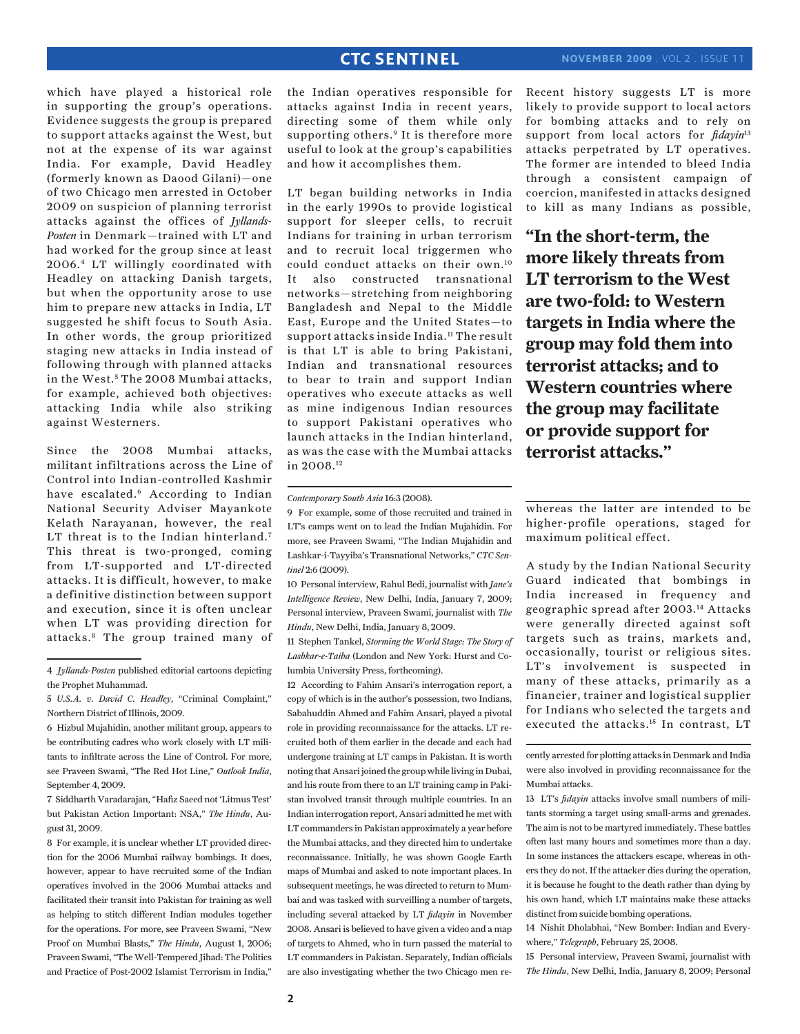which have played a historical role in supporting the group's operations. Evidence suggests the group is prepared to support attacks against the West, but not at the expense of its war against India. For example, David Headley (formerly known as Daood Gilani)—one of two Chicago men arrested in October 2009 on suspicion of planning terrorist attacks against the offices of *Jyllands-Posten* in Denmark—trained with LT and had worked for the group since at least 2006.[4] LT willingly coordinated with Headley on attacking Danish targets, but when the opportunity arose to use him to prepare new attacks in India, LT suggested he shift focus to South Asia. In other words, the group prioritized staging new attacks in India instead of following through with planned attacks in the West.[5] The 2008 Mumbai attacks, for example, achieved both objectives: attacking India while also striking against Westerners.

Since the 2008 Mumbai attacks, militant infiltrations across the Line of Control into Indian-controlled Kashmir have escalated.[6] According to Indian National Security Adviser Mayankote Kelath Narayanan, however, the real LT threat is to the Indian hinterland.[7] This threat is two-pronged, coming from LT-supported and LT-directed attacks. It is difficult, however, to make a definitive distinction between support and execution, since it is often unclear when LT was providing direction for attacks.[8] The group trained many of the Indian operatives responsible for attacks against India in recent years, directing some of them while only supporting others.[9] It is therefore more useful to look at the group's capabilities and how it accomplishes them.

LT began building networks in India in the early 1990s to provide logistical support for sleeper cells, to recruit Indians for training in urban terrorism and to recruit local triggermen who could conduct attacks on their own.[10] It also constructed transnational networks—stretching from neighboring Bangladesh and Nepal to the Middle East, Europe and the United States—to support attacks inside India.[11] The result is that LT is able to bring Pakistani, Indian and transnational resources to bear to train and support Indian operatives who execute attacks as well as mine indigenous Indian resources to support Pakistani operatives who launch attacks in the Indian hinterland, as was the case with the Mumbai attacks in 2008.[12]

Recent history suggests LT is more likely to provide support to local actors for bombing attacks and to rely on support from local actors for *fidayin*[13] attacks perpetrated by LT operatives. The former are intended to bleed India through a consistent campaign of coercion, manifested in attacks designed to kill as many Indians as possible, whereas the latter are intended to be higher-profile operations, staged for maximum political effect.

**"In the short-term, the more likely threats from LT terrorism to the West are two-fold: to Western targets in India where the group may fold them into terrorist attacks; and to Western countries where the group may facilitate or provide support for terrorist attacks."**

A study by the Indian National Security Guard indicated that bombings in India increased in frequency and geographic spread after 2003.[14] Attacks were generally directed against soft targets such as trains, markets and, occasionally, tourist or religious sites. LT's involvement is suspected in many of these attacks, primarily as a financier, trainer and logistical supplier for Indians who selected the targets and executed the attacks.[15] In contrast, LT

---

4 *Jyllands-Posten* published editorial cartoons depicting the Prophet Muhammad.

5 *U.S.A. v. David C. Headley*, "Criminal Complaint," Northern District of Illinois, 2009.

6 Hizbul Mujahidin, another militant group, appears to be contributing cadres who work closely with LT militants to infiltrate across the Line of Control. For more, see Praveen Swami, "The Red Hot Line," *Outlook India*, September 4, 2009.

7 Siddharth Varadarajan, "Hafiz Saeed not 'Litmus Test' but Pakistan Action Important: NSA," *The Hindu*, August 31, 2009.

8 For example, it is unclear whether LT provided direction for the 2006 Mumbai railway bombings. It does, however, appear to have recruited some of the Indian operatives involved in the 2006 Mumbai attacks and facilitated their transit into Pakistan for training as well as helping to stitch different Indian modules together for the operations. For more, see Praveen Swami, "New Proof on Mumbai Blasts," *The Hindu*, August 1, 2006; Praveen Swami, "The Well-Tempered Jihad: The Politics and Practice of Post-2002 Islamist Terrorism in India," *Contemporary South Asia* 16:3 (2008).

9 For example, some of those recruited and trained in LT's camps went on to lead the Indian Mujahidin. For more, see Praveen Swami, "The Indian Mujahidin and Lashkar-i-Tayyiba's Transnational Networks," *CTC Sentinel* 2:6 (2009).

10 Personal interview, Rahul Bedi, journalist with *Jane's Intelligence Review*, New Delhi, India, January 7, 2009; Personal interview, Praveen Swami, journalist with *The Hindu*, New Delhi, India, January 8, 2009.

11 Stephen Tankel, *Storming the World Stage: The Story of Lashkar-e-Taiba* (London and New York: Hurst and Columbia University Press, forthcoming).

12 According to Fahim Ansari's interrogation report, a copy of which is in the author's possession, two Indians, Sabahuddin Ahmed and Fahim Ansari, played a pivotal role in providing reconnaissance for the attacks. LT recruited both of them earlier in the decade and each had undergone training at LT camps in Pakistan. It is worth noting that Ansari joined the group while living in Dubai, and his route from there to an LT training camp in Pakistan involved transit through multiple countries. In an Indian interrogation report, Ansari admitted he met with LT commanders in Pakistan approximately a year before the Mumbai attacks, and they directed him to undertake reconnaissance. Initially, he was shown Google Earth maps of Mumbai and asked to note important places. In subsequent meetings, he was directed to return to Mumbai and was tasked with surveilling a number of targets, including several attacked by LT *fidayin* in November 2008. Ansari is believed to have given a video and a map of targets to Ahmed, who in turn passed the material to LT commanders in Pakistan. Separately, Indian officials are also investigating whether the two Chicago men recently arrested for plotting attacks in Denmark and India were also involved in providing reconnaissance for the Mumbai attacks.

13 LT's *fidayin* attacks involve small numbers of militants storming a target using small-arms and grenades. The aim is not to be martyred immediately. These battles often last many hours and sometimes more than a day. In some instances the attackers escape, whereas in others they do not. If the attacker dies during the operation, it is because he fought to the death rather than dying by his own hand, which LT maintains make these attacks distinct from suicide bombing operations.

14 Nishit Dholabhai, "New Bomber: Indian and Everywhere," *Telegraph*, February 25, 2008.

15 Personal interview, Praveen Swami, journalist with *The Hindu*, New Delhi, India, January 8, 2009; Personal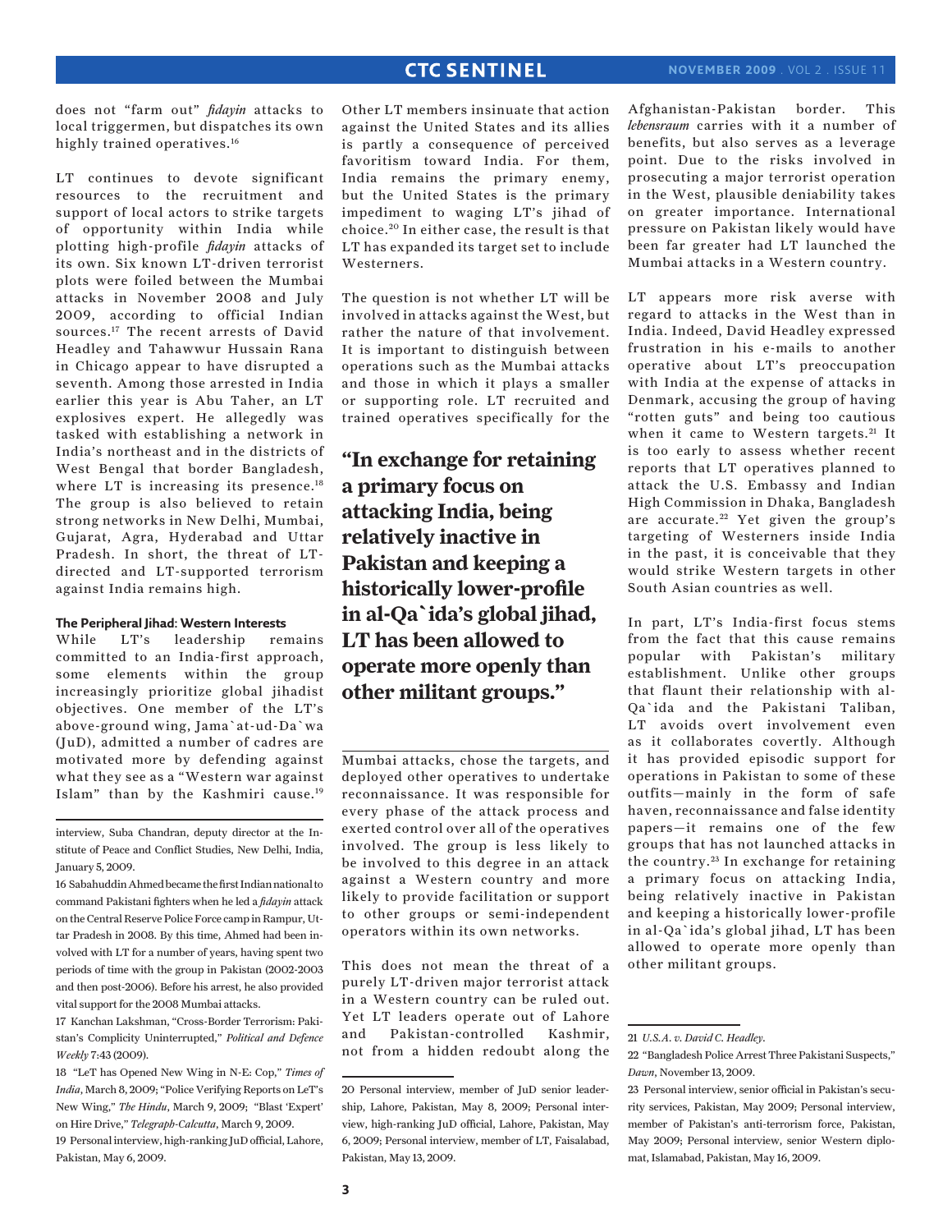does not "farm out" *fidayin* attacks to local triggermen, but dispatches its own highly trained operatives.[16]

LT continues to devote significant resources to the recruitment and support of local actors to strike targets of opportunity within India while plotting high-profile *fidayin* attacks of its own. Six known LT-driven terrorist plots were foiled between the Mumbai attacks in November 2008 and July 2009, according to official Indian sources.[17] The recent arrests of David Headley and Tahawwur Hussain Rana in Chicago appear to have disrupted a seventh. Among those arrested in India earlier this year is Abu Taher, an LT explosives expert. He allegedly was tasked with establishing a network in India's northeast and in the districts of West Bengal that border Bangladesh, where LT is increasing its presence.[18] The group is also believed to retain strong networks in New Delhi, Mumbai, Gujarat, Agra, Hyderabad and Uttar Pradesh. In short, the threat of LT-directed and LT-supported terrorism against India remains high.

### The Peripheral Jihad: Western Interests

While LT's leadership remains committed to an India-first approach, some elements within the group increasingly prioritize global jihadist objectives. One member of the LT's above-ground wing, Jama`at-ud-Da`wa (JuD), admitted a number of cadres are motivated more by defending against what they see as a "Western war against Islam" than by the Kashmiri cause.[19] Other LT members insinuate that action against the United States and its allies is partly a consequence of perceived favoritism toward India. For them, India remains the primary enemy, but the United States is the primary impediment to waging LT's jihad of choice.[20] In either case, the result is that LT has expanded its target set to include Westerners.

The question is not whether LT will be involved in attacks against the West, but rather the nature of that involvement. It is important to distinguish between operations such as the Mumbai attacks and those in which it plays a smaller or supporting role. LT recruited and trained operatives specifically for the Mumbai attacks, chose the targets, and deployed other operatives to undertake reconnaissance. It was responsible for every phase of the attack process and exerted control over all of the operatives involved. The group is less likely to be involved to this degree in an attack against a Western country and more likely to provide facilitation or support to other groups or semi-independent operators within its own networks.

> **"In exchange for retaining a primary focus on attacking India, being relatively inactive in Pakistan and keeping a historically lower-profile in al-Qa`ida's global jihad, LT has been allowed to operate more openly than other militant groups."**

This does not mean the threat of a purely LT-driven major terrorist attack in a Western country can be ruled out. Yet LT leaders operate out of Lahore and Pakistan-controlled Kashmir, not from a hidden redoubt along the Afghanistan-Pakistan border. This *lebensraum* carries with it a number of benefits, but also serves as a leverage point. Due to the risks involved in prosecuting a major terrorist operation in the West, plausible deniability takes on greater importance. International pressure on Pakistan likely would have been far greater had LT launched the Mumbai attacks in a Western country.

LT appears more risk averse with regard to attacks in the West than in India. Indeed, David Headley expressed frustration in his e-mails to another operative about LT's preoccupation with India at the expense of attacks in Denmark, accusing the group of having "rotten guts" and being too cautious when it came to Western targets.[21] It is too early to assess whether recent reports that LT operatives planned to attack the U.S. Embassy and Indian High Commission in Dhaka, Bangladesh are accurate.[22] Yet given the group's targeting of Westerners inside India in the past, it is conceivable that they would strike Western targets in other South Asian countries as well.

In part, LT's India-first focus stems from the fact that this cause remains popular with Pakistan's military establishment. Unlike other groups that flaunt their relationship with al-Qa`ida and the Pakistani Taliban, LT avoids overt involvement even as it collaborates covertly. Although it has provided episodic support for operations in Pakistan to some of these outfits—mainly in the form of safe haven, reconnaissance and false identity papers—it remains one of the few groups that has not launched attacks in the country.[23] In exchange for retaining a primary focus on attacking India, being relatively inactive in Pakistan and keeping a historically lower-profile in al-Qa`ida's global jihad, LT has been allowed to operate more openly than other militant groups.

---

interview, Suba Chandran, deputy director at the Institute of Peace and Conflict Studies, New Delhi, India, January 5, 2009.

16 Sabahuddin Ahmed became the first Indian national to command Pakistani fighters when he led a *fidayin* attack on the Central Reserve Police Force camp in Rampur, Uttar Pradesh in 2008. By this time, Ahmed had been involved with LT for a number of years, having spent two periods of time with the group in Pakistan (2002-2003 and then post-2006). Before his arrest, he also provided vital support for the 2008 Mumbai attacks.

17 Kanchan Lakshman, "Cross-Border Terrorism: Pakistan's Complicity Uninterrupted," *Political and Defence Weekly* 7:43 (2009).

18 "LeT has Opened New Wing in N-E: Cop," *Times of India*, March 8, 2009; "Police Verifying Reports on LeT's New Wing," *The Hindu*, March 9, 2009; "Blast 'Expert' on Hire Drive," *Telegraph-Calcutta*, March 9, 2009.

19 Personal interview, high-ranking JuD official, Lahore, Pakistan, May 6, 2009.

20 Personal interview, member of JuD senior leadership, Lahore, Pakistan, May 8, 2009; Personal interview, high-ranking JuD official, Lahore, Pakistan, May 6, 2009; Personal interview, member of LT, Faisalabad, Pakistan, May 13, 2009.

21 *U.S.A. v. David C. Headley*.

22 "Bangladesh Police Arrest Three Pakistani Suspects," *Dawn*, November 13, 2009.

23 Personal interview, senior official in Pakistan's security services, Pakistan, May 2009; Personal interview, member of Pakistan's anti-terrorism force, Pakistan, May 2009; Personal interview, senior Western diplomat, Islamabad, Pakistan, May 16, 2009.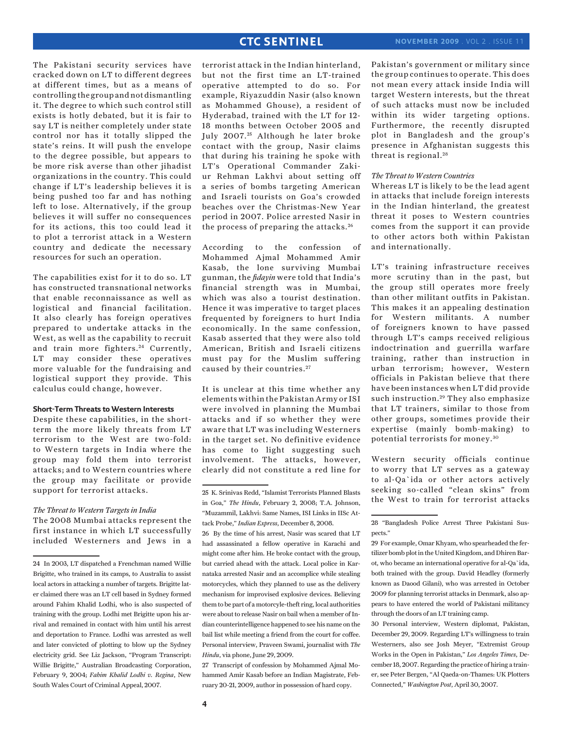The Pakistani security services have cracked down on LT to different degrees at different times, but as a means of controlling the group and not dismantling it. The degree to which such control still exists is hotly debated, but it is fair to say LT is neither completely under state control nor has it totally slipped the state's reins. It will push the envelope to the degree possible, but appears to be more risk averse than other jihadist organizations in the country. This could change if LT's leadership believes it is being pushed too far and has nothing left to lose. Alternatively, if the group believes it will suffer no consequences for its actions, this too could lead it to plot a terrorist attack in a Western country and dedicate the necessary resources for such an operation.

The capabilities exist for it to do so. LT has constructed transnational networks that enable reconnaissance as well as logistical and financial facilitation. It also clearly has foreign operatives prepared to undertake attacks in the West, as well as the capability to recruit and train more fighters.[24] Currently, LT may consider these operatives more valuable for the fundraising and logistical support they provide. This calculus could change, however.

#### Short-Term Threats to Western Interests

Despite these capabilities, in the short-term the more likely threats from LT terrorism to the West are two-fold: to Western targets in India where the group may fold them into terrorist attacks; and to Western countries where the group may facilitate or provide support for terrorist attacks.

*The Threat to Western Targets in India*

The 2008 Mumbai attacks represent the first instance in which LT successfully included Westerners and Jews in a terrorist attack in the Indian hinterland, but not the first time an LT-trained operative attempted to do so. For example, Riyazuddin Nasir (also known as Mohammed Ghouse), a resident of Hyderabad, trained with the LT for 12-18 months between October 2005 and July 2007.[25] Although he later broke contact with the group, Nasir claims that during his training he spoke with LT's Operational Commander Zaki-ur Rehman Lakhvi about setting off a series of bombs targeting American and Israeli tourists on Goa's crowded beaches over the Christmas-New Year period in 2007. Police arrested Nasir in the process of preparing the attacks.[26]

According to the confession of Mohammed Ajmal Mohammed Amir Kasab, the lone surviving Mumbai gunman, the *fidayin* were told that India's financial strength was in Mumbai, which was also a tourist destination. Hence it was imperative to target places frequented by foreigners to hurt India economically. In the same confession, Kasab asserted that they were also told American, British and Israeli citizens must pay for the Muslim suffering caused by their countries.[27]

It is unclear at this time whether any elements within the Pakistan Army or ISI were involved in planning the Mumbai attacks and if so whether they were aware that LT was including Westerners in the target set. No definitive evidence has come to light suggesting such involvement. The attacks, however, clearly did not constitute a red line for Pakistan's government or military since the group continues to operate. This does not mean every attack inside India will target Western interests, but the threat of such attacks must now be included within its wider targeting options. Furthermore, the recently disrupted plot in Bangladesh and the group's presence in Afghanistan suggests this threat is regional.[28]

*The Threat to Western Countries*

Whereas LT is likely to be the lead agent in attacks that include foreign interests in the Indian hinterland, the greatest threat it poses to Western countries comes from the support it can provide to other actors both within Pakistan and internationally.

LT's training infrastructure receives more scrutiny than in the past, but the group still operates more freely than other militant outfits in Pakistan. This makes it an appealing destination for Western militants. A number of foreigners known to have passed through LT's camps received religious indoctrination and guerrilla warfare training, rather than instruction in urban terrorism; however, Western officials in Pakistan believe that there have been instances when LT did provide such instruction.[29] They also emphasize that LT trainers, similar to those from other groups, sometimes provide their expertise (mainly bomb-making) to potential terrorists for money.[30]

Western security officials continue to worry that LT serves as a gateway to al-Qa`ida or other actors actively seeking so-called "clean skins" from the West to train for terrorist attacks

---

24 In 2003, LT dispatched a Frenchman named Willie Brigitte, who trained in its camps, to Australia to assist local actors in attacking a number of targets. Brigitte later claimed there was an LT cell based in Sydney formed around Fahim Khalid Lodhi, who is also suspected of training with the group. Lodhi met Brigitte upon his arrival and remained in contact with him until his arrest and deportation to France. Lodhi was arrested as well and later convicted of plotting to blow up the Sydney electricity grid. See Liz Jackson, "Program Transcript: Willie Brigitte," Australian Broadcasting Corporation, February 9, 2004; *Fahim Khalid Lodhi v. Regina*, New South Wales Court of Criminal Appeal, 2007.

25 K. Srinivas Redd, "Islamist Terrorists Planned Blasts in Goa," *The Hindu*, February 2, 2008; T.A. Johnson, "Muzammil, Lakhvi: Same Names, ISI Links in IISc Attack Probe," *Indian Express*, December 8, 2008.

26 By the time of his arrest, Nasir was scared that LT had assassinated a fellow operative in Karachi and might come after him. He broke contact with the group, but carried ahead with the attack. Local police in Karnataka arrested Nasir and an accomplice while stealing motorcycles, which they planned to use as the delivery mechanism for improvised explosive devices. Believing them to be part of a motorcycle-theft ring, local authorities were about to release Nasir on bail when a member of Indian counterintelligence happened to see his name on the bail list while meeting a friend from the court for coffee. Personal interview, Praveen Swami, journalist with *The Hindu*, via phone, June 29, 2009.

27 Transcript of confession by Mohammed Ajmal Mohammed Amir Kasab before an Indian Magistrate, February 20-21, 2009, author in possession of hard copy.

28 "Bangladesh Police Arrest Three Pakistani Suspects."

29 For example, Omar Khyam, who spearheaded the fertilizer bomb plot in the United Kingdom, and Dhiren Barot, who became an international operative for al-Qa`ida, both trained with the group. David Headley (formerly known as Daood Gilani), who was arrested in October 2009 for planning terrorist attacks in Denmark, also appears to have entered the world of Pakistani militancy through the doors of an LT training camp.

30 Personal interview, Western diplomat, Pakistan, December 29, 2009. Regarding LT's willingness to train Westerners, also see Josh Meyer, "Extremist Group Works in the Open in Pakistan," *Los Angeles Times*, December 18, 2007. Regarding the practice of hiring a trainer, see Peter Bergen, "Al Qaeda-on-Thames: UK Plotters Connected," *Washington Post*, April 30, 2007.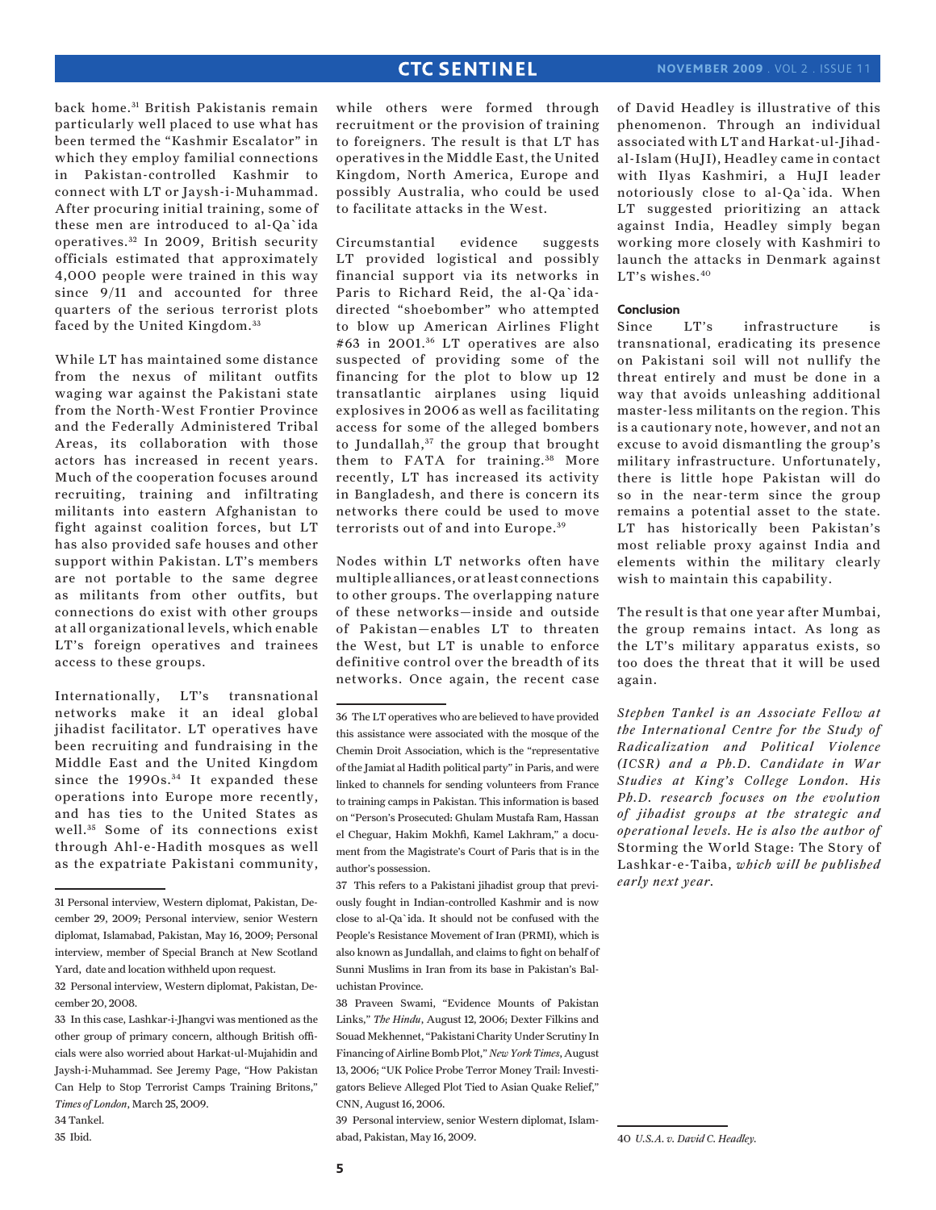back home.[31] British Pakistanis remain particularly well placed to use what has been termed the "Kashmir Escalator" in which they employ familial connections in Pakistan-controlled Kashmir to connect with LT or Jaysh-i-Muhammad. After procuring initial training, some of these men are introduced to al-Qa`ida operatives.[32] In 2009, British security officials estimated that approximately 4,000 people were trained in this way since 9/11 and accounted for three quarters of the serious terrorist plots faced by the United Kingdom.[33]

While LT has maintained some distance from the nexus of militant outfits waging war against the Pakistani state from the North-West Frontier Province and the Federally Administered Tribal Areas, its collaboration with those actors has increased in recent years. Much of the cooperation focuses around recruiting, training and infiltrating militants into eastern Afghanistan to fight against coalition forces, but LT has also provided safe houses and other support within Pakistan. LT's members are not portable to the same degree as militants from other outfits, but connections do exist with other groups at all organizational levels, which enable LT's foreign operatives and trainees access to these groups.

Internationally, LT's transnational networks make it an ideal global jihadist facilitator. LT operatives have been recruiting and fundraising in the Middle East and the United Kingdom since the 1990s.[34] It expanded these operations into Europe more recently, and has ties to the United States as well.[35] Some of its connections exist through Ahl-e-Hadith mosques as well as the expatriate Pakistani community, while others were formed through recruitment or the provision of training to foreigners. The result is that LT has operatives in the Middle East, the United Kingdom, North America, Europe and possibly Australia, who could be used to facilitate attacks in the West.

Circumstantial evidence suggests LT provided logistical and possibly financial support via its networks in Paris to Richard Reid, the al-Qa`ida-directed "shoebomber" who attempted to blow up American Airlines Flight #63 in 2001.[36] LT operatives are also suspected of providing some of the financing for the plot to blow up 12 transatlantic airplanes using liquid explosives in 2006 as well as facilitating access for some of the alleged bombers to Jundallah,[37] the group that brought them to FATA for training.[38] More recently, LT has increased its activity in Bangladesh, and there is concern its networks there could be used to move terrorists out of and into Europe.[39]

Nodes within LT networks often have multiple alliances, or at least connections to other groups. The overlapping nature of these networks—inside and outside of Pakistan—enables LT to threaten the West, but LT is unable to enforce definitive control over the breadth of its networks. Once again, the recent case of David Headley is illustrative of this phenomenon. Through an individual associated with LT and Harkat-ul-Jihad-al-Islam (HuJI), Headley came in contact with Ilyas Kashmiri, a HuJI leader notoriously close to al-Qa`ida. When LT suggested prioritizing an attack against India, Headley simply began working more closely with Kashmiri to launch the attacks in Denmark against LT's wishes.[40]

### Conclusion

Since LT's infrastructure is transnational, eradicating its presence on Pakistani soil will not nullify the threat entirely and must be done in a way that avoids unleashing additional master-less militants on the region. This is a cautionary note, however, and not an excuse to avoid dismantling the group's military infrastructure. Unfortunately, there is little hope Pakistan will do so in the near-term since the group remains a potential asset to the state. LT has historically been Pakistan's most reliable proxy against India and elements within the military clearly wish to maintain this capability.

The result is that one year after Mumbai, the group remains intact. As long as the LT's military apparatus exists, so too does the threat that it will be used again.

*Stephen Tankel is an Associate Fellow at the International Centre for the Study of Radicalization and Political Violence (ICSR) and a Ph.D. Candidate in War Studies at King's College London. His Ph.D. research focuses on the evolution of jihadist groups at the strategic and operational levels. He is also the author of* Storming the World Stage: The Story of Lashkar-e-Taiba, *which will be published early next year.*

---

31 Personal interview, Western diplomat, Pakistan, December 29, 2009; Personal interview, senior Western diplomat, Islamabad, Pakistan, May 16, 2009; Personal interview, member of Special Branch at New Scotland Yard, date and location withheld upon request.

32 Personal interview, Western diplomat, Pakistan, December 20, 2008.

33 In this case, Lashkar-i-Jhangvi was mentioned as the other group of primary concern, although British officials were also worried about Harkat-ul-Mujahidin and Jaysh-i-Muhammad. See Jeremy Page, "How Pakistan Can Help to Stop Terrorist Camps Training Britons," *Times of London*, March 25, 2009.

34 Tankel.

35 Ibid.

36 The LT operatives who are believed to have provided this assistance were associated with the mosque of the Chemin Droit Association, which is the "representative of the Jamiat al Hadith political party" in Paris, and were linked to channels for sending volunteers from France to training camps in Pakistan. This information is based on "Person's Prosecuted: Ghulam Mustafa Ram, Hassan el Cheguar, Hakim Mokhfi, Kamel Lakhram," a document from the Magistrate's Court of Paris that is in the author's possession.

37 This refers to a Pakistani jihadist group that previously fought in Indian-controlled Kashmir and is now close to al-Qa`ida. It should not be confused with the People's Resistance Movement of Iran (PRMI), which is also known as Jundallah, and claims to fight on behalf of Sunni Muslims in Iran from its base in Pakistan's Baluchistan Province.

38 Praveen Swami, "Evidence Mounts of Pakistan Links," *The Hindu*, August 12, 2006; Dexter Filkins and Souad Mekhennet, "Pakistani Charity Under Scrutiny In Financing of Airline Bomb Plot," *New York Times*, August 13, 2006; "UK Police Probe Terror Money Trail: Investigators Believe Alleged Plot Tied to Asian Quake Relief," CNN, August 16, 2006.

39 Personal interview, senior Western diplomat, Islamabad, Pakistan, May 16, 2009.

40 *U.S.A. v. David C. Headley.*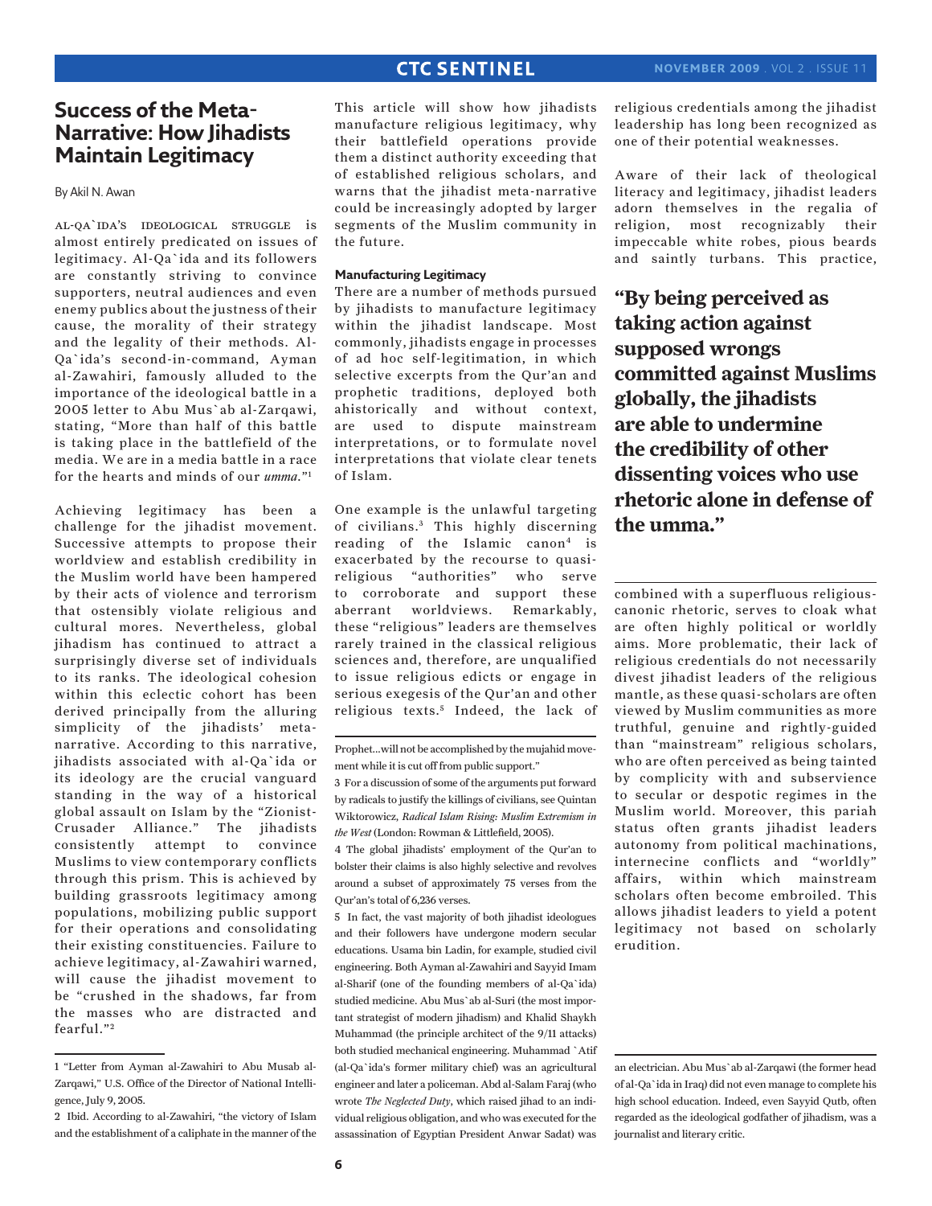# Success of the Meta-Narrative: How Jihadists Maintain Legitimacy

By Akil N. Awan

AL-QA`IDA'S IDEOLOGICAL STRUGGLE is almost entirely predicated on issues of legitimacy. Al-Qa`ida and its followers are constantly striving to convince supporters, neutral audiences and even enemy publics about the justness of their cause, the morality of their strategy and the legality of their methods. Al-Qa`ida's second-in-command, Ayman al-Zawahiri, famously alluded to the importance of the ideological battle in a 2005 letter to Abu Mus`ab al-Zarqawi, stating, "More than half of this battle is taking place in the battlefield of the media. We are in a media battle in a race for the hearts and minds of our *umma*."[1]

Achieving legitimacy has been a challenge for the jihadist movement. Successive attempts to propose their worldview and establish credibility in the Muslim world have been hampered by their acts of violence and terrorism that ostensibly violate religious and cultural mores. Nevertheless, global jihadism has continued to attract a surprisingly diverse set of individuals to its ranks. The ideological cohesion within this eclectic cohort has been derived principally from the alluring simplicity of the jihadists' meta-narrative. According to this narrative, jihadists associated with al-Qa`ida or its ideology are the crucial vanguard standing in the way of a historical global assault on Islam by the "Zionist-Crusader Alliance." The jihadists consistently attempt to convince Muslims to view contemporary conflicts through this prism. This is achieved by building grassroots legitimacy among populations, mobilizing public support for their operations and consolidating their existing constituencies. Failure to achieve legitimacy, al-Zawahiri warned, will cause the jihadist movement to be "crushed in the shadows, far from the masses who are distracted and fearful."[2]

This article will show how jihadists manufacture religious legitimacy, why their battlefield operations provide them a distinct authority exceeding that of established religious scholars, and warns that the jihadist meta-narrative could be increasingly adopted by larger segments of the Muslim community in the future.

### Manufacturing Legitimacy

There are a number of methods pursued by jihadists to manufacture legitimacy within the jihadist landscape. Most commonly, jihadists engage in processes of ad hoc self-legitimation, in which selective excerpts from the Qur'an and prophetic traditions, deployed both ahistorically and without context, are used to dispute mainstream interpretations, or to formulate novel interpretations that violate clear tenets of Islam.

One example is the unlawful targeting of civilians.[3] This highly discerning reading of the Islamic canon[4] is exacerbated by the recourse to quasi-religious "authorities" who serve to corroborate and support these aberrant worldviews. Remarkably, these "religious" leaders are themselves rarely trained in the classical religious sciences and, therefore, are unqualified to issue religious edicts or engage in serious exegesis of the Qur'an and other religious texts.[5] Indeed, the lack of religious credentials among the jihadist leadership has long been recognized as one of their potential weaknesses.

Aware of their lack of theological literacy and legitimacy, jihadist leaders adorn themselves in the regalia of religion, most recognizably their impeccable white robes, pious beards and saintly turbans. This practice, combined with a superfluous religious-canonic rhetoric, serves to cloak what are often highly political or worldly aims. More problematic, their lack of religious credentials do not necessarily divest jihadist leaders of the religious mantle, as these quasi-scholars are often viewed by Muslim communities as more truthful, genuine and rightly-guided than "mainstream" religious scholars, who are often perceived as being tainted by complicity with and subservience to secular or despotic regimes in the Muslim world. Moreover, this pariah status often grants jihadist leaders autonomy from political machinations, internecine conflicts and "worldly" affairs, within which mainstream scholars often become embroiled. This allows jihadist leaders to yield a potent legitimacy not based on scholarly erudition.

**"By being perceived as taking action against supposed wrongs committed against Muslims globally, the jihadists are able to undermine the credibility of other dissenting voices who use rhetoric alone in defense of the umma."**

---

1 "Letter from Ayman al-Zawahiri to Abu Musab al-Zarqawi," U.S. Office of the Director of National Intelligence, July 9, 2005.

2 Ibid. According to al-Zawahiri, "the victory of Islam and the establishment of a caliphate in the manner of the Prophet...will not be accomplished by the mujahid movement while it is cut off from public support."

3 For a discussion of some of the arguments put forward by radicals to justify the killings of civilians, see Quintan Wiktorowicz, *Radical Islam Rising: Muslim Extremism in the West* (London: Rowman & Littlefield, 2005).

4 The global jihadists' employment of the Qur'an to bolster their claims is also highly selective and revolves around a subset of approximately 75 verses from the Qur'an's total of 6,236 verses.

5 In fact, the vast majority of both jihadist ideologues and their followers have undergone modern secular educations. Usama bin Ladin, for example, studied civil engineering. Both Ayman al-Zawahiri and Sayyid Imam al-Sharif (one of the founding members of al-Qa`ida) studied medicine. Abu Mus`ab al-Suri (the most important strategist of modern jihadism) and Khalid Shaykh Muhammad (the principle architect of the 9/11 attacks) both studied mechanical engineering. Muhammad `Atif (al-Qa`ida's former military chief) was an agricultural engineer and later a policeman. Abd al-Salam Faraj (who wrote *The Neglected Duty*, which raised jihad to an individual religious obligation, and who was executed for the assassination of Egyptian President Anwar Sadat) was an electrician. Abu Mus`ab al-Zarqawi (the former head of al-Qa`ida in Iraq) did not even manage to complete his high school education. Indeed, even Sayyid Qutb, often regarded as the ideological godfather of jihadism, was a journalist and literary critic.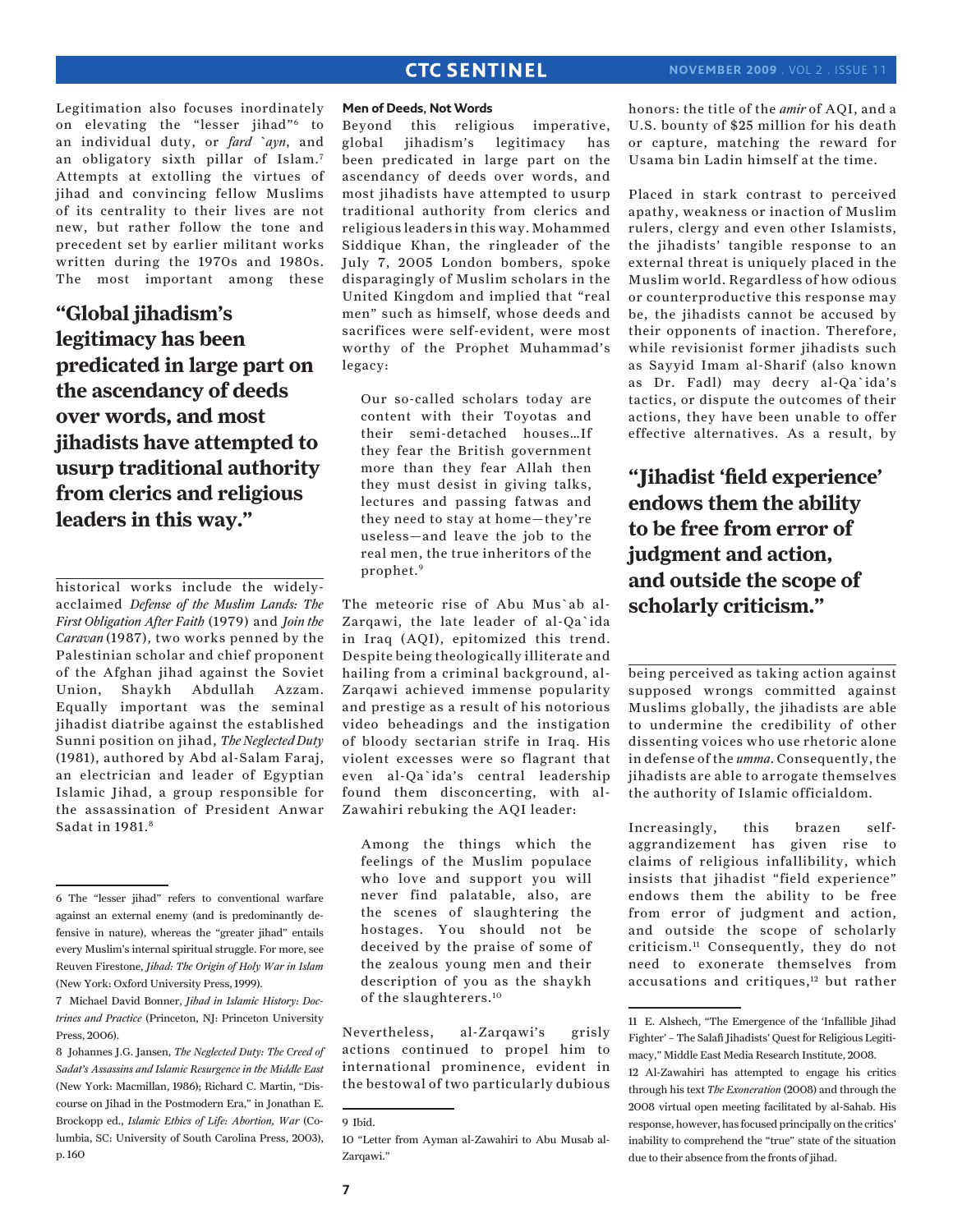Legitimation also focuses inordinately on elevating the "lesser jihad"[6] to an individual duty, or *fard `ayn*, and an obligatory sixth pillar of Islam.[7] Attempts at extolling the virtues of jihad and convincing fellow Muslims of its centrality to their lives are not new, but rather follow the tone and precedent set by earlier militant works written during the 1970s and 1980s. The most important among these historical works include the widely-acclaimed *Defense of the Muslim Lands: The First Obligation After Faith* (1979) and *Join the Caravan* (1987), two works penned by the Palestinian scholar and chief proponent of the Afghan jihad against the Soviet Union, Shaykh Abdullah Azzam. Equally important was the seminal jihadist diatribe against the established Sunni position on jihad, *The Neglected Duty* (1981), authored by Abd al-Salam Faraj, an electrician and leader of Egyptian Islamic Jihad, a group responsible for the assassination of President Anwar Sadat in 1981.[8]

**"Global jihadism's legitimacy has been predicated in large part on the ascendancy of deeds over words, and most jihadists have attempted to usurp traditional authority from clerics and religious leaders in this way."**

### Men of Deeds, Not Words

Beyond this religious imperative, global jihadism's legitimacy has been predicated in large part on the ascendancy of deeds over words, and most jihadists have attempted to usurp traditional authority from clerics and religious leaders in this way. Mohammed Siddique Khan, the ringleader of the July 7, 2005 London bombers, spoke disparagingly of Muslim scholars in the United Kingdom and implied that "real men" such as himself, whose deeds and sacrifices were self-evident, were most worthy of the Prophet Muhammad's legacy:

> Our so-called scholars today are content with their Toyotas and their semi-detached houses...If they fear the British government more than they fear Allah then they must desist in giving talks, lectures and passing fatwas and they need to stay at home—they're useless—and leave the job to the real men, the true inheritors of the prophet.[9]

The meteoric rise of Abu Mus`ab al-Zarqawi, the late leader of al-Qa`ida in Iraq (AQI), epitomized this trend. Despite being theologically illiterate and hailing from a criminal background, al-Zarqawi achieved immense popularity and prestige as a result of his notorious video beheadings and the instigation of bloody sectarian strife in Iraq. His violent excesses were so flagrant that even al-Qa`ida's central leadership found them disconcerting, with al-Zawahiri rebuking the AQI leader:

> Among the things which the feelings of the Muslim populace who love and support you will never find palatable, also, are the scenes of slaughtering the hostages. You should not be deceived by the praise of some of the zealous young men and their description of you as the shaykh of the slaughterers.[10]

Nevertheless, al-Zarqawi's grisly actions continued to propel him to international prominence, evident in the bestowal of two particularly dubious honors: the title of the *amir* of AQI, and a U.S. bounty of $25 million for his death or capture, matching the reward for Usama bin Ladin himself at the time.

Placed in stark contrast to perceived apathy, weakness or inaction of Muslim rulers, clergy and even other Islamists, the jihadists' tangible response to an external threat is uniquely placed in the Muslim world. Regardless of how odious or counterproductive this response may be, the jihadists cannot be accused by their opponents of inaction. Therefore, while revisionist former jihadists such as Sayyid Imam al-Sharif (also known as Dr. Fadl) may decry al-Qa`ida's tactics, or dispute the outcomes of their actions, they have been unable to offer effective alternatives. As a result, by being perceived as taking action against supposed wrongs committed against Muslims globally, the jihadists are able to undermine the credibility of other dissenting voices who use rhetoric alone in defense of the *umma*. Consequently, the jihadists are able to arrogate themselves the authority of Islamic officialdom.

**"Jihadist 'field experience' endows them the ability to be free from error of judgment and action, and outside the scope of scholarly criticism."**

Increasingly, this brazen self-aggrandizement has given rise to claims of religious infallibility, which insists that jihadist "field experience" endows them the ability to be free from error of judgment and action, and outside the scope of scholarly criticism.[11] Consequently, they do not need to exonerate themselves from accusations and critiques,[12] but rather

---

6 The "lesser jihad" refers to conventional warfare against an external enemy (and is predominantly defensive in nature), whereas the "greater jihad" entails every Muslim's internal spiritual struggle. For more, see Reuven Firestone, *Jihad: The Origin of Holy War in Islam* (New York: Oxford University Press, 1999).

7 Michael David Bonner, *Jihad in Islamic History: Doctrines and Practice* (Princeton, NJ: Princeton University Press, 2006).

8 Johannes J.G. Jansen, *The Neglected Duty: The Creed of Sadat's Assassins and Islamic Resurgence in the Middle East* (New York: Macmillan, 1986); Richard C. Martin, "Discourse on Jihad in the Postmodern Era," in Jonathan E. Brockopp ed., *Islamic Ethics of Life: Abortion, War* (Columbia, SC: University of South Carolina Press, 2003), p. 160

9 Ibid.

10 "Letter from Ayman al-Zawahiri to Abu Musab al-Zarqawi."

11 E. Alshech, "The Emergence of the 'Infallible Jihad Fighter' – The Salafi Jihadists' Quest for Religious Legitimacy," Middle East Media Research Institute, 2008.

12 Al-Zawahiri has attempted to engage his critics through his text *The Exoneration* (2008) and through the 2008 virtual open meeting facilitated by al-Sahab. His response, however, has focused principally on the critics' inability to comprehend the "true" state of the situation due to their absence from the fronts of jihad.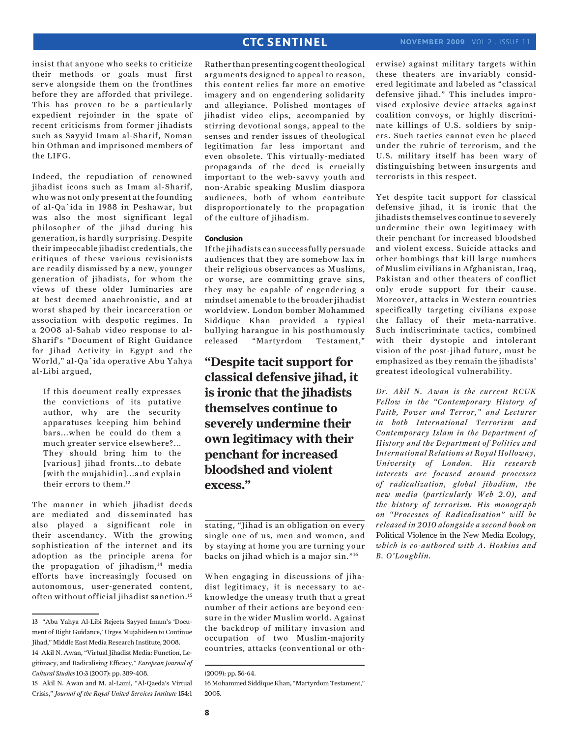insist that anyone who seeks to criticize their methods or goals must first serve alongside them on the frontlines before they are afforded that privilege. This has proven to be a particularly expedient rejoinder in the spate of recent criticisms from former jihadists such as Sayyid Imam al-Sharif, Noman bin Othman and imprisoned members of the LIFG.

Indeed, the repudiation of renowned jihadist icons such as Imam al-Sharif, who was not only present at the founding of al-Qa`ida in 1988 in Peshawar, but was also the most significant legal philosopher of the jihad during his generation, is hardly surprising. Despite their impeccable jihadist credentials, the critiques of these various revisionists are readily dismissed by a new, younger generation of jihadists, for whom the views of these older luminaries are at best deemed anachronistic, and at worst shaped by their incarceration or association with despotic regimes. In a 2008 al-Sahab video response to al-Sharif's "Document of Right Guidance for Jihad Activity in Egypt and the World," al-Qa`ida operative Abu Yahya al-Libi argued,

> If this document really expresses the convictions of its putative author, why are the security apparatuses keeping him behind bars...when he could do them a much greater service elsewhere?... They should bring him to the [various] jihad fronts...to debate [with the mujahidin]...and explain their errors to them.[13]

The manner in which jihadist deeds are mediated and disseminated has also played a significant role in their ascendancy. With the growing sophistication of the internet and its adoption as the principle arena for the propagation of jihadism,[14] media efforts have increasingly focused on autonomous, user-generated content, often without official jihadist sanction.[15] Rather than presenting cogent theological arguments designed to appeal to reason, this content relies far more on emotive imagery and on engendering solidarity and allegiance. Polished montages of jihadist video clips, accompanied by stirring devotional songs, appeal to the senses and render issues of theological legitimation far less important and even obsolete. This virtually-mediated propaganda of the deed is crucially important to the web-savvy youth and non-Arabic speaking Muslim diaspora audiences, both of whom contribute disproportionately to the propagation of the culture of jihadism.

### Conclusion

If the jihadists can successfully persuade audiences that they are somehow lax in their religious observances as Muslims, or worse, are committing grave sins, they may be capable of engendering a mindset amenable to the broader jihadist worldview. London bomber Mohammed Siddique Khan provided a typical bullying harangue in his posthumously released "Martyrdom Testament," stating, "Jihad is an obligation on every single one of us, men and women, and by staying at home you are turning your backs on jihad which is a major sin."[16]

**"Despite tacit support for classical defensive jihad, it is ironic that the jihadists themselves continue to severely undermine their own legitimacy with their penchant for increased bloodshed and violent excess."**

When engaging in discussions of jihadist legitimacy, it is necessary to acknowledge the uneasy truth that a great number of their actions are beyond censure in the wider Muslim world. Against the backdrop of military invasion and occupation of two Muslim-majority countries, attacks (conventional or otherwise) against military targets within these theaters are invariably considered legitimate and labeled as "classical defensive jihad." This includes improvised explosive device attacks against coalition convoys, or highly discriminate killings of U.S. soldiers by snipers. Such tactics cannot even be placed under the rubric of terrorism, and the U.S. military itself has been wary of distinguishing between insurgents and terrorists in this respect.

Yet despite tacit support for classical defensive jihad, it is ironic that the jihadists themselves continue to severely undermine their own legitimacy with their penchant for increased bloodshed and violent excess. Suicide attacks and other bombings that kill large numbers of Muslim civilians in Afghanistan, Iraq, Pakistan and other theaters of conflict only erode support for their cause. Moreover, attacks in Western countries specifically targeting civilians expose the fallacy of their meta-narrative. Such indiscriminate tactics, combined with their dystopic and intolerant vision of the post-jihad future, must be emphasized as they remain the jihadists' greatest ideological vulnerability.

*Dr. Akil N. Awan is the current RCUK Fellow in the "Contemporary History of Faith, Power and Terror," and Lecturer in both International Terrorism and Contemporary Islam in the Department of History and the Department of Politics and International Relations at Royal Holloway, University of London. His research interests are focused around processes of radicalization, global jihadism, the new media (particularly Web 2.0), and the history of terrorism. His monograph on "Processes of Radicalisation" will be released in 2010 alongside a second book on* Political Violence in the New Media Ecology, *which is co-authored with A. Hoskins and B. O'Loughlin.*

---

13 "Abu Yahya Al-Libi Rejects Sayyed Imam's 'Document of Right Guidance,' Urges Mujahideen to Continue Jihad," Middle East Media Research Institute, 2008.

14 Akil N. Awan, "Virtual Jihadist Media: Function, Legitimacy, and Radicalising Efficacy," *European Journal of Cultural Studies* 10:3 (2007): pp. 389-408.

15 Akil N. Awan and M. al-Lami, "Al-Qaeda's Virtual Crisis," *Journal of the Royal United Services Institute* 154:1 (2009): pp. 56-64.

16 Mohammed Siddique Khan, "Martyrdom Testament," 2005.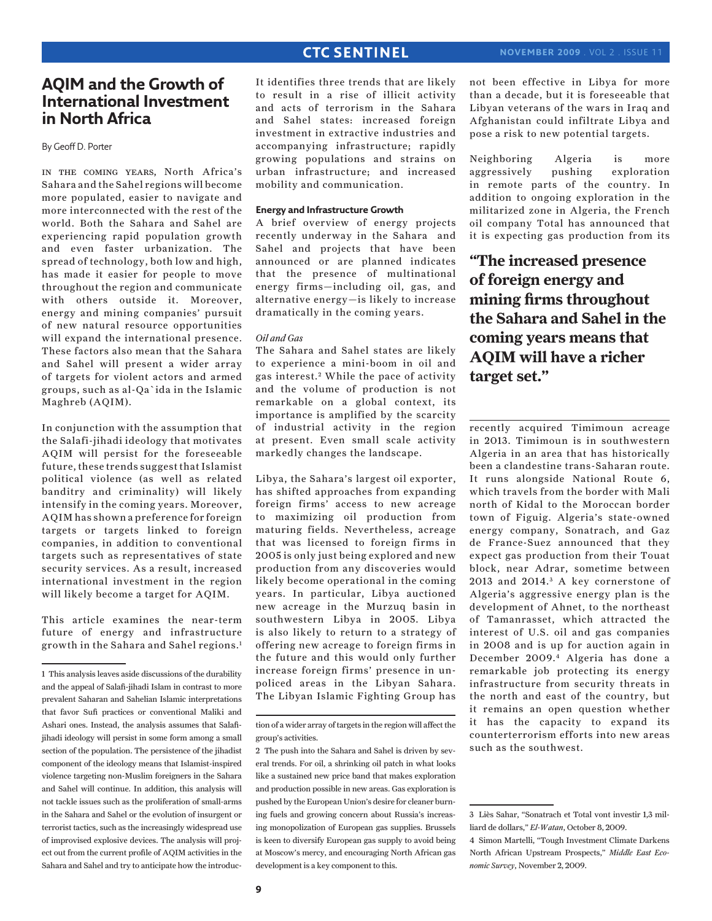# AQIM and the Growth of International Investment in North Africa

By Geoff D. Porter

In the coming years, North Africa's Sahara and the Sahel regions will become more populated, easier to navigate and more interconnected with the rest of the world. Both the Sahara and Sahel are experiencing rapid population growth and even faster urbanization. The spread of technology, both low and high, has made it easier for people to move throughout the region and communicate with others outside it. Moreover, energy and mining companies' pursuit of new natural resource opportunities will expand the international presence. These factors also mean that the Sahara and Sahel will present a wider array of targets for violent actors and armed groups, such as al-Qa`ida in the Islamic Maghreb (AQIM).

In conjunction with the assumption that the Salafi-jihadi ideology that motivates AQIM will persist for the foreseeable future, these trends suggest that Islamist political violence (as well as related banditry and criminality) will likely intensify in the coming years. Moreover, AQIM has shown a preference for foreign targets or targets linked to foreign companies, in addition to conventional targets such as representatives of state security services. As a result, increased international investment in the region will likely become a target for AQIM.

This article examines the near-term future of energy and infrastructure growth in the Sahara and Sahel regions.[1] It identifies three trends that are likely to result in a rise of illicit activity and acts of terrorism in the Sahara and Sahel states: increased foreign investment in extractive industries and accompanying infrastructure; rapidly growing populations and strains on urban infrastructure; and increased mobility and communication.

## Energy and Infrastructure Growth

A brief overview of energy projects recently underway in the Sahara and Sahel and projects that have been announced or are planned indicates that the presence of multinational energy firms—including oil, gas, and alternative energy—is likely to increase dramatically in the coming years.

### *Oil and Gas*

The Sahara and Sahel states are likely to experience a mini-boom in oil and gas interest.[2] While the pace of activity and the volume of production is not remarkable on a global context, its importance is amplified by the scarcity of industrial activity in the region at present. Even small scale activity markedly changes the landscape.

Libya, the Sahara's largest oil exporter, has shifted approaches from expanding foreign firms' access to new acreage to maximizing oil production from maturing fields. Nevertheless, acreage that was licensed to foreign firms in 2005 is only just being explored and new production from any discoveries would likely become operational in the coming years. In particular, Libya auctioned new acreage in the Murzuq basin in southwestern Libya in 2005. Libya is also likely to return to a strategy of offering new acreage to foreign firms in the future and this would only further increase foreign firms' presence in unpoliced areas in the Libyan Sahara. The Libyan Islamic Fighting Group has not been effective in Libya for more than a decade, but it is foreseeable that Libyan veterans of the wars in Iraq and Afghanistan could infiltrate Libya and pose a risk to new potential targets.

Neighboring Algeria is more aggressively pushing exploration in remote parts of the country. In addition to ongoing exploration in the militarized zone in Algeria, the French oil company Total has announced that it is expecting gas production from its recently acquired Timimoun acreage in 2013. Timimoun is in southwestern Algeria in an area that has historically been a clandestine trans-Saharan route. It runs alongside National Route 6, which travels from the border with Mali north of Kidal to the Moroccan border town of Figuig. Algeria's state-owned energy company, Sonatrach, and Gaz de France-Suez announced that they expect gas production from their Touat block, near Adrar, sometime between 2013 and 2014.[3] A key cornerstone of Algeria's aggressive energy plan is the development of Ahnet, to the northeast of Tamanrasset, which attracted the interest of U.S. oil and gas companies in 2008 and is up for auction again in December 2009.[4] Algeria has done a remarkable job protecting its energy infrastructure from security threats in the north and east of the country, but it remains an open question whether it has the capacity to expand its counterterrorism efforts into new areas such as the southwest.

**"The increased presence of foreign energy and mining firms throughout the Sahara and Sahel in the coming years means that AQIM will have a richer target set."**

---

1 This analysis leaves aside discussions of the durability and the appeal of Salafi-jihadi Islam in contrast to more prevalent Saharan and Sahelian Islamic interpretations that favor Sufi practices or conventional Maliki and Ashari ones. Instead, the analysis assumes that Salafi-jihadi ideology will persist in some form among a small section of the population. The persistence of the jihadist component of the ideology means that Islamist-inspired violence targeting non-Muslim foreigners in the Sahara and Sahel will continue. In addition, this analysis will not tackle issues such as the proliferation of small-arms in the Sahara and Sahel or the evolution of insurgent or terrorist tactics, such as the increasingly widespread use of improvised explosive devices. The analysis will project out from the current profile of AQIM activities in the Sahara and Sahel and try to anticipate how the introduction of a wider array of targets in the region will affect the group's activities.

2 The push into the Sahara and Sahel is driven by several trends. For oil, a shrinking oil patch in what looks like a sustained new price band that makes exploration and production possible in new areas. Gas exploration is pushed by the European Union's desire for cleaner burning fuels and growing concern about Russia's increasing monopolization of European gas supplies. Brussels is keen to diversify European gas supply to avoid being at Moscow's mercy, and encouraging North African gas development is a key component to this.

3 Liès Sahar, "Sonatrach et Total vont investir 1,3 milliard de dollars," *El-Watan*, October 8, 2009.

4 Simon Martelli, "Tough Investment Climate Darkens North African Upstream Prospects," *Middle East Economic Survey*, November 2, 2009.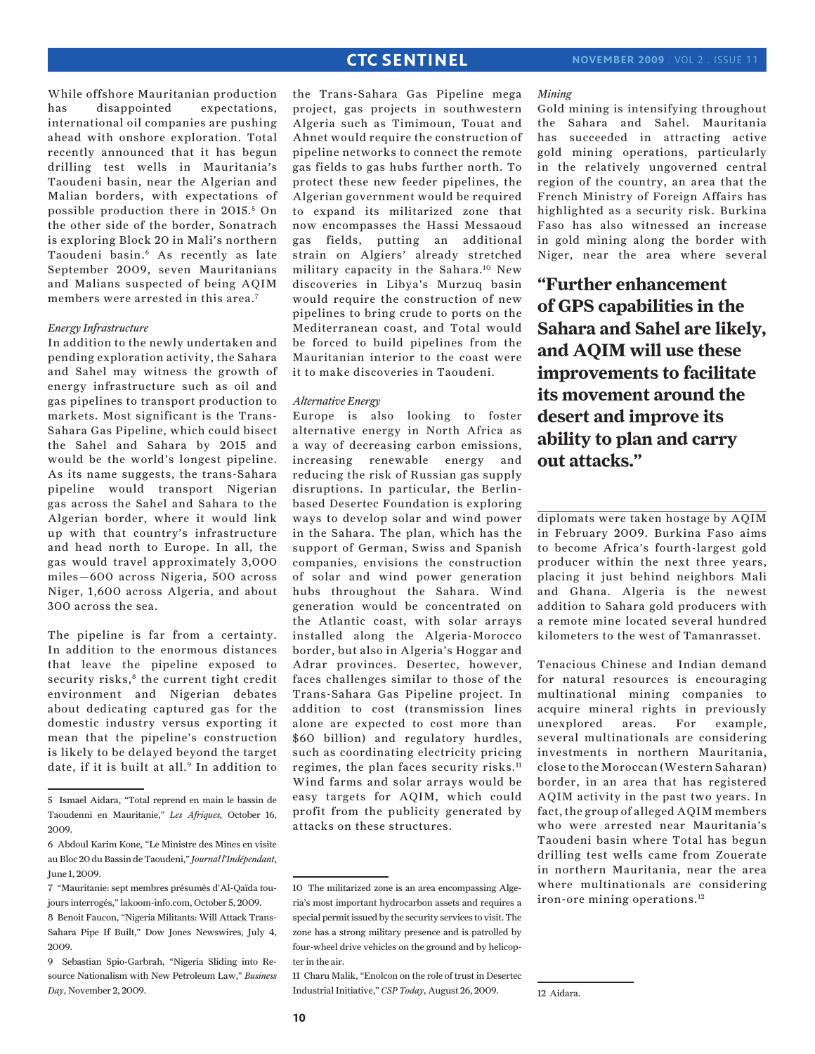While offshore Mauritanian production has disappointed expectations, international oil companies are pushing ahead with onshore exploration. Total recently announced that it has begun drilling test wells in Mauritania's Taoudeni basin, near the Algerian and Malian borders, with expectations of possible production there in 2015.[5] On the other side of the border, Sonatrach is exploring Block 20 in Mali's northern Taoudeni basin.[6] As recently as late September 2009, seven Mauritanians and Malians suspected of being AQIM members were arrested in this area.[7]

*Energy Infrastructure*

In addition to the newly undertaken and pending exploration activity, the Sahara and Sahel may witness the growth of energy infrastructure such as oil and gas pipelines to transport production to markets. Most significant is the Trans-Sahara Gas Pipeline, which could bisect the Sahel and Sahara by 2015 and would be the world's longest pipeline. As its name suggests, the trans-Sahara pipeline would transport Nigerian gas across the Sahel and Sahara to the Algerian border, where it would link up with that country's infrastructure and head north to Europe. In all, the gas would travel approximately 3,000 miles—600 across Nigeria, 500 across Niger, 1,600 across Algeria, and about 300 across the sea.

The pipeline is far from a certainty. In addition to the enormous distances that leave the pipeline exposed to security risks,[8] the current tight credit environment and Nigerian debates about dedicating captured gas for the domestic industry versus exporting it mean that the pipeline's construction is likely to be delayed beyond the target date, if it is built at all.[9] In addition to the Trans-Sahara Gas Pipeline mega project, gas projects in southwestern Algeria such as Timimoun, Touat and Ahnet would require the construction of pipeline networks to connect the remote gas fields to gas hubs further north. To protect these new feeder pipelines, the Algerian government would be required to expand its militarized zone that now encompasses the Hassi Messaoud gas fields, putting an additional strain on Algiers' already stretched military capacity in the Sahara.[10] New discoveries in Libya's Murzuq basin would require the construction of new pipelines to bring crude to ports on the Mediterranean coast, and Total would be forced to build pipelines from the Mauritanian interior to the coast were it to make discoveries in Taoudeni.

*Alternative Energy*

Europe is also looking to foster alternative energy in North Africa as a way of decreasing carbon emissions, increasing renewable energy and reducing the risk of Russian gas supply disruptions. In particular, the Berlin-based Desertec Foundation is exploring ways to develop solar and wind power in the Sahara. The plan, which has the support of German, Swiss and Spanish companies, envisions the construction of solar and wind power generation hubs throughout the Sahara. Wind generation would be concentrated on the Atlantic coast, with solar arrays installed along the Algeria-Morocco border, but also in Algeria's Hoggar and Adrar provinces. Desertec, however, faces challenges similar to those of the Trans-Sahara Gas Pipeline project. In addition to cost (transmission lines alone are expected to cost more than $60 billion) and regulatory hurdles, such as coordinating electricity pricing regimes, the plan faces security risks.[11] Wind farms and solar arrays would be easy targets for AQIM, which could profit from the publicity generated by attacks on these structures.

*Mining*

Gold mining is intensifying throughout the Sahara and Sahel. Mauritania has succeeded in attracting active gold mining operations, particularly in the relatively ungoverned central region of the country, an area that the French Ministry of Foreign Affairs has highlighted as a security risk. Burkina Faso has also witnessed an increase in gold mining along the border with Niger, near the area where several diplomats were taken hostage by AQIM in February 2009. Burkina Faso aims to become Africa's fourth-largest gold producer within the next three years, placing it just behind neighbors Mali and Ghana. Algeria is the newest addition to Sahara gold producers with a remote mine located several hundred kilometers to the west of Tamanrasset.

**"Further enhancement of GPS capabilities in the Sahara and Sahel are likely, and AQIM will use these improvements to facilitate its movement around the desert and improve its ability to plan and carry out attacks."**

Tenacious Chinese and Indian demand for natural resources is encouraging multinational mining companies to acquire mineral rights in previously unexplored areas. For example, several multinationals are considering investments in northern Mauritania, close to the Moroccan (Western Saharan) border, in an area that has registered AQIM activity in the past two years. In fact, the group of alleged AQIM members who were arrested near Mauritania's Taoudeni basin where Total has begun drilling test wells came from Zouerate in northern Mauritania, near the area where multinationals are considering iron-ore mining operations.[12]

---

5 Ismael Aidara, "Total reprend en main le bassin de Taoudenni en Mauritanie," *Les Afriques,* October 16, 2009.

6 Abdoul Karim Kone, "Le Ministre des Mines en visite au Bloc 20 du Bassin de Taoudeni," *Journal l'Indépendant*, June 1, 2009.

7 "Mauritanie: sept membres présumés d'Al-Qaïda toujours interrogés," lakoom-info.com, October 5, 2009.

8 Benoit Faucon, "Nigeria Militants: Will Attack Trans-Sahara Pipe If Built," Dow Jones Newswires, July 4, 2009.

9 Sebastian Spio-Garbrah, "Nigeria Sliding into Resource Nationalism with New Petroleum Law," *Business Day*, November 2, 2009.

10 The militarized zone is an area encompassing Algeria's most important hydrocarbon assets and requires a special permit issued by the security services to visit. The zone has a strong military presence and is patrolled by four-wheel drive vehicles on the ground and by helicopter in the air.

11 Charu Malik, "Enolcon on the role of trust in Desertec Industrial Initiative," *CSP Today*, August 26, 2009.

12 Aidara.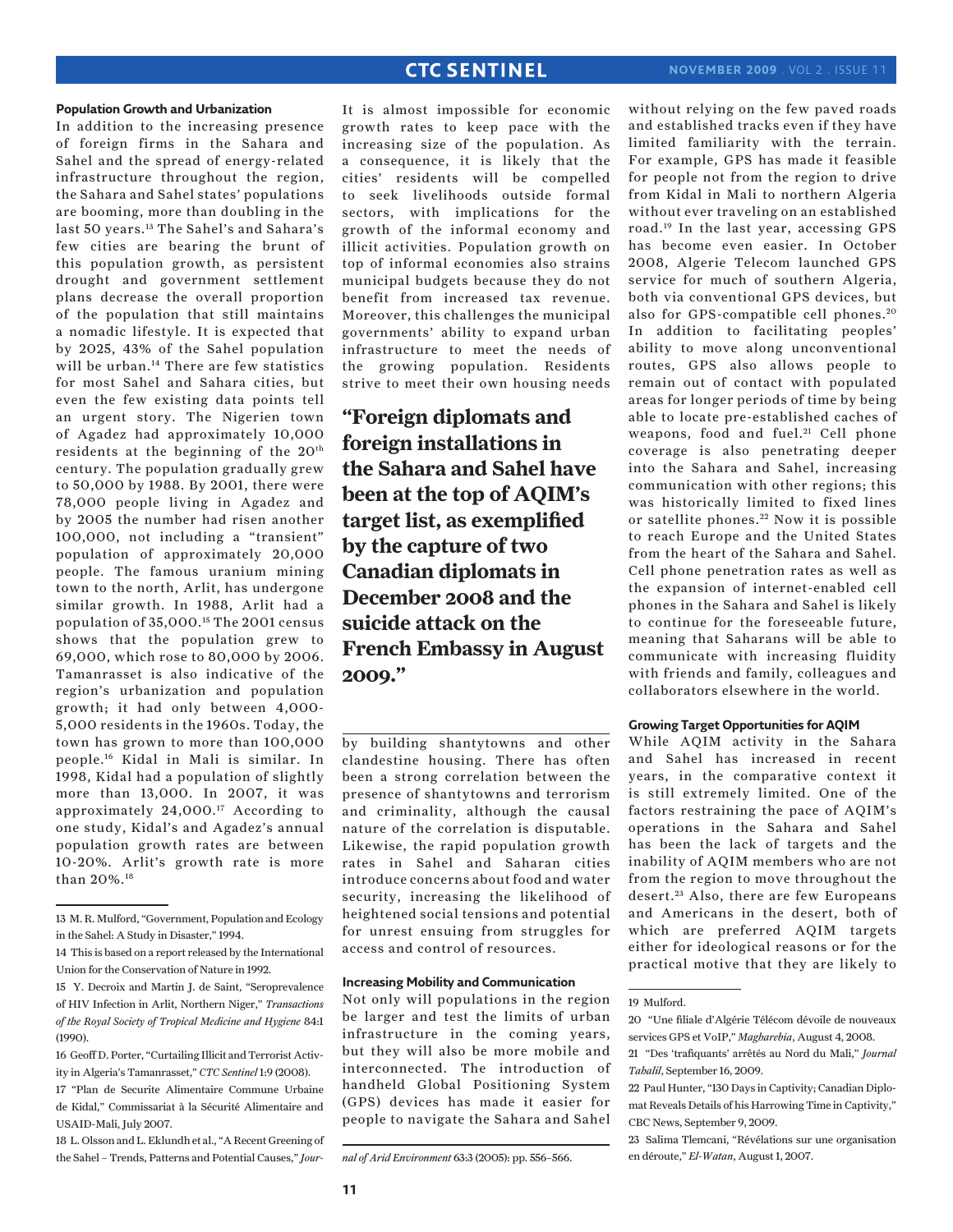### Population Growth and Urbanization

In addition to the increasing presence of foreign firms in the Sahara and Sahel and the spread of energy-related infrastructure throughout the region, the Sahara and Sahel states' populations are booming, more than doubling in the last 50 years.[13] The Sahel's and Sahara's few cities are bearing the brunt of this population growth, as persistent drought and government settlement plans decrease the overall proportion of the population that still maintains a nomadic lifestyle. It is expected that by 2025, 43% of the Sahel population will be urban.[14] There are few statistics for most Sahel and Sahara cities, but even the few existing data points tell an urgent story. The Nigerien town of Agadez had approximately 10,000 residents at the beginning of the 20th century. The population gradually grew to 50,000 by 1988. By 2001, there were 78,000 people living in Agadez and by 2005 the number had risen another 100,000, not including a "transient" population of approximately 20,000 people. The famous uranium mining town to the north, Arlit, has undergone similar growth. In 1988, Arlit had a population of 35,000.[15] The 2001 census shows that the population grew to 69,000, which rose to 80,000 by 2006. Tamanrasset is also indicative of the region's urbanization and population growth; it had only between 4,000-5,000 residents in the 1960s. Today, the town has grown to more than 100,000 people.[16] Kidal in Mali is similar. In 1998, Kidal had a population of slightly more than 13,000. In 2007, it was approximately 24,000.[17] According to one study, Kidal's and Agadez's annual population growth rates are between 10-20%. Arlit's growth rate is more than 20%.[18]

It is almost impossible for economic growth rates to keep pace with the increasing size of the population. As a consequence, it is likely that the cities' residents will be compelled to seek livelihoods outside formal sectors, with implications for the growth of the informal economy and illicit activities. Population growth on top of informal economies also strains municipal budgets because they do not benefit from increased tax revenue. Moreover, this challenges the municipal governments' ability to expand urban infrastructure to meet the needs of the growing population. Residents strive to meet their own housing needs by building shantytowns and other clandestine housing. There has often been a strong correlation between the presence of shantytowns and terrorism and criminality, although the causal nature of the correlation is disputable. Likewise, the rapid population growth rates in Sahel and Saharan cities introduce concerns about food and water security, increasing the likelihood of heightened social tensions and potential for unrest ensuing from struggles for access and control of resources.

**"Foreign diplomats and foreign installations in the Sahara and Sahel have been at the top of AQIM's target list, as exemplified by the capture of two Canadian diplomats in December 2008 and the suicide attack on the French Embassy in August 2009."**

### Increasing Mobility and Communication

Not only will populations in the region be larger and test the limits of urban infrastructure in the coming years, but they will also be more mobile and interconnected. The introduction of handheld Global Positioning System (GPS) devices has made it easier for people to navigate the Sahara and Sahel without relying on the few paved roads and established tracks even if they have limited familiarity with the terrain. For example, GPS has made it feasible for people not from the region to drive from Kidal in Mali to northern Algeria without ever traveling on an established road.[19] In the last year, accessing GPS has become even easier. In October 2008, Algerie Telecom launched GPS service for much of southern Algeria, both via conventional GPS devices, but also for GPS-compatible cell phones.[20] In addition to facilitating peoples' ability to move along unconventional routes, GPS also allows people to remain out of contact with populated areas for longer periods of time by being able to locate pre-established caches of weapons, food and fuel.[21] Cell phone coverage is also penetrating deeper into the Sahara and Sahel, increasing communication with other regions; this was historically limited to fixed lines or satellite phones.[22] Now it is possible to reach Europe and the United States from the heart of the Sahara and Sahel. Cell phone penetration rates as well as the expansion of internet-enabled cell phones in the Sahara and Sahel is likely to continue for the foreseeable future, meaning that Saharans will be able to communicate with increasing fluidity with friends and family, colleagues and collaborators elsewhere in the world.

### Growing Target Opportunities for AQIM

While AQIM activity in the Sahara and Sahel has increased in recent years, in the comparative context it is still extremely limited. One of the factors restraining the pace of AQIM's operations in the Sahara and Sahel has been the lack of targets and the inability of AQIM members who are not from the region to move throughout the desert.[23] Also, there are few Europeans and Americans in the desert, both of which are preferred AQIM targets either for ideological reasons or for the practical motive that they are likely to

---

13 M. R. Mulford, "Government, Population and Ecology in the Sahel: A Study in Disaster," 1994.

14 This is based on a report released by the International Union for the Conservation of Nature in 1992.

15 Y. Decroix and Martin J. de Saint, "Seroprevalence of HIV Infection in Arlit, Northern Niger," *Transactions of the Royal Society of Tropical Medicine and Hygiene* 84:1 (1990).

16 Geoff D. Porter, "Curtailing Illicit and Terrorist Activity in Algeria's Tamanrasset," *CTC Sentinel* 1:9 (2008).

17 "Plan de Securite Alimentaire Commune Urbaine de Kidal," Commissariat à la Sécurité Alimentaire and USAID-Mali, July 2007.

18 L. Olsson and L. Eklundh et al., "A Recent Greening of the Sahel – Trends, Patterns and Potential Causes," *Journal of Arid Environment* 63:3 (2005): pp. 556-566.

19 Mulford.

20 "Une filiale d'Algérie Télécom dévoile de nouveaux services GPS et VoIP," *Magharebia*, August 4, 2008.

21 "Des 'trafiquants' arrêtés au Nord du Mali," *Journal Tahalil*, September 16, 2009.

22 Paul Hunter, "130 Days in Captivity; Canadian Diplomat Reveals Details of his Harrowing Time in Captivity," CBC News, September 9, 2009.

23 Salima Tlemcani, "Révélations sur une organisation en déroute," *El-Watan*, August 1, 2007.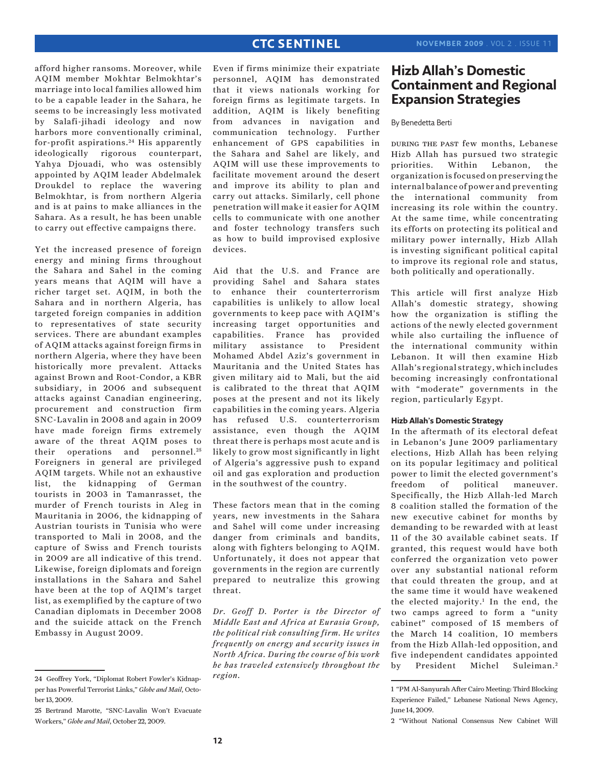afford higher ransoms. Moreover, while AQIM member Mokhtar Belmokhtar's marriage into local families allowed him to be a capable leader in the Sahara, he seems to be increasingly less motivated by Salafi-jihadi ideology and now harbors more conventionally criminal, for-profit aspirations.[24] His apparently ideologically rigorous counterpart, Yahya Djouadi, who was ostensibly appointed by AQIM leader Abdelmalek Droukdel to replace the wavering Belmokhtar, is from northern Algeria and is at pains to make alliances in the Sahara. As a result, he has been unable to carry out effective campaigns there.

Yet the increased presence of foreign energy and mining firms throughout the Sahara and Sahel in the coming years means that AQIM will have a richer target set. AQIM, in both the Sahara and in northern Algeria, has targeted foreign companies in addition to representatives of state security services. There are abundant examples of AQIM attacks against foreign firms in northern Algeria, where they have been historically more prevalent. Attacks against Brown and Root-Condor, a KBR subsidiary, in 2006 and subsequent attacks against Canadian engineering, procurement and construction firm SNC-Lavalin in 2008 and again in 2009 have made foreign firms extremely aware of the threat AQIM poses to their operations and personnel.[25] Foreigners in general are privileged AQIM targets. While not an exhaustive list, the kidnapping of German tourists in 2003 in Tamanrasset, the murder of French tourists in Aleg in Mauritania in 2006, the kidnapping of Austrian tourists in Tunisia who were transported to Mali in 2008, and the capture of Swiss and French tourists in 2009 are all indicative of this trend. Likewise, foreign diplomats and foreign installations in the Sahara and Sahel have been at the top of AQIM's target list, as exemplified by the capture of two Canadian diplomats in December 2008 and the suicide attack on the French Embassy in August 2009.

Even if firms minimize their expatriate personnel, AQIM has demonstrated that it views nationals working for foreign firms as legitimate targets. In addition, AQIM is likely benefiting from advances in navigation and communication technology. Further enhancement of GPS capabilities in the Sahara and Sahel are likely, and AQIM will use these improvements to facilitate movement around the desert and improve its ability to plan and carry out attacks. Similarly, cell phone penetration will make it easier for AQIM cells to communicate with one another and foster technology transfers such as how to build improvised explosive devices.

Aid that the U.S. and France are providing Sahel and Sahara states to enhance their counterterrorism capabilities is unlikely to allow local governments to keep pace with AQIM's increasing target opportunities and capabilities. France has provided military assistance to President Mohamed Abdel Aziz's government in Mauritania and the United States has given military aid to Mali, but the aid is calibrated to the threat that AQIM poses at the present and not its likely capabilities in the coming years. Algeria has refused U.S. counterterrorism assistance, even though the AQIM threat there is perhaps most acute and is likely to grow most significantly in light of Algeria's aggressive push to expand oil and gas exploration and production in the southwest of the country.

These factors mean that in the coming years, new investments in the Sahara and Sahel will come under increasing danger from criminals and bandits, along with fighters belonging to AQIM. Unfortunately, it does not appear that governments in the region are currently prepared to neutralize this growing threat.

*Dr. Geoff D. Porter is the Director of Middle East and Africa at Eurasia Group, the political risk consulting firm. He writes frequently on energy and security issues in North Africa. During the course of his work he has traveled extensively throughout the region.*

24 Geoffrey York, "Diplomat Robert Fowler's Kidnapper has Powerful Terrorist Links," *Globe and Mail*, October 13, 2009.

25 Bertrand Marotte, "SNC-Lavalin Won't Evacuate Workers," *Globe and Mail*, October 22, 2009.

# Hizb Allah's Domestic Containment and Regional Expansion Strategies

By Benedetta Berti

During the past few months, Lebanese Hizb Allah has pursued two strategic priorities. Within Lebanon, the organization is focused on preserving the internal balance of power and preventing the international community from increasing its role within the country. At the same time, while concentrating its efforts on protecting its political and military power internally, Hizb Allah is investing significant political capital to improve its regional role and status, both politically and operationally.

This article will first analyze Hizb Allah's domestic strategy, showing how the organization is stifling the actions of the newly elected government while also curtailing the influence of the international community within Lebanon. It will then examine Hizb Allah's regional strategy, which includes becoming increasingly confrontational with "moderate" governments in the region, particularly Egypt.

### Hizb Allah's Domestic Strategy

In the aftermath of its electoral defeat in Lebanon's June 2009 parliamentary elections, Hizb Allah has been relying on its popular legitimacy and political power to limit the elected government's freedom of political maneuver. Specifically, the Hizb Allah-led March 8 coalition stalled the formation of the new executive cabinet for months by demanding to be rewarded with at least 11 of the 30 available cabinet seats. If granted, this request would have both conferred the organization veto power over any substantial national reform that could threaten the group, and at the same time it would have weakened the elected majority.[1] In the end, the two camps agreed to form a "unity cabinet" composed of 15 members of the March 14 coalition, 10 members from the Hizb Allah-led opposition, and five independent candidates appointed by President Michel Suleiman.[2]

1 "PM Al-Sanyurah After Cairo Meeting: Third Blocking Experience Failed," Lebanese National News Agency, June 14, 2009.

2 "Without National Consensus New Cabinet Will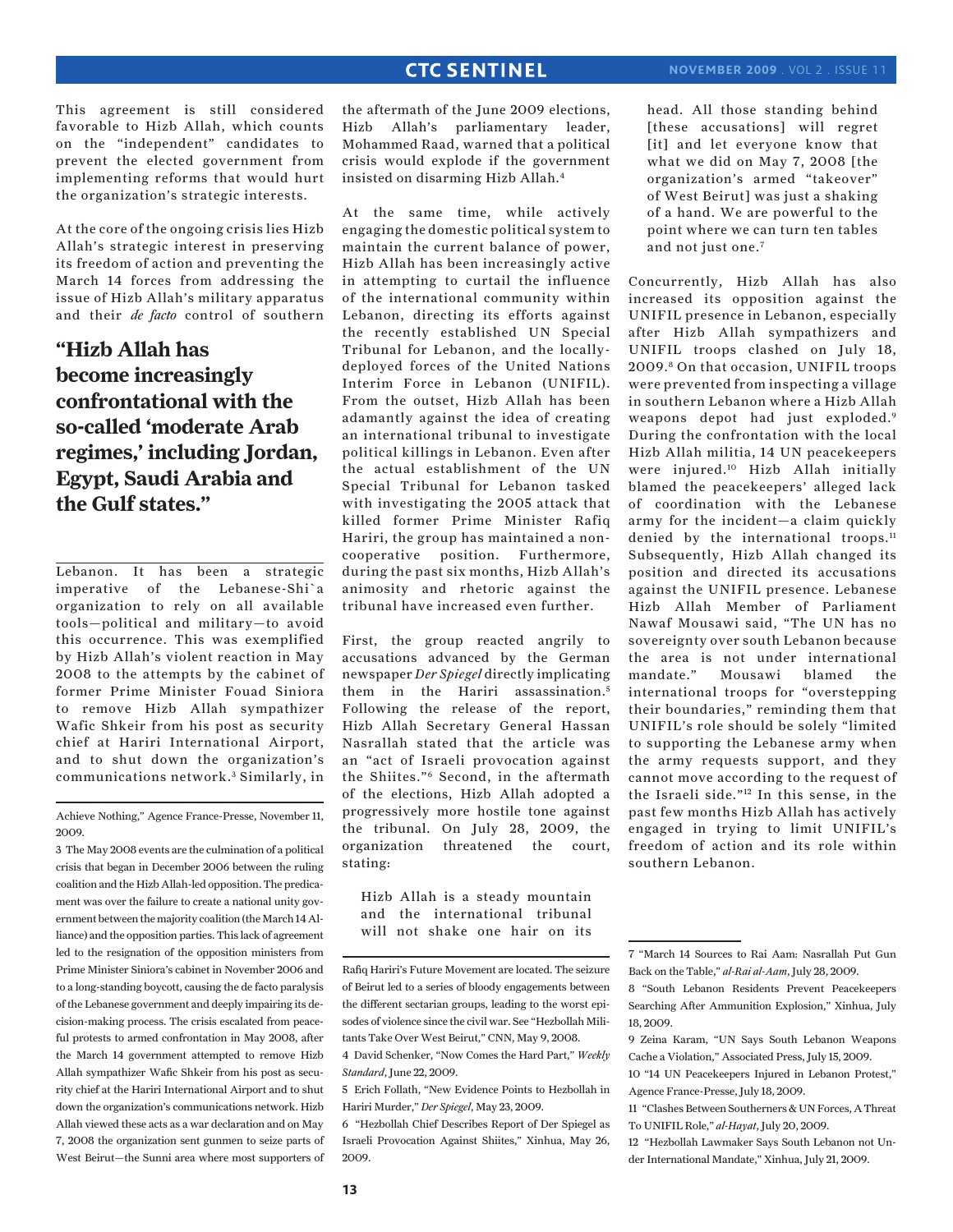This agreement is still considered favorable to Hizb Allah, which counts on the "independent" candidates to prevent the elected government from implementing reforms that would hurt the organization's strategic interests.

At the core of the ongoing crisis lies Hizb Allah's strategic interest in preserving its freedom of action and preventing the March 14 forces from addressing the issue of Hizb Allah's military apparatus and their *de facto* control of southern Lebanon. It has been a strategic imperative of the Lebanese-Shi`a organization to rely on all available tools—political and military—to avoid this occurrence. This was exemplified by Hizb Allah's violent reaction in May 2008 to the attempts by the cabinet of former Prime Minister Fouad Siniora to remove Hizb Allah sympathizer Wafic Shkeir from his post as security chief at Hariri International Airport, and to shut down the organization's communications network.[3] Similarly, in the aftermath of the June 2009 elections, Hizb Allah's parliamentary leader, Mohammed Raad, warned that a political crisis would explode if the government insisted on disarming Hizb Allah.[4]

**"Hizb Allah has become increasingly confrontational with the so-called 'moderate Arab regimes,' including Jordan, Egypt, Saudi Arabia and the Gulf states."**

At the same time, while actively engaging the domestic political system to maintain the current balance of power, Hizb Allah has been increasingly active in attempting to curtail the influence of the international community within Lebanon, directing its efforts against the recently established UN Special Tribunal for Lebanon, and the locally-deployed forces of the United Nations Interim Force in Lebanon (UNIFIL). From the outset, Hizb Allah has been adamantly against the idea of creating an international tribunal to investigate political killings in Lebanon. Even after the actual establishment of the UN Special Tribunal for Lebanon tasked with investigating the 2005 attack that killed former Prime Minister Rafiq Hariri, the group has maintained a non-cooperative position. Furthermore, during the past six months, Hizb Allah's animosity and rhetoric against the tribunal have increased even further.

First, the group reacted angrily to accusations advanced by the German newspaper *Der Spiegel* directly implicating them in the Hariri assassination.[5] Following the release of the report, Hizb Allah Secretary General Hassan Nasrallah stated that the article was an "act of Israeli provocation against the Shiites."[6] Second, in the aftermath of the elections, Hizb Allah adopted a progressively more hostile tone against the tribunal. On July 28, 2009, the organization threatened the court, stating:

> Hizb Allah is a steady mountain and the international tribunal will not shake one hair on its head. All those standing behind [these accusations] will regret [it] and let everyone know that what we did on May 7, 2008 [the organization's armed "takeover" of West Beirut] was just a shaking of a hand. We are powerful to the point where we can turn ten tables and not just one.[7]

Concurrently, Hizb Allah has also increased its opposition against the UNIFIL presence in Lebanon, especially after Hizb Allah sympathizers and UNIFIL troops clashed on July 18, 2009.[8] On that occasion, UNIFIL troops were prevented from inspecting a village in southern Lebanon where a Hizb Allah weapons depot had just exploded.[9] During the confrontation with the local Hizb Allah militia, 14 UN peacekeepers were injured.[10] Hizb Allah initially blamed the peacekeepers' alleged lack of coordination with the Lebanese army for the incident—a claim quickly denied by the international troops.[11] Subsequently, Hizb Allah changed its position and directed its accusations against the UNIFIL presence. Lebanese Hizb Allah Member of Parliament Nawaf Mousawi said, "The UN has no sovereignty over south Lebanon because the area is not under international mandate." Mousawi blamed the international troops for "overstepping their boundaries," reminding them that UNIFIL's role should be solely "limited to supporting the Lebanese army when the army requests support, and they cannot move according to the request of the Israeli side."[12] In this sense, in the past few months Hizb Allah has actively engaged in trying to limit UNIFIL's freedom of action and its role within southern Lebanon.

---

Achieve Nothing," Agence France-Presse, November 11, 2009.

3 The May 2008 events are the culmination of a political crisis that began in December 2006 between the ruling coalition and the Hizb Allah-led opposition. The predicament was over the failure to create a national unity government between the majority coalition (the March 14 Alliance) and the opposition parties. This lack of agreement led to the resignation of the opposition ministers from Prime Minister Siniora's cabinet in November 2006 and to a long-standing boycott, causing the de facto paralysis of the Lebanese government and deeply impairing its decision-making process. The crisis escalated from peaceful protests to armed confrontation in May 2008, after the March 14 government attempted to remove Hizb Allah sympathizer Wafic Shkeir from his post as security chief at the Hariri International Airport and to shut down the organization's communications network. Hizb Allah viewed these acts as a war declaration and on May 7, 2008 the organization sent gunmen to seize parts of West Beirut—the Sunni area where most supporters of Rafiq Hariri's Future Movement are located. The seizure of Beirut led to a series of bloody engagements between the different sectarian groups, leading to the worst episodes of violence since the civil war. See "Hezbollah Militants Take Over West Beirut," CNN, May 9, 2008.

4 David Schenker, "Now Comes the Hard Part," *Weekly Standard*, June 22, 2009.

5 Erich Follath, "New Evidence Points to Hezbollah in Hariri Murder," *Der Spiegel*, May 23, 2009.

6 "Hezbollah Chief Describes Report of Der Spiegel as Israeli Provocation Against Shiites," Xinhua, May 26, 2009.

7 "March 14 Sources to Rai Aam: Nasrallah Put Gun Back on the Table," *al-Rai al-Aam*, July 28, 2009.

8 "South Lebanon Residents Prevent Peacekeepers Searching After Ammunition Explosion," Xinhua, July 18, 2009.

9 Zeina Karam, "UN Says South Lebanon Weapons Cache a Violation," Associated Press, July 15, 2009.

10 "14 UN Peacekeepers Injured in Lebanon Protest," Agence France-Presse, July 18, 2009.

11 "Clashes Between Southerners & UN Forces, A Threat To UNIFIL Role," *al-Hayat*, July 20, 2009.

12 "Hezbollah Lawmaker Says South Lebanon not Under International Mandate," Xinhua, July 21, 2009.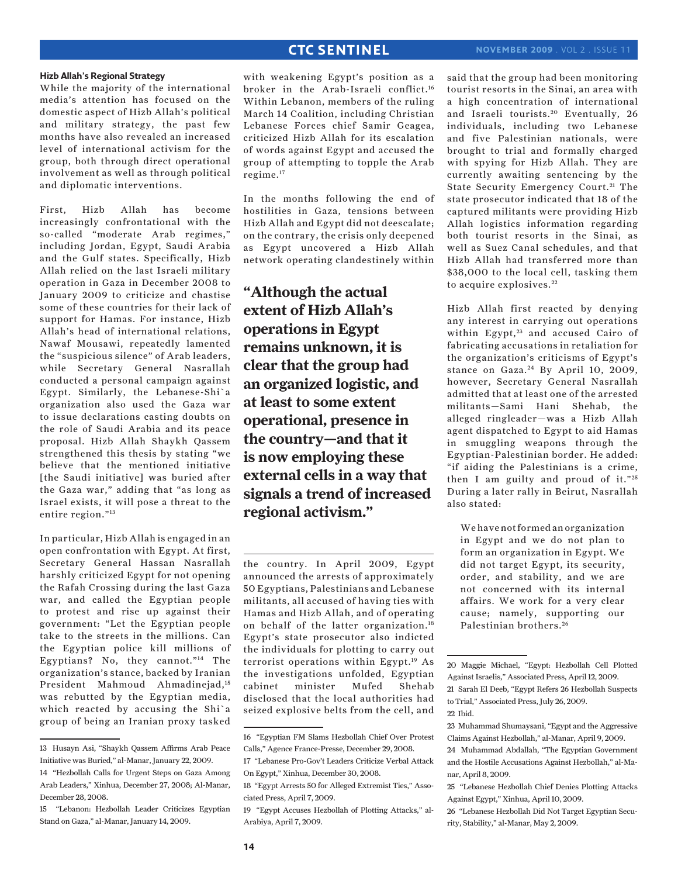### Hizb Allah's Regional Strategy

While the majority of the international media's attention has focused on the domestic aspect of Hizb Allah's political and military strategy, the past few months have also revealed an increased level of international activism for the group, both through direct operational involvement as well as through political and diplomatic interventions.

First, Hizb Allah has become increasingly confrontational with the so-called "moderate Arab regimes," including Jordan, Egypt, Saudi Arabia and the Gulf states. Specifically, Hizb Allah relied on the last Israeli military operation in Gaza in December 2008 to January 2009 to criticize and chastise some of these countries for their lack of support for Hamas. For instance, Hizb Allah's head of international relations, Nawaf Mousawi, repeatedly lamented the "suspicious silence" of Arab leaders, while Secretary General Nasrallah conducted a personal campaign against Egypt. Similarly, the Lebanese-Shi`a organization also used the Gaza war to issue declarations casting doubts on the role of Saudi Arabia and its peace proposal. Hizb Allah Shaykh Qassem strengthened this thesis by stating "we believe that the mentioned initiative [the Saudi initiative] was buried after the Gaza war," adding that "as long as Israel exists, it will pose a threat to the entire region."[13]

In particular, Hizb Allah is engaged in an open confrontation with Egypt. At first, Secretary General Hassan Nasrallah harshly criticized Egypt for not opening the Rafah Crossing during the last Gaza war, and called the Egyptian people to protest and rise up against their government: "Let the Egyptian people take to the streets in the millions. Can the Egyptian police kill millions of Egyptians? No, they cannot."[14] The organization's stance, backed by Iranian President Mahmoud Ahmadinejad,[15] was rebutted by the Egyptian media, which reacted by accusing the Shi`a group of being an Iranian proxy tasked with weakening Egypt's position as a broker in the Arab-Israeli conflict.[16] Within Lebanon, members of the ruling March 14 Coalition, including Christian Lebanese Forces chief Samir Geagea, criticized Hizb Allah for its escalation of words against Egypt and accused the group of attempting to topple the Arab regime.[17]

In the months following the end of hostilities in Gaza, tensions between Hizb Allah and Egypt did not deescalate; on the contrary, the crisis only deepened as Egypt uncovered a Hizb Allah network operating clandestinely within the country. In April 2009, Egypt announced the arrests of approximately 50 Egyptians, Palestinians and Lebanese militants, all accused of having ties with Hamas and Hizb Allah, and of operating on behalf of the latter organization.[18] Egypt's state prosecutor also indicted the individuals for plotting to carry out terrorist operations within Egypt.[19] As the investigations unfolded, Egyptian cabinet minister Mufed Shehab disclosed that the local authorities had seized explosive belts from the cell, and said that the group had been monitoring tourist resorts in the Sinai, an area with a high concentration of international and Israeli tourists.[20] Eventually, 26 individuals, including two Lebanese and five Palestinian nationals, were brought to trial and formally charged with spying for Hizb Allah. They are currently awaiting sentencing by the State Security Emergency Court.[21] The state prosecutor indicated that 18 of the captured militants were providing Hizb Allah logistics information regarding both tourist resorts in the Sinai, as well as Suez Canal schedules, and that Hizb Allah had transferred more than $38,000 to the local cell, tasking them to acquire explosives.[22]

**"Although the actual extent of Hizb Allah's operations in Egypt remains unknown, it is clear that the group had an organized logistic, and at least to some extent operational, presence in the country—and that it is now employing these external cells in a way that signals a trend of increased regional activism."**

Hizb Allah first reacted by denying any interest in carrying out operations within Egypt,[23] and accused Cairo of fabricating accusations in retaliation for the organization's criticisms of Egypt's stance on Gaza.[24] By April 10, 2009, however, Secretary General Nasrallah admitted that at least one of the arrested militants—Sami Hani Shehab, the alleged ringleader—was a Hizb Allah agent dispatched to Egypt to aid Hamas in smuggling weapons through the Egyptian-Palestinian border. He added: "if aiding the Palestinians is a crime, then I am guilty and proud of it."[25] During a later rally in Beirut, Nasrallah also stated:

> We have not formed an organization in Egypt and we do not plan to form an organization in Egypt. We did not target Egypt, its security, order, and stability, and we are not concerned with its internal affairs. We work for a very clear cause; namely, supporting our Palestinian brothers.[26]

---

13 Husayn Asi, "Shaykh Qassem Affirms Arab Peace Initiative was Buried," al-Manar, January 22, 2009.

14 "Hezbollah Calls for Urgent Steps on Gaza Among Arab Leaders," Xinhua, December 27, 2008; Al-Manar, December 28, 2008.

15 "Lebanon: Hezbollah Leader Criticizes Egyptian Stand on Gaza," al-Manar, January 14, 2009.

16 "Egyptian FM Slams Hezbollah Chief Over Protest Calls," Agence France-Presse, December 29, 2008.

17 "Lebanese Pro-Gov't Leaders Criticize Verbal Attack On Egypt," Xinhua, December 30, 2008.

18 "Egypt Arrests 50 for Alleged Extremist Ties," Associated Press, April 7, 2009.

19 "Egypt Accuses Hezbollah of Plotting Attacks," al-Arabiya, April 7, 2009.

20 Maggie Michael, "Egypt: Hezbollah Cell Plotted Against Israelis," Associated Press, April 12, 2009.

21 Sarah El Deeb, "Egypt Refers 26 Hezbollah Suspects to Trial," Associated Press, July 26, 2009.

22 Ibid.

23 Muhammad Shumaysani, "Egypt and the Aggressive Claims Against Hezbollah," al-Manar, April 9, 2009.

24 Muhammad Abdallah, "The Egyptian Government and the Hostile Accusations Against Hezbollah," al-Manar, April 8, 2009.

25 "Lebanese Hezbollah Chief Denies Plotting Attacks Against Egypt," Xinhua, April 10, 2009.

26 "Lebanese Hezbollah Did Not Target Egyptian Security, Stability," al-Manar, May 2, 2009.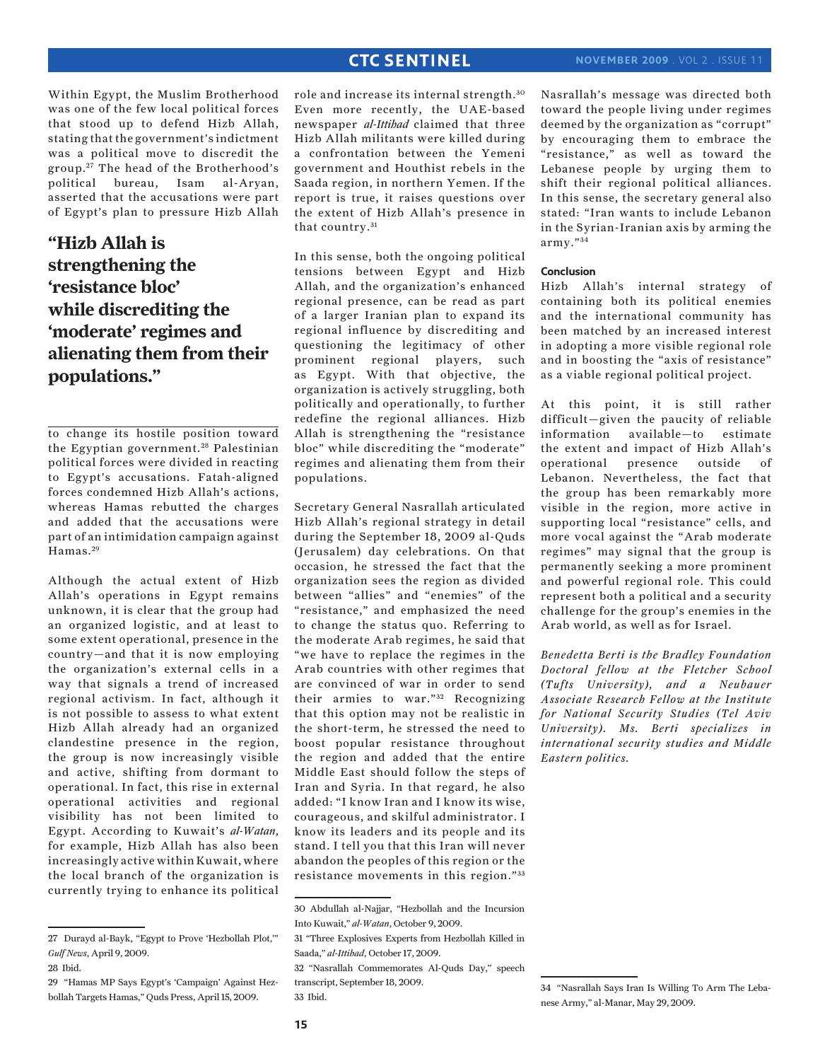Within Egypt, the Muslim Brotherhood was one of the few local political forces that stood up to defend Hizb Allah, stating that the government's indictment was a political move to discredit the group.[27] The head of the Brotherhood's political bureau, Isam al-Aryan, asserted that the accusations were part of Egypt's plan to pressure Hizb Allah to change its hostile position toward the Egyptian government.[28] Palestinian political forces were divided in reacting to Egypt's accusations. Fatah-aligned forces condemned Hizb Allah's actions, whereas Hamas rebutted the charges and added that the accusations were part of an intimidation campaign against Hamas.[29]

**"Hizb Allah is strengthening the 'resistance bloc' while discrediting the 'moderate' regimes and alienating them from their populations."**

Although the actual extent of Hizb Allah's operations in Egypt remains unknown, it is clear that the group had an organized logistic, and at least to some extent operational, presence in the country—and that it is now employing the organization's external cells in a way that signals a trend of increased regional activism. In fact, although it is not possible to assess to what extent Hizb Allah already had an organized clandestine presence in the region, the group is now increasingly visible and active, shifting from dormant to operational. In fact, this rise in external operational activities and regional visibility has not been limited to Egypt. According to Kuwait's *al-Watan*, for example, Hizb Allah has also been increasingly active within Kuwait, where the local branch of the organization is currently trying to enhance its political role and increase its internal strength.[30] Even more recently, the UAE-based newspaper *al-Ittihad* claimed that three Hizb Allah militants were killed during a confrontation between the Yemeni government and Houthist rebels in the Saada region, in northern Yemen. If the report is true, it raises questions over the extent of Hizb Allah's presence in that country.[31]

In this sense, both the ongoing political tensions between Egypt and Hizb Allah, and the organization's enhanced regional presence, can be read as part of a larger Iranian plan to expand its regional influence by discrediting and questioning the legitimacy of other prominent regional players, such as Egypt. With that objective, the organization is actively struggling, both politically and operationally, to further redefine the regional alliances. Hizb Allah is strengthening the "resistance bloc" while discrediting the "moderate" regimes and alienating them from their populations.

Secretary General Nasrallah articulated Hizb Allah's regional strategy in detail during the September 18, 2009 al-Quds (Jerusalem) day celebrations. On that occasion, he stressed the fact that the organization sees the region as divided between "allies" and "enemies" of the "resistance," and emphasized the need to change the status quo. Referring to the moderate Arab regimes, he said that "we have to replace the regimes in the Arab countries with other regimes that are convinced of war in order to send their armies to war."[32] Recognizing that this option may not be realistic in the short-term, he stressed the need to boost popular resistance throughout the region and added that the entire Middle East should follow the steps of Iran and Syria. In that regard, he also added: "I know Iran and I know its wise, courageous, and skilful administrator. I know its leaders and its people and its stand. I tell you that this Iran will never abandon the peoples of this region or the resistance movements in this region."[33] Nasrallah's message was directed both toward the people living under regimes deemed by the organization as "corrupt" by encouraging them to embrace the "resistance," as well as toward the Lebanese people by urging them to shift their regional political alliances. In this sense, the secretary general also stated: "Iran wants to include Lebanon in the Syrian-Iranian axis by arming the army."[34]

### Conclusion

Hizb Allah's internal strategy of containing both its political enemies and the international community has been matched by an increased interest in adopting a more visible regional role and in boosting the "axis of resistance" as a viable regional political project.

At this point, it is still rather difficult—given the paucity of reliable information available—to estimate the extent and impact of Hizb Allah's operational presence outside of Lebanon. Nevertheless, the fact that the group has been remarkably more visible in the region, more active in supporting local "resistance" cells, and more vocal against the "Arab moderate regimes" may signal that the group is permanently seeking a more prominent and powerful regional role. This could represent both a political and a security challenge for the group's enemies in the Arab world, as well as for Israel.

*Benedetta Berti is the Bradley Foundation Doctoral fellow at the Fletcher School (Tufts University), and a Neubauer Associate Research Fellow at the Institute for National Security Studies (Tel Aviv University). Ms. Berti specializes in international security studies and Middle Eastern politics.*

---

27 Durayd al-Bayk, "Egypt to Prove 'Hezbollah Plot,'" *Gulf News*, April 9, 2009.

28 Ibid.

29 "Hamas MP Says Egypt's 'Campaign' Against Hezbollah Targets Hamas," Quds Press, April 15, 2009.

30 Abdullah al-Najjar, "Hezbollah and the Incursion Into Kuwait," *al-Watan*, October 9, 2009.

31 "Three Explosives Experts from Hezbollah Killed in Saada," *al-Ittihad*, October 17, 2009.

32 "Nasrallah Commemorates Al-Quds Day," speech transcript, September 18, 2009.

33 Ibid.

34 "Nasrallah Says Iran Is Willing To Arm The Lebanese Army," al-Manar, May 29, 2009.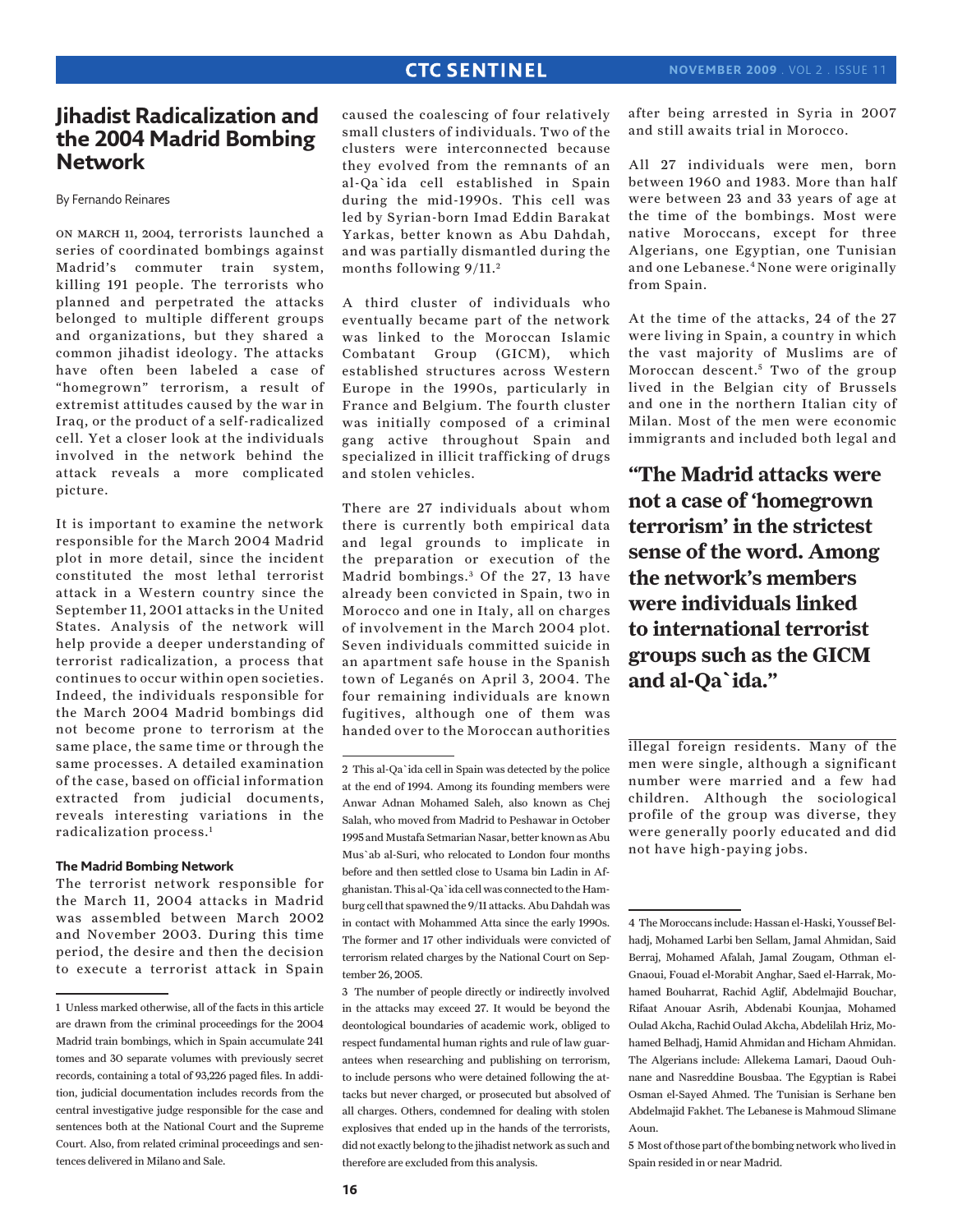# Jihadist Radicalization and the 2004 Madrid Bombing Network

By Fernando Reinares

On March 11, 2004, terrorists launched a series of coordinated bombings against Madrid's commuter train system, killing 191 people. The terrorists who planned and perpetrated the attacks belonged to multiple different groups and organizations, but they shared a common jihadist ideology. The attacks have often been labeled a case of "homegrown" terrorism, a result of extremist attitudes caused by the war in Iraq, or the product of a self-radicalized cell. Yet a closer look at the individuals involved in the network behind the attack reveals a more complicated picture.

It is important to examine the network responsible for the March 2004 Madrid plot in more detail, since the incident constituted the most lethal terrorist attack in a Western country since the September 11, 2001 attacks in the United States. Analysis of the network will help provide a deeper understanding of terrorist radicalization, a process that continues to occur within open societies. Indeed, the individuals responsible for the March 2004 Madrid bombings did not become prone to terrorism at the same place, the same time or through the same processes. A detailed examination of the case, based on official information extracted from judicial documents, reveals interesting variations in the radicalization process.[1]

### The Madrid Bombing Network

The terrorist network responsible for the March 11, 2004 attacks in Madrid was assembled between March 2002 and November 2003. During this time period, the desire and then the decision to execute a terrorist attack in Spain caused the coalescing of four relatively small clusters of individuals. Two of the clusters were interconnected because they evolved from the remnants of an al-Qa`ida cell established in Spain during the mid-1990s. This cell was led by Syrian-born Imad Eddin Barakat Yarkas, better known as Abu Dahdah, and was partially dismantled during the months following 9/11.[2]

A third cluster of individuals who eventually became part of the network was linked to the Moroccan Islamic Combatant Group (GICM), which established structures across Western Europe in the 1990s, particularly in France and Belgium. The fourth cluster was initially composed of a criminal gang active throughout Spain and specialized in illicit trafficking of drugs and stolen vehicles.

There are 27 individuals about whom there is currently both empirical data and legal grounds to implicate in the preparation or execution of the Madrid bombings.[3] Of the 27, 13 have already been convicted in Spain, two in Morocco and one in Italy, all on charges of involvement in the March 2004 plot. Seven individuals committed suicide in an apartment safe house in the Spanish town of Leganés on April 3, 2004. The four remaining individuals are known fugitives, although one of them was handed over to the Moroccan authorities after being arrested in Syria in 2007 and still awaits trial in Morocco.

All 27 individuals were men, born between 1960 and 1983. More than half were between 23 and 33 years of age at the time of the bombings. Most were native Moroccans, except for three Algerians, one Egyptian, one Tunisian and one Lebanese.[4] None were originally from Spain.

At the time of the attacks, 24 of the 27 were living in Spain, a country in which the vast majority of Muslims are of Moroccan descent.[5] Two of the group lived in the Belgian city of Brussels and one in the northern Italian city of Milan. Most of the men were economic immigrants and included both legal and illegal foreign residents. Many of the men were single, although a significant number were married and a few had children. Although the sociological profile of the group was diverse, they were generally poorly educated and did not have high-paying jobs.

**"The Madrid attacks were not a case of 'homegrown terrorism' in the strictest sense of the word. Among the network's members were individuals linked to international terrorist groups such as the GICM and al-Qa`ida."**

---

1 Unless marked otherwise, all of the facts in this article are drawn from the criminal proceedings for the 2004 Madrid train bombings, which in Spain accumulate 241 tomes and 30 separate volumes with previously secret records, containing a total of 93,226 paged files. In addition, judicial documentation includes records from the central investigative judge responsible for the case and sentences both at the National Court and the Supreme Court. Also, from related criminal proceedings and sentences delivered in Milano and Sale.

2 This al-Qa`ida cell in Spain was detected by the police at the end of 1994. Among its founding members were Anwar Adnan Mohamed Saleh, also known as Chej Salah, who moved from Madrid to Peshawar in October 1995 and Mustafa Setmarian Nasar, better known as Abu Mus`ab al-Suri, who relocated to London four months before and then settled close to Usama bin Ladin in Afghanistan. This al-Qa`ida cell was connected to the Hamburg cell that spawned the 9/11 attacks. Abu Dahdah was in contact with Mohammed Atta since the early 1990s. The former and 17 other individuals were convicted of terrorism related charges by the National Court on September 26, 2005.

3 The number of people directly or indirectly involved in the attacks may exceed 27. It would be beyond the deontological boundaries of academic work, obliged to respect fundamental human rights and rule of law guarantees when researching and publishing on terrorism, to include persons who were detained following the attacks but never charged, or prosecuted but absolved of all charges. Others, condemned for dealing with stolen explosives that ended up in the hands of the terrorists, did not exactly belong to the jihadist network as such and therefore are excluded from this analysis.

4 The Moroccans include: Hassan el-Haski, Youssef Belhadj, Mohamed Larbi ben Sellam, Jamal Ahmidan, Said Berraj, Mohamed Afalah, Jamal Zougam, Othman el-Gnaoui, Fouad el-Morabit Anghar, Saed el-Harrak, Mohamed Bouharrat, Rachid Aglif, Abdelmajid Bouchar, Rifaat Anouar Asrih, Abdenabi Kounjaa, Mohamed Oulad Akcha, Rachid Oulad Akcha, Abdelilah Hriz, Mohamed Belhadj, Hamid Ahmidan and Hicham Ahmidan. The Algerians include: Allekema Lamari, Daoud Ouhnane and Nasreddine Bousbaa. The Egyptian is Rabei Osman el-Sayed Ahmed. The Tunisian is Serhane ben Abdelmajid Fakhet. The Lebanese is Mahmoud Slimane Aoun.

5 Most of those part of the bombing network who lived in Spain resided in or near Madrid.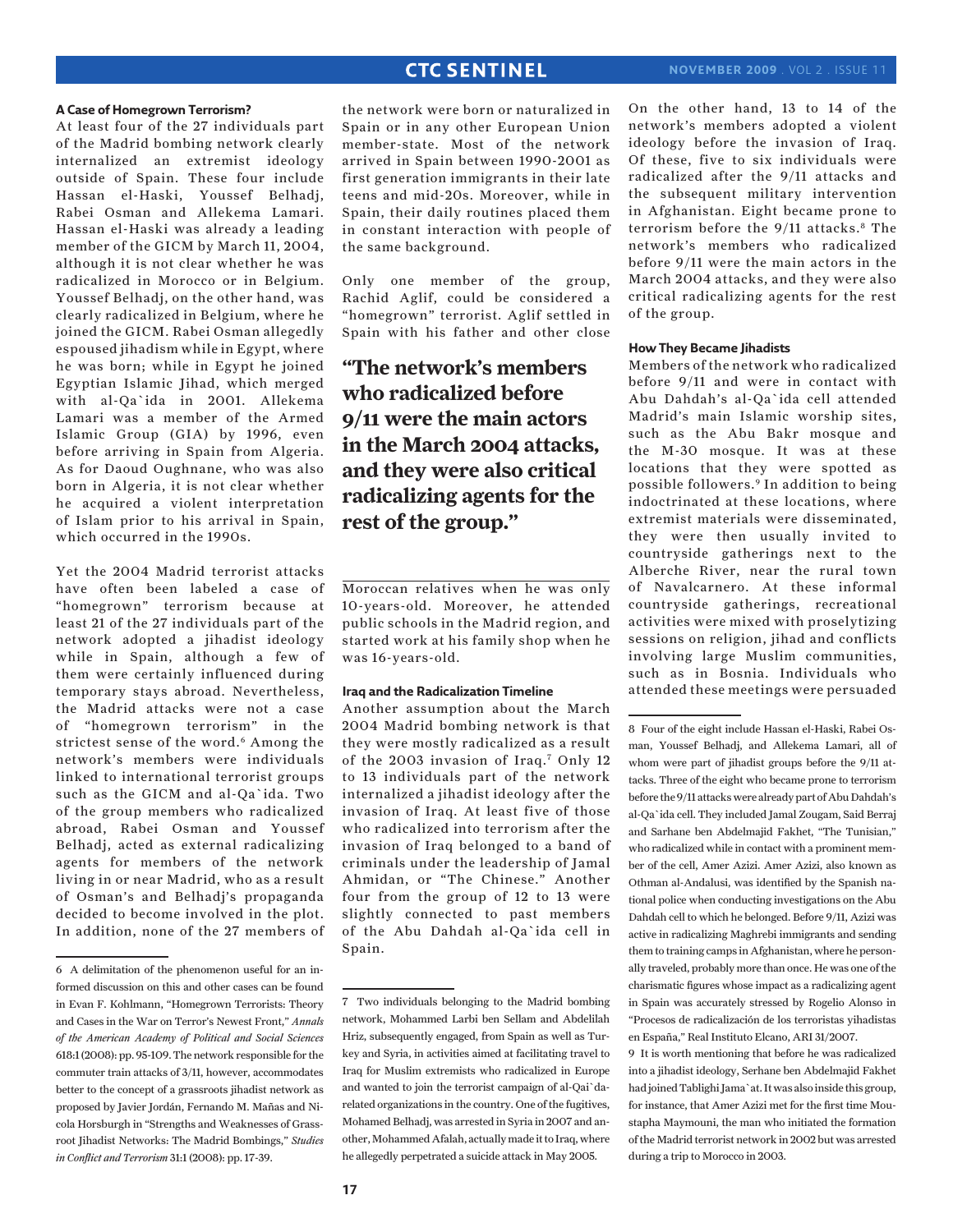### A Case of Homegrown Terrorism?

At least four of the 27 individuals part of the Madrid bombing network clearly internalized an extremist ideology outside of Spain. These four include Hassan el-Haski, Youssef Belhadj, Rabei Osman and Allekema Lamari. Hassan el-Haski was already a leading member of the GICM by March 11, 2004, although it is not clear whether he was radicalized in Morocco or in Belgium. Youssef Belhadj, on the other hand, was clearly radicalized in Belgium, where he joined the GICM. Rabei Osman allegedly espoused jihadism while in Egypt, where he was born; while in Egypt he joined Egyptian Islamic Jihad, which merged with al-Qa`ida in 2001. Allekema Lamari was a member of the Armed Islamic Group (GIA) by 1996, even before arriving in Spain from Algeria. As for Daoud Oughnane, who was also born in Algeria, it is not clear whether he acquired a violent interpretation of Islam prior to his arrival in Spain, which occurred in the 1990s.

Yet the 2004 Madrid terrorist attacks have often been labeled a case of "homegrown" terrorism because at least 21 of the 27 individuals part of the network adopted a jihadist ideology while in Spain, although a few of them were certainly influenced during temporary stays abroad. Nevertheless, the Madrid attacks were not a case of "homegrown terrorism" in the strictest sense of the word.[6] Among the network's members were individuals linked to international terrorist groups such as the GICM and al-Qa`ida. Two of the group members who radicalized abroad, Rabei Osman and Youssef Belhadj, acted as external radicalizing agents for members of the network living in or near Madrid, who as a result of Osman's and Belhadj's propaganda decided to become involved in the plot. In addition, none of the 27 members of the network were born or naturalized in Spain or in any other European Union member-state. Most of the network arrived in Spain between 1990-2001 as first generation immigrants in their late teens and mid-20s. Moreover, while in Spain, their daily routines placed them in constant interaction with people of the same background.

Only one member of the group, Rachid Aglif, could be considered a "homegrown" terrorist. Aglif settled in Spain with his father and other close Moroccan relatives when he was only 10-years-old. Moreover, he attended public schools in the Madrid region, and started work at his family shop when he was 16-years-old.

**"The network's members who radicalized before 9/11 were the main actors in the March 2004 attacks, and they were also critical radicalizing agents for the rest of the group."**

### Iraq and the Radicalization Timeline

Another assumption about the March 2004 Madrid bombing network is that they were mostly radicalized as a result of the 2003 invasion of Iraq.[7] Only 12 to 13 individuals part of the network internalized a jihadist ideology after the invasion of Iraq. At least five of those who radicalized into terrorism after the invasion of Iraq belonged to a band of criminals under the leadership of Jamal Ahmidan, or "The Chinese." Another four from the group of 12 to 13 were slightly connected to past members of the Abu Dahdah al-Qa`ida cell in Spain.

On the other hand, 13 to 14 of the network's members adopted a violent ideology before the invasion of Iraq. Of these, five to six were radicalized after the 9/11 attacks and the subsequent military intervention in Afghanistan. Eight became prone to terrorism before the 9/11 attacks.[8] The network's members who radicalized before 9/11 were the main actors in the March 2004 attacks, and they were also critical radicalizing agents for the rest of the group.

### How They Became Jihadists

Members of the network who radicalized before 9/11 and were in contact with Abu Dahdah's al-Qa`ida cell attended Madrid's main Islamic worship sites, such as the Abu Bakr mosque and the M-30 mosque. It was at these locations that they were spotted as possible followers.[9] In addition to being indoctrinated at these locations, where extremist materials were disseminated, they were then usually invited to countryside gatherings next to the Alberche River, near the rural town of Navalcarnero. At these informal countryside gatherings, recreational activities were mixed with proselytizing sessions on religion, jihad and conflicts involving large Muslim communities, such as in Bosnia. Individuals who attended these meetings were persuaded

---

6 A delimitation of the phenomenon useful for an informed discussion on this and other cases can be found in Evan F. Kohlmann, "Homegrown Terrorists: Theory and Cases in the War on Terror's Newest Front," *Annals of the American Academy of Political and Social Sciences* 618:1 (2008): pp. 95-109. The network responsible for the commuter train attacks of 3/11, however, accommodates better to the concept of a grassroots jihadist network as proposed by Javier Jordán, Fernando M. Mañas and Nicola Horsburgh in "Strengths and Weaknesses of Grassroot Jihadist Networks: The Madrid Bombings," *Studies in Conflict and Terrorism* 31:1 (2008): pp. 17-39.

7 Two individuals belonging to the Madrid bombing network, Mohammed Larbi ben Sellam and Abdelilah Hriz, subsequently engaged, from Spain as well as Turkey and Syria, in activities aimed at facilitating travel to Iraq for Muslim extremists who radicalized in Europe and wanted to join the terrorist campaign of al-Qai`da-related organizations in the country. One of the fugitives, Mohamed Belhadj, was arrested in Syria in 2007 and another, Mohammed Afalah, actually made it to Iraq, where he allegedly perpetrated a suicide attack in May 2005.

8 Four of the eight include Hassan el-Haski, Rabei Osman, Youssef Belhadj, and Allekema Lamari, all of whom were part of jihadist groups before the 9/11 attacks. Three of the eight who became prone to terrorism before the 9/11 attacks were already part of Abu Dahdah's al-Qa`ida cell. They included Jamal Zougam, Said Berraj and Sarhane ben Abdelmajid Fakhet, "The Tunisian," who radicalized while in contact with a prominent member of the cell, Amer Azizi. Amer Azizi, also known as Othman al-Andalusi, was identified by the Spanish national police when conducting investigations on the Abu Dahdah cell to which he belonged. Before 9/11, Azizi was active in radicalizing Maghrebi immigrants and sending them to training camps in Afghanistan, where he personally traveled, probably more than once. He was one of the charismatic figures whose impact as a radicalizing agent in Spain was accurately stressed by Rogelio Alonso in "Procesos de radicalización de los terroristas yihadistas en España," Real Instituto Elcano, ARI 31/2007.

9 It is worth mentioning that before he was radicalized into a jihadist ideology, Serhane ben Abdelmajid Fakhet had joined Tablighi Jama`at. It was also inside this group, for instance, that Amer Azizi met for the first time Moustapha Maymouni, the man who initiated the formation of the Madrid terrorist network in 2002 but was arrested during a trip to Morocco in 2003.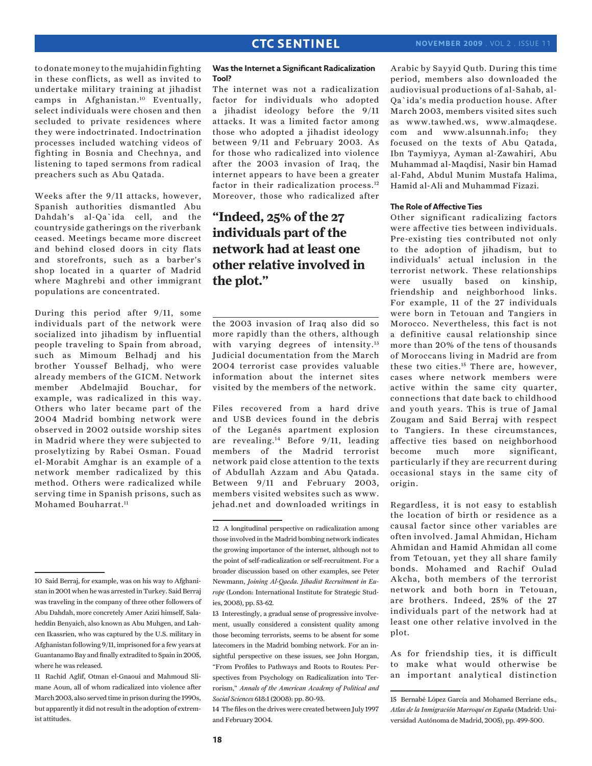to donate money to the mujahidin fighting in these conflicts, as well as invited to undertake military training at jihadist camps in Afghanistan.[10] Eventually, select individuals were chosen and then secluded to private residences where they were indoctrinated. Indoctrination processes included watching videos of fighting in Bosnia and Chechnya, and listening to taped sermons from radical preachers such as Abu Qatada.

Weeks after the 9/11 attacks, however, Spanish authorities dismantled Abu Dahdah's al-Qa`ida cell, and the countryside gatherings on the riverbank ceased. Meetings became more discreet and behind closed doors in city flats and storefronts, such as a barber's shop located in a quarter of Madrid where Maghrebi and other immigrant populations are concentrated.

During this period after 9/11, some individuals part of the network were socialized into jihadism by influential people traveling to Spain from abroad, such as Mimoum Belhadj and his brother Youssef Belhadj, who were already members of the GICM. Network member Abdelmajid Bouchar, for example, was radicalized in this way. Others who later became part of the 2004 Madrid bombing network were observed in 2002 outside worship sites in Madrid where they were subjected to proselytizing by Rabei Osman. Fouad el-Morabit Amghar is an example of a network member radicalized by this method. Others were radicalized while serving time in Spanish prisons, such as Mohamed Bouharrat.[11]

### Was the Internet a Significant Radicalization Tool?

The internet was not a radicalization factor for individuals who adopted a jihadist ideology before the 9/11 attacks. It was a limited factor among those who adopted a jihadist ideology between 9/11 and February 2003. As for those who radicalized into violence after the 2003 invasion of Iraq, the internet appears to have been a greater factor in their radicalization process.[12] Moreover, those who radicalized after the 2003 invasion of Iraq also did so more rapidly than the others, although with varying degrees of intensity.[13] Judicial documentation from the March 2004 terrorist case provides valuable information about the internet sites visited by the members of the network.

> **"Indeed, 25% of the 27 individuals part of the network had at least one other relative involved in the plot."**

Files recovered from a hard drive and USB devices found in the debris of the Leganés apartment explosion are revealing.[14] Before 9/11, leading members of the Madrid terrorist network paid close attention to the texts of Abdullah Azzam and Abu Qatada. Between 9/11 and February 2003, members visited websites such as www.jehad.net and downloaded writings in Arabic by Sayyid Qutb. During this time period, members also downloaded the audiovisual productions of al-Sahab, al-Qa`ida's media production house. After March 2003, members visited sites such as www.tawhed.ws, www.almaqdese.com and www.alsunnah.info; they focused on the texts of Abu Qatada, Ibn Taymiyya, Ayman al-Zawahiri, Abu Muhammad al-Maqdisi, Nasir bin Hamad al-Fahd, Abdul Munim Mustafa Halima, Hamid al-Ali and Muhammad Fizazi.

### The Role of Affective Ties

Other significant radicalizing factors were affective ties between individuals. Pre-existing ties contributed not only to the adoption of jihadism, but to individuals' actual inclusion in the terrorist network. These relationships were usually based on kinship, friendship and neighborhood links. For example, 11 of the 27 individuals were born in Tetouan and Tangiers in Morocco. Nevertheless, this fact is not a definitive causal relationship since more than 20% of the tens of thousands of Moroccans living in Madrid are from these two cities.[15] There are, however, cases where network members were active within the same city quarter, connections that date back to childhood and youth years. This is true of Jamal Zougam and Said Berraj with respect to Tangiers. In these circumstances, affective ties based on neighborhood become much more significant, particularly if they are recurrent during occasional stays in the same city of origin.

Regardless, it is not easy to establish the location of birth or residence as a causal factor since other variables are often involved. Jamal Ahmidan, Hicham Ahmidan and Hamid Ahmidan all come from Tetouan, yet they all share family bonds. Mohamed and Rachif Oulad Akcha, both members of the terrorist network and both born in Tetouan, are brothers. Indeed, 25% of the 27 individuals part of the network had at least one other relative involved in the plot.

As for friendship ties, it is difficult to make what would otherwise be an important analytical distinction

---

10 Said Berraj, for example, was on his way to Afghanistan in 2001 when he was arrested in Turkey. Said Berraj was traveling in the company of three other followers of Abu Dahdah, more concretely Amer Azizi himself, Salaheddin Benyaich, also known as Abu Muhgen, and Lahcen Ikassrien, who was captured by the U.S. military in Afghanistan following 9/11, imprisoned for a few years at Guantanamo Bay and finally extradited to Spain in 2005, where he was released.

11 Rachid Aglif, Otman el-Gnaoui and Mahmoud Slimane Aoun, all of whom radicalized into violence after March 2003, also served time in prison during the 1990s, but apparently it did not result in the adoption of extremist attitudes.

12 A longitudinal perspective on radicalization among those involved in the Madrid bombing network indicates the growing importance of the internet, although not to the point of self-radicalization or self-recruitment. For a broader discussion based on other examples, see Peter Newmann, *Joining Al-Qaeda. Jihadist Recruitment in Europe* (London: International Institute for Strategic Studies, 2008), pp. 53-62.

13 Interestingly, a gradual sense of progressive involvement, usually considered a consistent quality among those becoming terrorists, seems to be absent for some latecomers in the Madrid bombing network. For an insightful perspective on these issues, see John Horgan, "From Profiles to Pathways and Roots to Routes: Perspectives from Psychology on Radicalization into Terrorism," *Annals of the American Academy of Political and Social Sciences* 618:1 (2008): pp. 80-93.

14 The files on the drives were created between July 1997 and February 2004.

15 Bernabé López García and Mohamed Berriane eds., *Atlas de la Inmigración Marroquí en España* (Madrid: Universidad Autónoma de Madrid, 2005), pp. 499-500.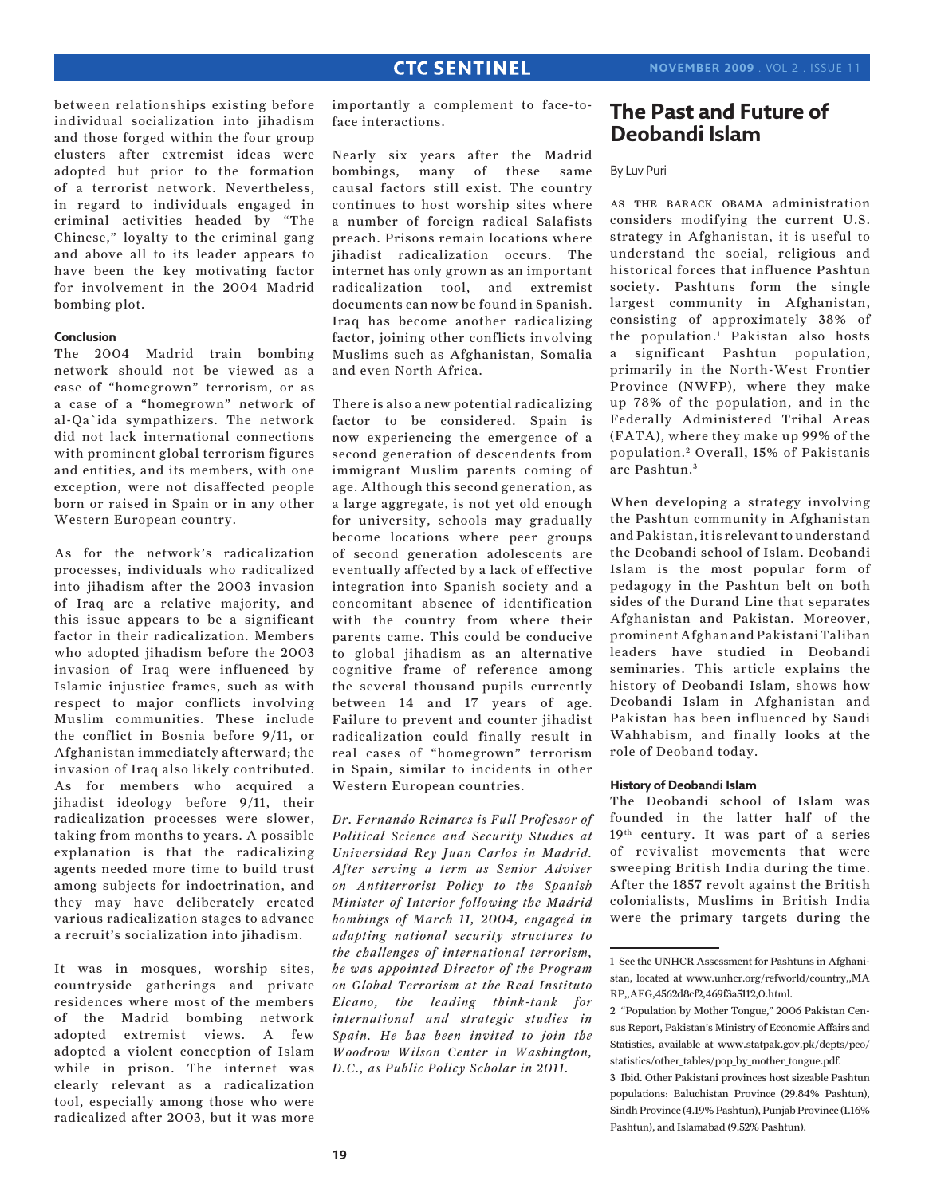between relationships existing before individual socialization into jihadism and those forged within the four group clusters after extremist ideas were adopted but prior to the formation of a terrorist network. Nevertheless, in regard to individuals engaged in criminal activities headed by "The Chinese," loyalty to the criminal gang and above all to its leader appears to have been the key motivating factor for involvement in the 2004 Madrid bombing plot.

#### Conclusion

The 2004 Madrid train bombing network should not be viewed as a case of "homegrown" terrorism, or as a case of a "homegrown" network of al-Qa`ida sympathizers. The network did not lack international connections with prominent global terrorism figures and entities, and its members, with one exception, were not disaffected people born or raised in Spain or in any other Western European country.

As for the network's radicalization processes, individuals who radicalized into jihadism after the 2003 invasion of Iraq are a relative majority, and this issue appears to be a significant factor in their radicalization. Members who adopted jihadism before the 2003 invasion of Iraq were influenced by Islamic injustice frames, such as with respect to major conflicts involving Muslim communities. These include the conflict in Bosnia before 9/11, or Afghanistan immediately afterward; the invasion of Iraq also likely contributed. As for members who acquired a jihadist ideology before 9/11, their radicalization processes were slower, taking from months to years. A possible explanation is that the radicalizing agents needed more time to build trust among subjects for indoctrination, and they may have deliberately created various radicalization stages to advance a recruit's socialization into jihadism.

It was in mosques, worship sites, countryside gatherings and private residences where most of the members of the Madrid bombing network adopted extremist views. A few adopted a violent conception of Islam while in prison. The internet was clearly relevant as a radicalization tool, especially among those who were radicalized after 2003, but it was more importantly a complement to face-to-face interactions.

Nearly six years after the Madrid bombings, many of these same causal factors still exist. The country continues to host worship sites where a number of foreign radical Salafists preach. Prisons remain locations where jihadist radicalization occurs. The internet has only grown as an important radicalization tool, and extremist documents can now be found in Spanish. Iraq has become another radicalizing factor, joining other conflicts involving Muslims such as Afghanistan, Somalia and even North Africa.

There is also a new potential radicalizing factor to be considered. Spain is now experiencing the emergence of a second generation of descendents from immigrant Muslim parents coming of age. Although this second generation, as a large aggregate, is not yet old enough for university, schools may gradually become locations where peer groups of second generation adolescents are eventually affected by a lack of effective integration into Spanish society and a concomitant absence of identification with the country from where their parents came. This could be conducive to global jihadism as an alternative cognitive frame of reference among the several thousand pupils currently between 14 and 17 years of age. Failure to prevent and counter jihadist radicalization could finally result in real cases of "homegrown" terrorism in Spain, similar to incidents in other Western European countries.

*Dr. Fernando Reinares is Full Professor of Political Science and Security Studies at Universidad Rey Juan Carlos in Madrid. After serving a term as Senior Adviser on Antiterrorist Policy to the Spanish Minister of Interior following the Madrid bombings of March 11, 2004, engaged in adapting national security structures to the challenges of international terrorism, he was appointed Director of the Program on Global Terrorism at the Real Instituto Elcano, the leading think-tank for international and strategic studies in Spain. He has been invited to join the Woodrow Wilson Center in Washington, D.C., as Public Policy Scholar in 2011.*

# The Past and Future of Deobandi Islam

By Luv Puri

As the Barack Obama administration considers modifying the current U.S. strategy in Afghanistan, it is useful to understand the social, religious and historical forces that influence Pashtun society. Pashtuns form the single largest community in Afghanistan, consisting of approximately 38% of the population.[1] Pakistan also hosts a significant Pashtun population, primarily in the North-West Frontier Province (NWFP), where they make up 78% of the population, and in the Federally Administered Tribal Areas (FATA), where they make up 99% of the population.[2] Overall, 15% of Pakistanis are Pashtun.[3]

When developing a strategy involving the Pashtun community in Afghanistan and Pakistan, it is relevant to understand the Deobandi school of Islam. Deobandi Islam is the most popular form of pedagogy in the Pashtun belt on both sides of the Durand Line that separates Afghanistan and Pakistan. Moreover, prominent Afghan and Pakistani Taliban leaders have studied in Deobandi seminaries. This article explains the history of Deobandi Islam, shows how Deobandi Islam in Afghanistan and Pakistan has been influenced by Saudi Wahhabism, and finally looks at the role of Deoband today.

#### History of Deobandi Islam

The Deobandi school of Islam was founded in the latter half of the 19th century. It was part of a series of revivalist movements that were sweeping British India during the time. After the 1857 revolt against the British colonialists, Muslims in British India were the primary targets during the

---

1 See the UNHCR Assessment for Pashtuns in Afghanistan, located at www.unhcr.org/refworld/country,,MARP,,AFG,4562d8cf2,469f3a5112,0.html.

2 "Population by Mother Tongue," 2006 Pakistan Census Report, Pakistan's Ministry of Economic Affairs and Statistics, available at www.statpak.gov.pk/depts/pco/statistics/other_tables/pop_by_mother_tongue.pdf.

3 Ibid. Other Pakistani provinces host sizeable Pashtun populations: Baluchistan Province (29.84% Pashtun), Sindh Province (4.19% Pashtun), Punjab Province (1.16% Pashtun), and Islamabad (9.52% Pashtun).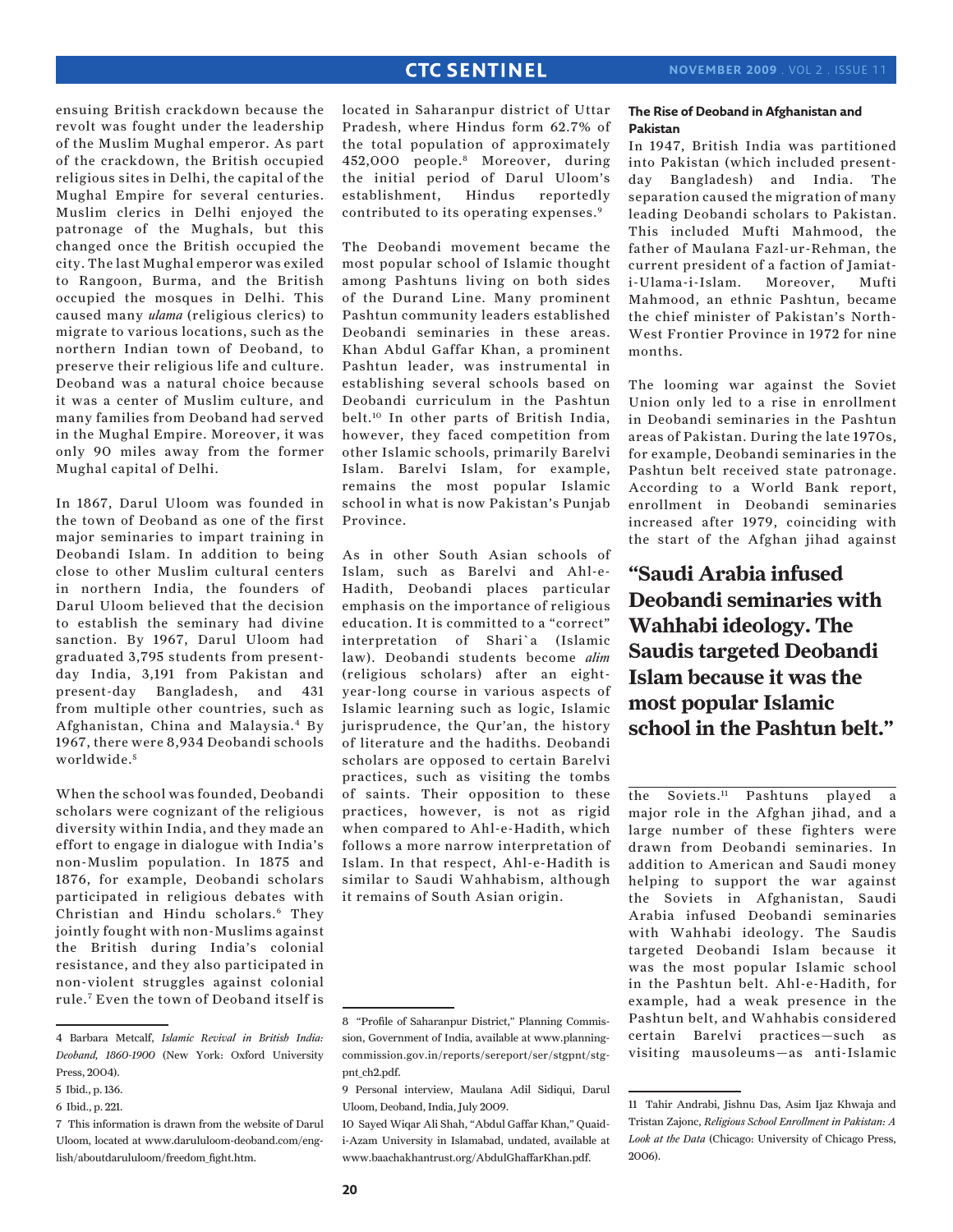ensuing British crackdown because the revolt was fought under the leadership of the Muslim Mughal emperor. As part of the crackdown, the British occupied religious sites in Delhi, the capital of the Mughal Empire for several centuries. Muslim clerics in Delhi enjoyed the patronage of the Mughals, but this changed once the British occupied the city. The last Mughal emperor was exiled to Rangoon, Burma, and the British occupied the mosques in Delhi. This caused many *ulama* (religious clerics) to migrate to various locations, such as the northern Indian town of Deoband, to preserve their religious life and culture. Deoband was a natural choice because it was a center of Muslim culture, and many families from Deoband had served in the Mughal Empire. Moreover, it was only 90 miles away from the former Mughal capital of Delhi.

In 1867, Darul Uloom was founded in the town of Deoband as one of the first major seminaries to impart training in Deobandi Islam. In addition to being close to other Muslim cultural centers in northern India, the founders of Darul Uloom believed that the decision to establish the seminary had divine sanction. By 1967, Darul Uloom had graduated 3,795 students from present-day India, 3,191 from Pakistan and present-day Bangladesh, and 431 from multiple other countries, such as Afghanistan, China and Malaysia.[4] By 1967, there were 8,934 Deobandi schools worldwide.[5]

When the school was founded, Deobandi scholars were cognizant of the religious diversity within India, and they made an effort to engage in dialogue with India's non-Muslim population. In 1875 and 1876, for example, Deobandi scholars participated in religious debates with Christian and Hindu scholars.[6] They jointly fought with non-Muslims against the British during India's colonial resistance, and they also participated in non-violent struggles against colonial rule.[7] Even the town of Deoband itself is located in Saharanpur district of Uttar Pradesh, where Hindus form 62.7% of the total population of approximately 452,000 people.[8] Moreover, during the initial period of Darul Uloom's establishment, Hindus reportedly contributed to its operating expenses.[9]

The Deobandi movement became the most popular school of Islamic thought among Pashtuns living on both sides of the Durand Line. Many prominent Pashtun community leaders established Deobandi seminaries in these areas. Khan Abdul Gaffar Khan, a prominent Pashtun leader, was instrumental in establishing several schools based on Deobandi curriculum in the Pashtun belt.[10] In other parts of British India, however, they faced competition from other Islamic schools, primarily Barelvi Islam. Barelvi Islam, for example, remains the most popular Islamic school in what is now Pakistan's Punjab Province.

As in other South Asian schools of Islam, such as Barelvi and Ahl-e-Hadith, Deobandi places particular emphasis on the importance of religious education. It is committed to a "correct" interpretation of Shari`a (Islamic law). Deobandi students become *alim* (religious scholars) after an eight-year-long course in various aspects of Islamic learning such as logic, Islamic jurisprudence, the Qur'an, the history of literature and the hadiths. Deobandi scholars are opposed to certain Barelvi practices, such as visiting the tombs of saints. Their opposition to these practices, however, is not as rigid when compared to Ahl-e-Hadith, which follows a more narrow interpretation of Islam. In that respect, Ahl-e-Hadith is similar to Saudi Wahhabism, although it remains of South Asian origin.

### The Rise of Deoband in Afghanistan and Pakistan

In 1947, British India was partitioned into Pakistan (which included present-day Bangladesh) and India. The separation caused the migration of many leading Deobandi scholars to Pakistan. This included Mufti Mahmood, the father of Maulana Fazl-ur-Rehman, the current president of a faction of Jamiat-i-Ulama-i-Islam. Moreover, Mufti Mahmood, an ethnic Pashtun, became the chief minister of Pakistan's North-West Frontier Province in 1972 for nine months.

The looming war against the Soviet Union only led to a rise in enrollment in Deobandi seminaries in the Pashtun areas of Pakistan. During the late 1970s, for example, Deobandi seminaries in the Pashtun belt received state patronage. According to a World Bank report, enrollment in Deobandi seminaries increased after 1979, coinciding with the start of the Afghan jihad against the Soviets.[11] Pashtuns played a major role in the Afghan jihad, and a large number of these fighters were drawn from Deobandi seminaries. In addition to American and Saudi money helping to support the war against the Soviets in Afghanistan, Saudi Arabia infused Deobandi seminaries with Wahhabi ideology. The Saudis targeted Deobandi Islam because it was the most popular Islamic school in the Pashtun belt. Ahl-e-Hadith, for example, had a weak presence in the Pashtun belt, and Wahhabis considered certain Barelvi practices—such as visiting mausoleums—as anti-Islamic

**"Saudi Arabia infused Deobandi seminaries with Wahhabi ideology. The Saudis targeted Deobandi Islam because it was the most popular Islamic school in the Pashtun belt."**

---

4 Barbara Metcalf, *Islamic Revival in British India: Deoband, 1860-1900* (New York: Oxford University Press, 2004).

5 Ibid., p. 136.

6 Ibid., p. 221.

7 This information is drawn from the website of Darul Uloom, located at www.darululoom-deoband.com/english/aboutdarululoom/freedom_fight.htm.

8 "Profile of Saharanpur District," Planning Commission, Government of India, available at www.planningcommission.gov.in/reports/sereport/ser/stgpnt/stgpnt_ch2.pdf.

9 Personal interview, Maulana Adil Sidiqui, Darul Uloom, Deoband, India, July 2009.

10 Sayed Wiqar Ali Shah, "Abdul Gaffar Khan," Quaid-i-Azam University in Islamabad, undated, available at www.baachakhantrust.org/AbdulGhaffarKhan.pdf.

11 Tahir Andrabi, Jishnu Das, Asim Ijaz Khwaja and Tristan Zajonc, *Religious School Enrollment in Pakistan: A Look at the Data* (Chicago: University of Chicago Press, 2006).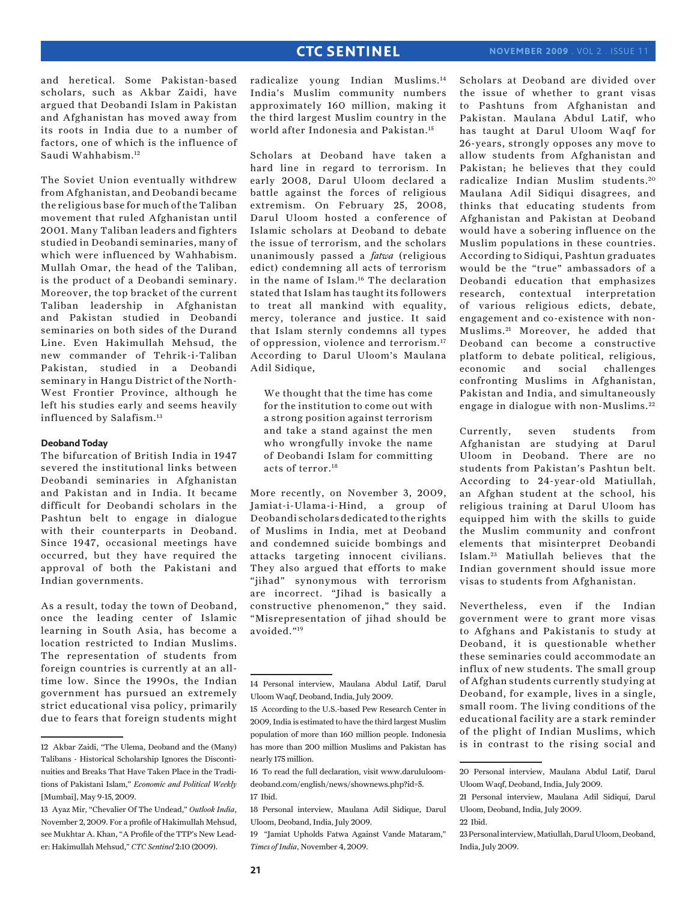and heretical. Some Pakistan-based scholars, such as Akbar Zaidi, have argued that Deobandi Islam in Pakistan and Afghanistan has moved away from its roots in India due to a number of factors, one of which is the influence of Saudi Wahhabism.[12]

The Soviet Union eventually withdrew from Afghanistan, and Deobandi became the religious base for much of the Taliban movement that ruled Afghanistan until 2001. Many Taliban leaders and fighters studied in Deobandi seminaries, many of which were influenced by Wahhabism. Mullah Omar, the head of the Taliban, is the product of a Deobandi seminary. Moreover, the top bracket of the current Taliban leadership in Afghanistan and Pakistan studied in Deobandi seminaries on both sides of the Durand Line. Even Hakimullah Mehsud, the new commander of Tehrik-i-Taliban Pakistan, studied in a Deobandi seminary in Hangu District of the North-West Frontier Province, although he left his studies early and seems heavily influenced by Salafism.[13]

**Deoband Today**

The bifurcation of British India in 1947 severed the institutional links between Deobandi seminaries in Afghanistan and Pakistan and in India. It became difficult for Deobandi scholars in the Pashtun belt to engage in dialogue with their counterparts in Deoband. Since 1947, occasional meetings have occurred, but they have required the approval of both the Pakistani and Indian governments.

As a result, today the town of Deoband, once the leading center of Islamic learning in South Asia, has become a location restricted to Indian Muslims. The representation of students from foreign countries is currently at an all-time low. Since the 1990s, the Indian government has pursued an extremely strict educational visa policy, primarily due to fears that foreign students might radicalize young Indian Muslims.[14] India's Muslim community numbers approximately 160 million, making it the third largest Muslim country in the world after Indonesia and Pakistan.[15]

Scholars at Deoband have taken a hard line in regard to terrorism. In early 2008, Darul Uloom declared a battle against the forces of religious extremism. On February 25, 2008, Darul Uloom hosted a conference of Islamic scholars at Deoband to debate the issue of terrorism, and the scholars unanimously passed a *fatwa* (religious edict) condemning all acts of terrorism in the name of Islam.[16] The declaration stated that Islam has taught its followers to treat all mankind with equality, mercy, tolerance and justice. It said that Islam sternly condemns all types of oppression, violence and terrorism.[17] According to Darul Uloom's Maulana Adil Sidique,

> We thought that the time has come for the institution to come out with a strong position against terrorism and take a stand against the men who wrongfully invoke the name of Deobandi Islam for committing acts of terror.[18]

More recently, on November 3, 2009, Jamiat-i-Ulama-i-Hind, a group of Deobandi scholars dedicated to the rights of Muslims in India, met at Deoband and condemned suicide bombings and attacks targeting innocent civilians. They also argued that efforts to make "jihad" synonymous with terrorism are incorrect. "Jihad is basically a constructive phenomenon," they said. "Misrepresentation of jihad should be avoided."[19]

Scholars at Deoband are divided over the issue of whether to grant visas to Pashtuns from Afghanistan and Pakistan. Maulana Abdul Latif, who has taught at Darul Uloom Waqf for 26-years, strongly opposes any move to allow students from Afghanistan and Pakistan; he believes that they could radicalize Indian Muslim students.[20] Maulana Adil Sidiqui disagrees, and thinks that educating students from Afghanistan and Pakistan at Deoband would have a sobering influence on the Muslim populations in these countries. According to Sidiqui, Pashtun graduates would be the "true" ambassadors of a Deobandi education that emphasizes research, contextual interpretation of various religious edicts, debate, engagement and co-existence with non-Muslims.[21] Moreover, he added that Deoband can become a constructive platform to debate political, religious, economic and social challenges confronting Muslims in Afghanistan, Pakistan and India, and simultaneously engage in dialogue with non-Muslims.[22]

Currently, seven students from Afghanistan are studying at Darul Uloom in Deoband. There are no students from Pakistan's Pashtun belt. According to 24-year-old Matiullah, an Afghan student at the school, his religious training at Darul Uloom has equipped him with the skills to guide the Muslim community and confront elements that misinterpret Deobandi Islam.[23] Matiullah believes that the Indian government should issue more visas to students from Afghanistan.

Nevertheless, even if the Indian government were to grant more visas to Afghans and Pakistanis to study at Deoband, it is questionable whether these seminaries could accommodate an influx of new students. The small group of Afghan students currently studying at Deoband, for example, lives in a single, small room. The living conditions of the educational facility are a stark reminder of the plight of Indian Muslims, which is in contrast to the rising social and

---

12 Akbar Zaidi, "The Ulema, Deoband and the (Many) Talibans - Historical Scholarship Ignores the Discontinuities and Breaks That Have Taken Place in the Traditions of Pakistani Islam," *Economic and Political Weekly* [Mumbai], May 9-15, 2009.

13 Ayaz Mir, "Chevalier Of The Undead," *Outlook India*, November 2, 2009. For a profile of Hakimullah Mehsud, see Mukhtar A. Khan, "A Profile of the TTP's New Leader: Hakimullah Mehsud," *CTC Sentinel* 2:10 (2009).

14 Personal interview, Maulana Abdul Latif, Darul Uloom Waqf, Deoband, India, July 2009.

15 According to the U.S.-based Pew Research Center in 2009, India is estimated to have the third largest Muslim population of more than 160 million people. Indonesia has more than 200 million Muslims and Pakistan has nearly 175 million.

16 To read the full declaration, visit www.darululoom-deoband.com/english/news/shownews.php?id=5.

17 Ibid.

18 Personal interview, Maulana Adil Sidique, Darul Uloom, Deoband, India, July 2009.

19 "Jamiat Upholds Fatwa Against Vande Mataram," *Times of India*, November 4, 2009.

20 Personal interview, Maulana Abdul Latif, Darul Uloom Waqf, Deoband, India, July 2009.

21 Personal interview, Maulana Adil Sidiqui, Darul Uloom, Deoband, India, July 2009.

22 Ibid.

23 Personal interview, Matiullah, Darul Uloom, Deoband, India, July 2009.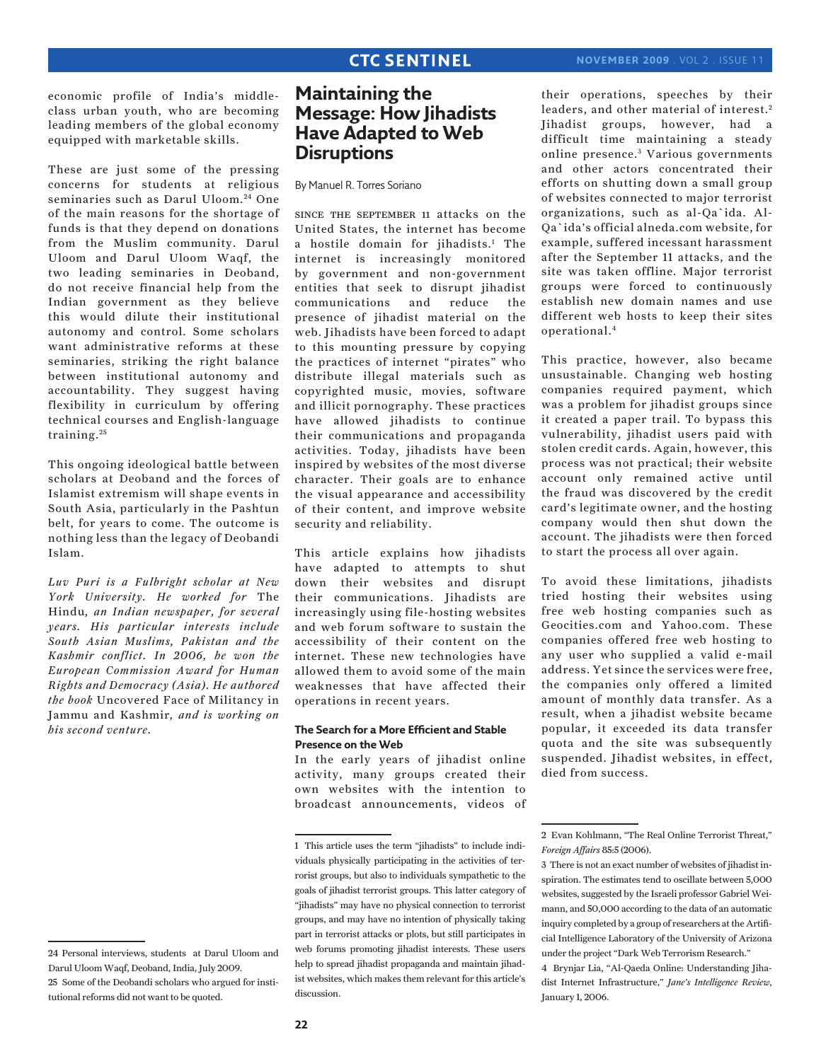economic profile of India's middle-class urban youth, who are becoming leading members of the global economy equipped with marketable skills.

These are just some of the pressing concerns for students at religious seminaries such as Darul Uloom.[24] One of the main reasons for the shortage of funds is that they depend on donations from the Muslim community. Darul Uloom and Darul Uloom Waqf, the two leading seminaries in Deoband, do not receive financial help from the Indian government as they believe this would dilute their institutional autonomy and control. Some scholars want administrative reforms at these seminaries, striking the right balance between institutional autonomy and accountability. They suggest having flexibility in curriculum by offering technical courses and English-language training.[25]

This ongoing ideological battle between scholars at Deoband and the forces of Islamist extremism will shape events in South Asia, particularly in the Pashtun belt, for years to come. The outcome is nothing less than the legacy of Deobandi Islam.

*Luv Puri is a Fulbright scholar at New York University. He worked for* The Hindu, *an Indian newspaper, for several years. His particular interests include South Asian Muslims, Pakistan and the Kashmir conflict. In 2006, he won the European Commission Award for Human Rights and Democracy (Asia). He authored the book* Uncovered Face of Militancy in Jammu and Kashmir, *and is working on his second venture.*

24 Personal interviews, students at Darul Uloom and Darul Uloom Waqf, Deoband, India, July 2009.

25 Some of the Deobandi scholars who argued for institutional reforms did not want to be quoted.

# Maintaining the Message: How Jihadists Have Adapted to Web Disruptions

By Manuel R. Torres Soriano

Since the September 11 attacks on the United States, the internet has become a hostile domain for jihadists.[1] The internet is increasingly monitored by government and non-government entities that seek to disrupt jihadist communications and reduce the presence of jihadist material on the web. Jihadists have been forced to adapt to this mounting pressure by copying the practices of internet "pirates" who distribute illegal materials such as copyrighted music, movies, software and illicit pornography. These practices have allowed jihadists to continue their communications and propaganda activities. Today, jihadists have been inspired by websites of the most diverse character. Their goals are to enhance the visual appearance and accessibility of their content, and improve website security and reliability.

This article explains how jihadists have adapted to attempts to shut down their websites and disrupt their communications. Jihadists are increasingly using file-hosting websites and web forum software to sustain the accessibility of their content on the internet. These new technologies have allowed them to avoid some of the main weaknesses that have affected their operations in recent years.

## The Search for a More Efficient and Stable Presence on the Web

In the early years of jihadist online activity, many groups created their own websites with the intention to broadcast announcements, videos of their operations, speeches by their leaders, and other material of interest.[2] Jihadist groups, however, had a difficult time maintaining a steady online presence.[3] Various governments and other actors concentrated their efforts on shutting down a small group of websites connected to major terrorist organizations, such as al-Qa\`ida. Al-Qa\`ida's official alneda.com website, for example, suffered incessant harassment after the September 11 attacks, and the site was taken offline. Major terrorist groups were forced to continuously establish new domain names and use different web hosts to keep their sites operational.[4]

This practice, however, also became unsustainable. Changing web hosting companies required payment, which was a problem for jihadist groups since it created a paper trail. To bypass this vulnerability, jihadist users paid with stolen credit cards. Again, however, this process was not practical; their website account only remained active until the fraud was discovered by the credit card's legitimate owner, and the hosting company would then shut down the account. The jihadists were then forced to start the process all over again.

To avoid these limitations, jihadists tried hosting their websites using free web hosting companies such as Geocities.com and Yahoo.com. These companies offered free web hosting to any user who supplied a valid e-mail address. Yet since the services were free, the companies only offered a limited amount of monthly data transfer. As a result, when a jihadist website became popular, it exceeded its data transfer quota and the site was subsequently suspended. Jihadist websites, in effect, died from success.

1 This article uses the term "jihadists" to include individuals physically participating in the activities of terrorist groups, but also to individuals sympathetic to the goals of jihadist terrorist groups. This latter category of "jihadists" may have no physical connection to terrorist groups, and may have no intention of physically taking part in terrorist attacks or plots, but still participates in web forums promoting jihadist interests. These users help to spread jihadist propaganda and maintain jihadist websites, which makes them relevant for this article's discussion.

2 Evan Kohlmann, "The Real Online Terrorist Threat," *Foreign Affairs* 85:5 (2006).

3 There is not an exact number of websites of jihadist inspiration. The estimates tend to oscillate between 5,000 websites, suggested by the Israeli professor Gabriel Weimann, and 50,000 according to the data of an automatic inquiry completed by a group of researchers at the Artificial Intelligence Laboratory of the University of Arizona under the project "Dark Web Terrorism Research."

4 Brynjar Lia, "Al-Qaeda Online: Understanding Jihadist Internet Infrastructure," *Jane's Intelligence Review*, January 1, 2006.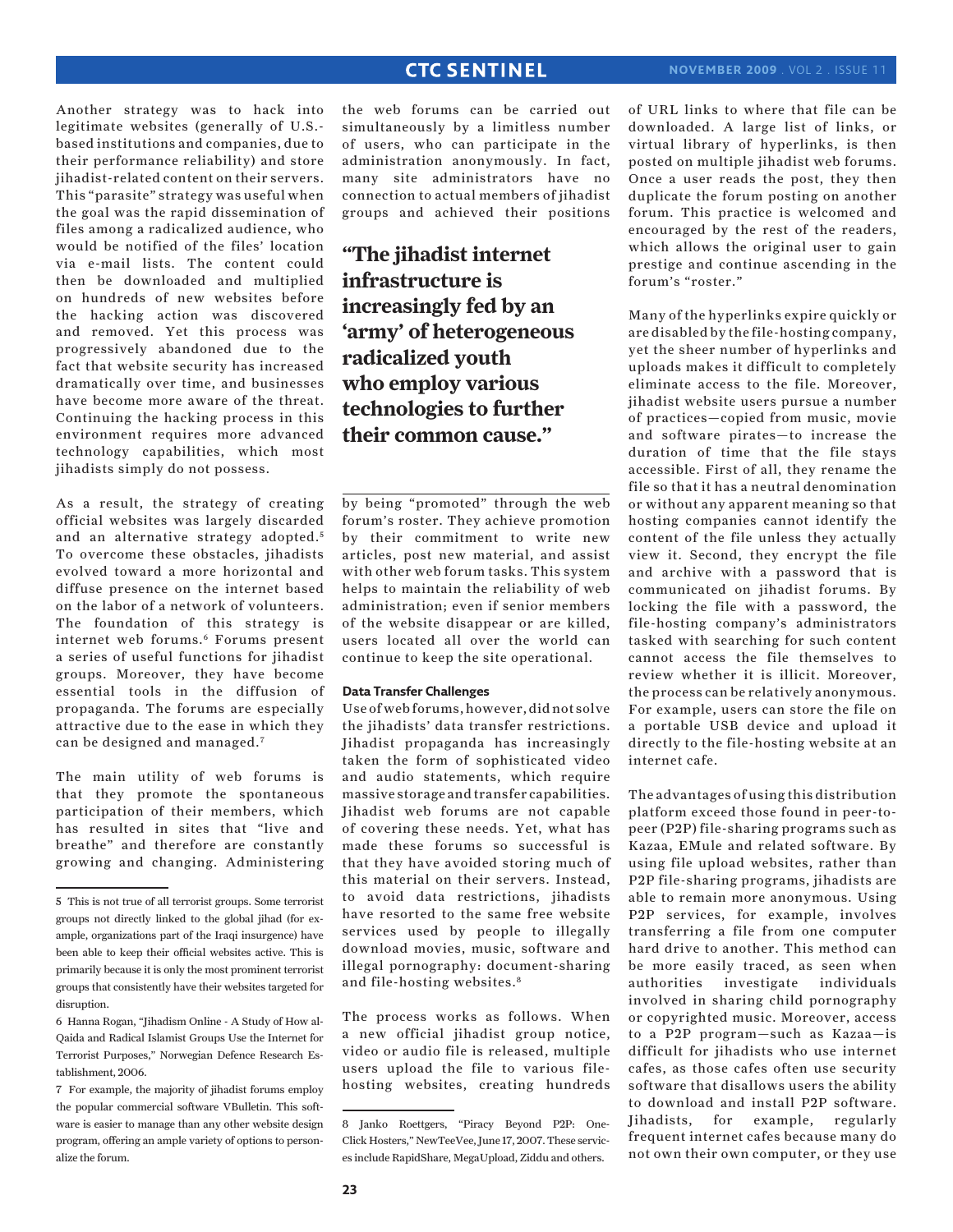Another strategy was to hack into legitimate websites (generally of U.S.-based institutions and companies, due to their performance reliability) and store jihadist-related content on their servers. This "parasite" strategy was useful when the goal was the rapid dissemination of files among a radicalized audience, who would be notified of the files' location via e-mail lists. The content could then be downloaded and multiplied on hundreds of new websites before the hacking action was discovered and removed. Yet this process was progressively abandoned due to the fact that website security has increased dramatically over time, and businesses have become more aware of the threat. Continuing the hacking process in this environment requires more advanced technology capabilities, which most jihadists simply do not possess.

As a result, the strategy of creating official websites was largely discarded and an alternative strategy adopted.[5] To overcome these obstacles, jihadists evolved toward a more horizontal and diffuse presence on the internet based on the labor of a network of volunteers. The foundation of this strategy is internet web forums.[6] Forums present a series of useful functions for jihadist groups. Moreover, they have become essential tools in the diffusion of propaganda. The forums are especially attractive due to the ease in which they can be designed and managed.[7]

The main utility of web forums is that they promote the spontaneous participation of their members, which has resulted in sites that "live and breathe" and therefore are constantly growing and changing. Administering the web forums can be carried out simultaneously by a limitless number of users, who can participate in the administration anonymously. In fact, many site administrators have no connection to actual members of jihadist groups and achieved their positions by being "promoted" through the web forum's roster. They achieve promotion by their commitment to write new articles, post new material, and assist with other web forum tasks. This system helps to maintain the reliability of web administration; even if senior members of the website disappear or are killed, users located all over the world can continue to keep the site operational.

**"The jihadist internet infrastructure is increasingly fed by an 'army' of heterogeneous radicalized youth who employ various technologies to further their common cause."**

#### Data Transfer Challenges

Use of web forums, however, did not solve the jihadists' data transfer restrictions. Jihadist propaganda has increasingly taken the form of sophisticated video and audio statements, which require massive storage and transfer capabilities. Jihadist web forums are not capable of covering these needs. Yet, what has made these forums so successful is that they have avoided storing much of this material on their servers. Instead, to avoid data restrictions, jihadists have resorted to the same free website services used by people to illegally download movies, music, software and illegal pornography: document-sharing and file-hosting websites.[8]

The process works as follows. When a new official jihadist group notice, video or audio file is released, multiple users upload the file to various file-hosting websites, creating hundreds of URL links to where that file can be downloaded. A large list of links, or virtual library of hyperlinks, is then posted on multiple jihadist web forums. Once a user reads the post, they then duplicate the forum posting on another forum. This practice is welcomed and encouraged by the rest of the readers, which allows the original user to gain prestige and continue ascending in the forum's "roster."

Many of the hyperlinks expire quickly or are disabled by the file-hosting company, yet the sheer number of hyperlinks and uploads makes it difficult to completely eliminate access to the file. Moreover, jihadist website users pursue a number of practices—copied from music, movie and software pirates—to increase the duration of time that the file stays accessible. First of all, they rename the file so that it has a neutral denomination or without any apparent meaning so that hosting companies cannot identify the content of the file unless they actually view it. Second, they encrypt the file and archive with a password that is communicated on jihadist forums. By locking the file with a password, the file-hosting company's administrators tasked with searching for such content cannot access the file themselves to review whether it is illicit. Moreover, the process can be relatively anonymous. For example, users can store the file on a portable USB device and upload it directly to the file-hosting website at an internet cafe.

The advantages of using this distribution platform exceed those found in peer-to-peer (P2P) file-sharing programs such as Kazaa, EMule and related software. By using file upload websites, rather than P2P file-sharing programs, jihadists are able to remain more anonymous. Using P2P services, for example, involves transferring a file from one computer hard drive to another. This method can be more easily traced, as seen when authorities investigate individuals involved in sharing child pornography or copyrighted music. Moreover, access to a P2P program—such as Kazaa—is difficult for jihadists who use internet cafes, as those cafes often use security software that disallows users the ability to download and install P2P software. Jihadists, for example, regularly frequent internet cafes because many do not own their own computer, or they use

---

5 This is not true of all terrorist groups. Some terrorist groups not directly linked to the global jihad (for example, organizations part of the Iraqi insurgence) have been able to keep their official websites active. This is primarily because it is only the most prominent terrorist groups that consistently have their websites targeted for disruption.

6 Hanna Rogan, "Jihadism Online - A Study of How al-Qaida and Radical Islamist Groups Use the Internet for Terrorist Purposes," Norwegian Defence Research Establishment, 2006.

7 For example, the majority of jihadist forums employ the popular commercial software VBulletin. This software is easier to manage than any other website design program, offering an ample variety of options to personalize the forum.

8 Janko Roettgers, "Piracy Beyond P2P: One-Click Hosters," NewTeeVee, June 17, 2007. These services include RapidShare, MegaUpload, Ziddu and others.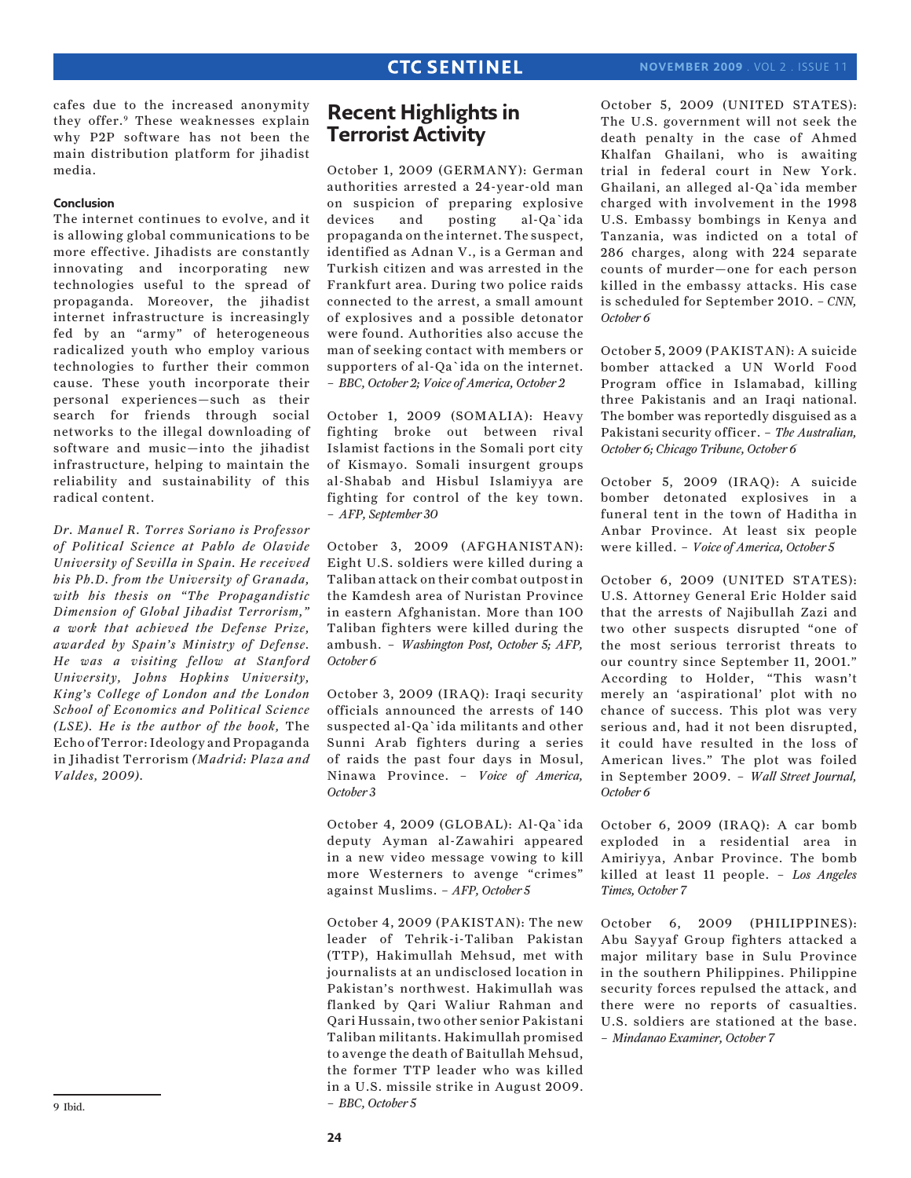cafes due to the increased anonymity they offer.[9] These weaknesses explain why P2P software has not been the main distribution platform for jihadist media.

### Conclusion

The internet continues to evolve, and it is allowing global communications to be more effective. Jihadists are constantly innovating and incorporating new technologies useful to the spread of propaganda. Moreover, the jihadist internet infrastructure is increasingly fed by an "army" of heterogeneous radicalized youth who employ various technologies to further their common cause. These youth incorporate their personal experiences—such as their search for friends through social networks to the illegal downloading of software and music—into the jihadist infrastructure, helping to maintain the reliability and sustainability of this radical content.

*Dr. Manuel R. Torres Soriano is Professor of Political Science at Pablo de Olavide University of Sevilla in Spain. He received his Ph.D. from the University of Granada, with his thesis on "The Propagandistic Dimension of Global Jihadist Terrorism," a work that achieved the Defense Prize, awarded by Spain's Ministry of Defense. He was a visiting fellow at Stanford University, Johns Hopkins University, King's College of London and the London School of Economics and Political Science (LSE). He is the author of the book,* The Echo of Terror: Ideology and Propaganda in Jihadist Terrorism *(Madrid: Plaza and Valdes, 2009).*

9 Ibid.

## Recent Highlights in Terrorist Activity

October 1, 2009 (GERMANY): German authorities arrested a 24-year-old man on suspicion of preparing explosive devices and posting al-Qa`ida propaganda on the internet. The suspect, identified as Adnan V., is a German and Turkish citizen and was arrested in the Frankfurt area. During two police raids connected to the arrest, a small amount of explosives and a possible detonator were found. Authorities also accuse the man of seeking contact with members or supporters of al-Qa`ida on the internet. – *BBC, October 2; Voice of America, October 2*

October 1, 2009 (SOMALIA): Heavy fighting broke out between rival Islamist factions in the Somali port city of Kismayo. Somali insurgent groups al-Shabab and Hisbul Islamiyya are fighting for control of the key town. – *AFP, September 30*

October 3, 2009 (AFGHANISTAN): Eight U.S. soldiers were killed during a Taliban attack on their combat outpost in the Kamdesh area of Nuristan Province in eastern Afghanistan. More than 100 Taliban fighters were killed during the ambush. – *Washington Post, October 5; AFP, October 6*

October 3, 2009 (IRAQ): Iraqi security officials announced the arrests of 140 suspected al-Qa`ida militants and other Sunni Arab fighters during a series of raids the past four days in Mosul, Ninawa Province. – *Voice of America, October 3*

October 4, 2009 (GLOBAL): Al-Qa`ida deputy Ayman al-Zawahiri appeared in a new video message vowing to kill more Westerners to avenge "crimes" against Muslims. – *AFP, October 5*

October 4, 2009 (PAKISTAN): The new leader of Tehrik-i-Taliban Pakistan (TTP), Hakimullah Mehsud, met with journalists at an undisclosed location in Pakistan's northwest. Hakimullah was flanked by Qari Waliur Rahman and Qari Hussain, two other senior Pakistani Taliban militants. Hakimullah promised to avenge the death of Baitullah Mehsud, the former TTP leader who was killed in a U.S. missile strike in August 2009. – *BBC, October 5*

October 5, 2009 (UNITED STATES): The U.S. government will not seek the death penalty in the case of Ahmed Khalfan Ghailani, who is awaiting trial in federal court in New York. Ghailani, an alleged al-Qa`ida member charged with involvement in the 1998 U.S. Embassy bombings in Kenya and Tanzania, was indicted on a total of 286 charges, along with 224 separate counts of murder—one for each person killed in the embassy attacks. His case is scheduled for September 2010. – *CNN, October 6*

October 5, 2009 (PAKISTAN): A suicide bomber attacked a UN World Food Program office in Islamabad, killing three Pakistanis and an Iraqi national. The bomber was reportedly disguised as a Pakistani security officer. – *The Australian, October 6; Chicago Tribune, October 6*

October 5, 2009 (IRAQ): A suicide bomber detonated explosives in a funeral tent in the town of Haditha in Anbar Province. At least six people were killed. – *Voice of America, October 5*

October 6, 2009 (UNITED STATES): U.S. Attorney General Eric Holder said that the arrests of Najibullah Zazi and two other suspects disrupted "one of the most serious terrorist threats to our country since September 11, 2001." According to Holder, "This wasn't merely an 'aspirational' plot with no chance of success. This plot was very serious and, had it not been disrupted, it could have resulted in the loss of American lives." The plot was foiled in September 2009. – *Wall Street Journal, October 6*

October 6, 2009 (IRAQ): A car bomb exploded in a residential area in Amiriyya, Anbar Province. The bomb killed at least 11 people. – *Los Angeles Times, October 7*

October 6, 2009 (PHILIPPINES): Abu Sayyaf Group fighters attacked a major military base in Sulu Province in the southern Philippines. Philippine security forces repulsed the attack, and there were no reports of casualties. U.S. soldiers are stationed at the base. – *Mindanao Examiner, October 7*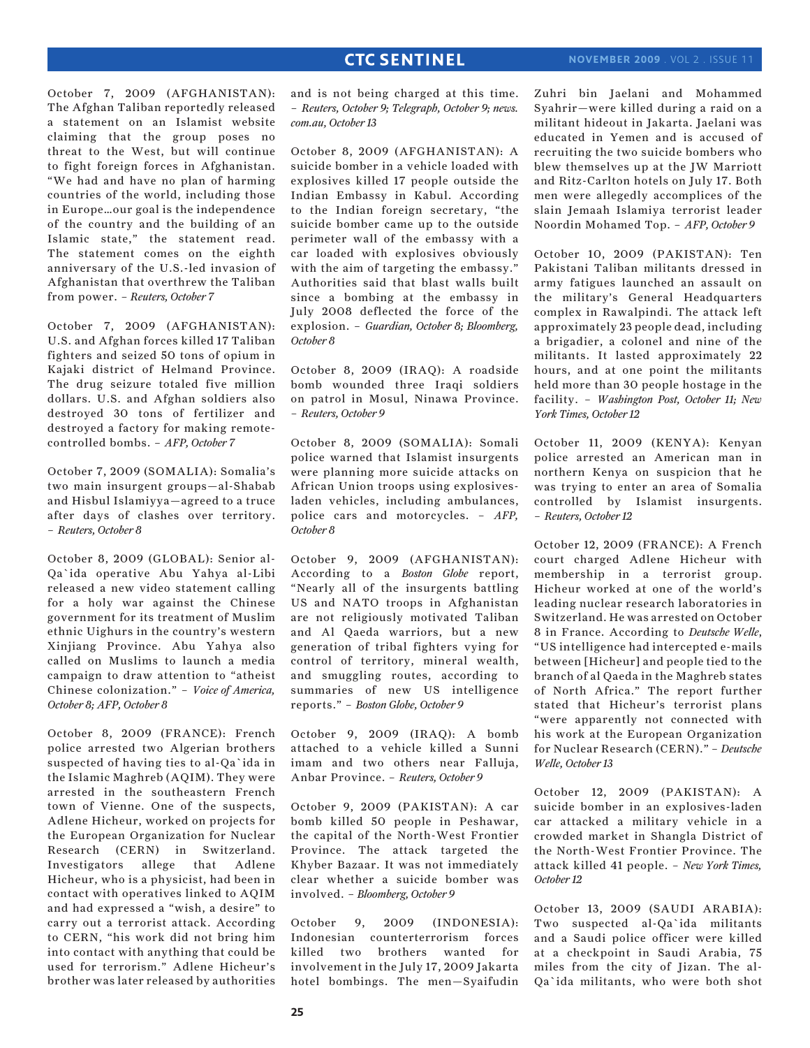October 7, 2009 (AFGHANISTAN): The Afghan Taliban reportedly released a statement on an Islamist website claiming that the group poses no threat to the West, but will continue to fight foreign forces in Afghanistan. "We had and have no plan of harming countries of the world, including those in Europe…our goal is the independence of the country and the building of an Islamic state," the statement read. The statement comes on the eighth anniversary of the U.S.-led invasion of Afghanistan that overthrew the Taliban from power. *– Reuters, October 7*

October 7, 2009 (AFGHANISTAN): U.S. and Afghan forces killed 17 Taliban fighters and seized 50 tons of opium in Kajaki district of Helmand Province. The drug seizure totaled five million dollars. U.S. and Afghan soldiers also destroyed 30 tons of fertilizer and destroyed a factory for making remote-controlled bombs. *– AFP, October 7*

October 7, 2009 (SOMALIA): Somalia's two main insurgent groups—al-Shabab and Hisbul Islamiyya—agreed to a truce after days of clashes over territory. *– Reuters, October 8*

October 8, 2009 (GLOBAL): Senior al-Qa`ida operative Abu Yahya al-Libi released a new video statement calling for a holy war against the Chinese government for its treatment of Muslim ethnic Uighurs in the country's western Xinjiang Province. Abu Yahya also called on Muslims to launch a media campaign to draw attention to "atheist Chinese colonization." *– Voice of America, October 8; AFP, October 8*

October 8, 2009 (FRANCE): French police arrested two Algerian brothers suspected of having ties to al-Qa`ida in the Islamic Maghreb (AQIM). They were arrested in the southeastern French town of Vienne. One of the suspects, Adlene Hicheur, worked on projects for the European Organization for Nuclear Research (CERN) in Switzerland. Investigators allege that Adlene Hicheur, who is a physicist, had been in contact with operatives linked to AQIM and had expressed a "wish, a desire" to carry out a terrorist attack. According to CERN, "his work did not bring him into contact with anything that could be used for terrorism." Adlene Hicheur's brother was later released by authorities and is not being charged at this time. *– Reuters, October 9; Telegraph, October 9; news.com.au, October 13*

October 8, 2009 (AFGHANISTAN): A suicide bomber in a vehicle loaded with explosives killed 17 people outside the Indian Embassy in Kabul. According to the Indian foreign secretary, "the suicide bomber came up to the outside perimeter wall of the embassy with a car loaded with explosives obviously with the aim of targeting the embassy." Authorities said that blast walls built since a bombing at the embassy in July 2008 deflected the force of the explosion. *– Guardian, October 8; Bloomberg, October 8*

October 8, 2009 (IRAQ): A roadside bomb wounded three Iraqi soldiers on patrol in Mosul, Ninawa Province. *– Reuters, October 9*

October 8, 2009 (SOMALIA): Somali police warned that Islamist insurgents were planning more suicide attacks on African Union troops using explosives-laden vehicles, including ambulances, police cars and motorcycles. *– AFP, October 8*

October 9, 2009 (AFGHANISTAN): According to a *Boston Globe* report, "Nearly all of the insurgents battling US and NATO troops in Afghanistan are not religiously motivated Taliban and Al Qaeda warriors, but a new generation of tribal fighters vying for control of territory, mineral wealth, and smuggling routes, according to summaries of new US intelligence reports." *– Boston Globe, October 9*

October 9, 2009 (IRAQ): A bomb attached to a vehicle killed a Sunni imam and two others near Falluja, Anbar Province. *– Reuters, October 9*

October 9, 2009 (PAKISTAN): A car bomb killed 50 people in Peshawar, the capital of the North-West Frontier Province. The attack targeted the Khyber Bazaar. It was not immediately clear whether a suicide bomber was involved. *– Bloomberg, October 9*

October 9, 2009 (INDONESIA): Indonesian counterterrorism forces killed two brothers wanted for involvement in the July 17, 2009 Jakarta hotel bombings. The men—Syaifudin Zuhri bin Jaelani and Mohammed Syahrir—were killed during a raid on a militant hideout in Jakarta. Jaelani was educated in Yemen and is accused of recruiting the two suicide bombers who blew themselves up at the JW Marriott and Ritz-Carlton hotels on July 17. Both men were allegedly accomplices of the slain Jemaah Islamiya terrorist leader Noordin Mohamed Top. *– AFP, October 9*

October 10, 2009 (PAKISTAN): Ten Pakistani Taliban militants dressed in army fatigues launched an assault on the military's General Headquarters complex in Rawalpindi. The attack left approximately 23 people dead, including a brigadier, a colonel and nine of the militants. It lasted approximately 22 hours, and at one point the militants held more than 30 people hostage in the facility. *– Washington Post, October 11; New York Times, October 12*

October 11, 2009 (KENYA): Kenyan police arrested an American man in northern Kenya on suspicion that he was trying to enter an area of Somalia controlled by Islamist insurgents. *– Reuters, October 12*

October 12, 2009 (FRANCE): A French court charged Adlene Hicheur with membership in a terrorist group. Hicheur worked at one of the world's leading nuclear research laboratories in Switzerland. He was arrested on October 8 in France. According to *Deutsche Welle*, "US intelligence had intercepted e-mails between [Hicheur] and people tied to the branch of al Qaeda in the Maghreb states of North Africa." The report further stated that Hicheur's terrorist plans "were apparently not connected with his work at the European Organization for Nuclear Research (CERN)." *– Deutsche Welle, October 13*

October 12, 2009 (PAKISTAN): A suicide bomber in an explosives-laden car attacked a military vehicle in a crowded market in Shangla District of the North-West Frontier Province. The attack killed 41 people. *– New York Times, October 12*

October 13, 2009 (SAUDI ARABIA): Two suspected al-Qa`ida militants and a Saudi police officer were killed at a checkpoint in Saudi Arabia, 75 miles from the city of Jizan. The al-Qa`ida militants, who were both shot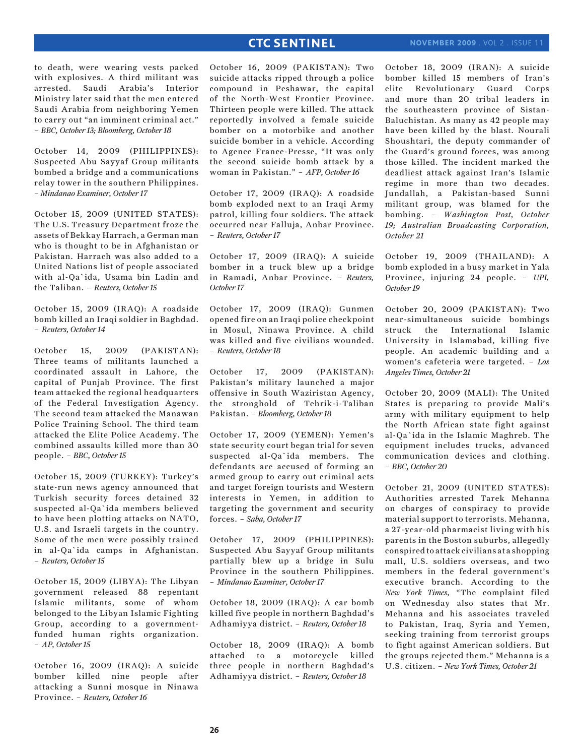to death, were wearing vests packed with explosives. A third militant was arrested. Saudi Arabia's Interior Ministry later said that the men entered Saudi Arabia from neighboring Yemen to carry out "an imminent criminal act." – *BBC, October 13; Bloomberg, October 18*

October 14, 2009 (PHILIPPINES): Suspected Abu Sayyaf Group militants bombed a bridge and a communications relay tower in the southern Philippines. – *Mindanao Examiner, October 17*

October 15, 2009 (UNITED STATES): The U.S. Treasury Department froze the assets of Bekkay Harrach, a German man who is thought to be in Afghanistan or Pakistan. Harrach was also added to a United Nations list of people associated with al-Qa`ida, Usama bin Ladin and the Taliban. – *Reuters, October 15*

October 15, 2009 (IRAQ): A roadside bomb killed an Iraqi soldier in Baghdad. – *Reuters, October 14*

October 15, 2009 (PAKISTAN): Three teams of militants launched a coordinated assault in Lahore, the capital of Punjab Province. The first team attacked the regional headquarters of the Federal Investigation Agency. The second team attacked the Manawan Police Training School. The third team attacked the Elite Police Academy. The combined assaults killed more than 30 people. – *BBC, October 15*

October 15, 2009 (TURKEY): Turkey's state-run news agency announced that Turkish security forces detained 32 suspected al-Qa`ida members believed to have been plotting attacks on NATO, U.S. and Israeli targets in the country. Some of the men were possibly trained in al-Qa`ida camps in Afghanistan. – *Reuters, October 15*

October 15, 2009 (LIBYA): The Libyan government released 88 repentant Islamic militants, some of whom belonged to the Libyan Islamic Fighting Group, according to a government-funded human rights organization. – *AP, October 15*

October 16, 2009 (IRAQ): A suicide bomber killed nine people after attacking a Sunni mosque in Ninawa Province. – *Reuters, October 16*

October 16, 2009 (PAKISTAN): Two suicide attacks ripped through a police compound in Peshawar, the capital of the North-West Frontier Province. Thirteen people were killed. The attack reportedly involved a female suicide bomber on a motorbike and another suicide bomber in a vehicle. According to Agence France-Presse, "It was only the second suicide bomb attack by a woman in Pakistan." – *AFP, October 16*

October 17, 2009 (IRAQ): A roadside bomb exploded next to an Iraqi Army patrol, killing four soldiers. The attack occurred near Falluja, Anbar Province. – *Reuters, October 17*

October 17, 2009 (IRAQ): A suicide bomber in a truck blew up a bridge in Ramadi, Anbar Province. – *Reuters, October 17*

October 17, 2009 (IRAQ): Gunmen opened fire on an Iraqi police checkpoint in Mosul, Ninawa Province. A child was killed and five civilians wounded. – *Reuters, October 18*

October 17, 2009 (PAKISTAN): Pakistan's military launched a major offensive in South Waziristan Agency, the stronghold of Tehrik-i-Taliban Pakistan. – *Bloomberg, October 18*

October 17, 2009 (YEMEN): Yemen's state security court began trial for seven suspected al-Qa`ida members. The defendants are accused of forming an armed group to carry out criminal acts and target foreign tourists and Western interests in Yemen, in addition to targeting the government and security forces. – *Saba, October 17*

October 17, 2009 (PHILIPPINES): Suspected Abu Sayyaf Group militants partially blew up a bridge in Sulu Province in the southern Philippines. – *Mindanao Examiner, October 17*

October 18, 2009 (IRAQ): A car bomb killed five people in northern Baghdad's Adhamiyya district. – *Reuters, October 18*

October 18, 2009 (IRAQ): A bomb attached to a motorcycle killed three people in northern Baghdad's Adhamiyya district. – *Reuters, October 18*

October 18, 2009 (IRAN): A suicide bomber killed 15 members of Iran's elite Revolutionary Guard Corps and more than 20 tribal leaders in the southeastern province of Sistan-Baluchistan. As many as 42 people may have been killed by the blast. Nourali Shoushtari, the deputy commander of the Guard's ground forces, was among those killed. The incident marked the deadliest attack against Iran's Islamic regime in more than two decades. Jundallah, a Pakistan-based Sunni militant group, was blamed for the bombing. – *Washington Post, October 19; Australian Broadcasting Corporation, October 21*

October 19, 2009 (THAILAND): A bomb exploded in a busy market in Yala Province, injuring 24 people. – *UPI, October 19*

October 20, 2009 (PAKISTAN): Two near-simultaneous suicide bombings struck the International Islamic University in Islamabad, killing five people. An academic building and a women's cafeteria were targeted. – *Los Angeles Times, October 21*

October 20, 2009 (MALI): The United States is preparing to provide Mali's army with military equipment to help the North African state fight against al-Qa`ida in the Islamic Maghreb. The equipment includes trucks, advanced communication devices and clothing. – *BBC, October 20*

October 21, 2009 (UNITED STATES): Authorities arrested Tarek Mehanna on charges of conspiracy to provide material support to terrorists. Mehanna, a 27-year-old pharmacist living with his parents in the Boston suburbs, allegedly conspired to attack civilians at a shopping mall, U.S. soldiers overseas, and two members in the federal government's executive branch. According to the *New York Times*, "The complaint filed on Wednesday also states that Mr. Mehanna and his associates traveled to Pakistan, Iraq, Syria and Yemen, seeking training from terrorist groups to fight against American soldiers. But the groups rejected them." Mehanna is a U.S. citizen. – *New York Times, October 21*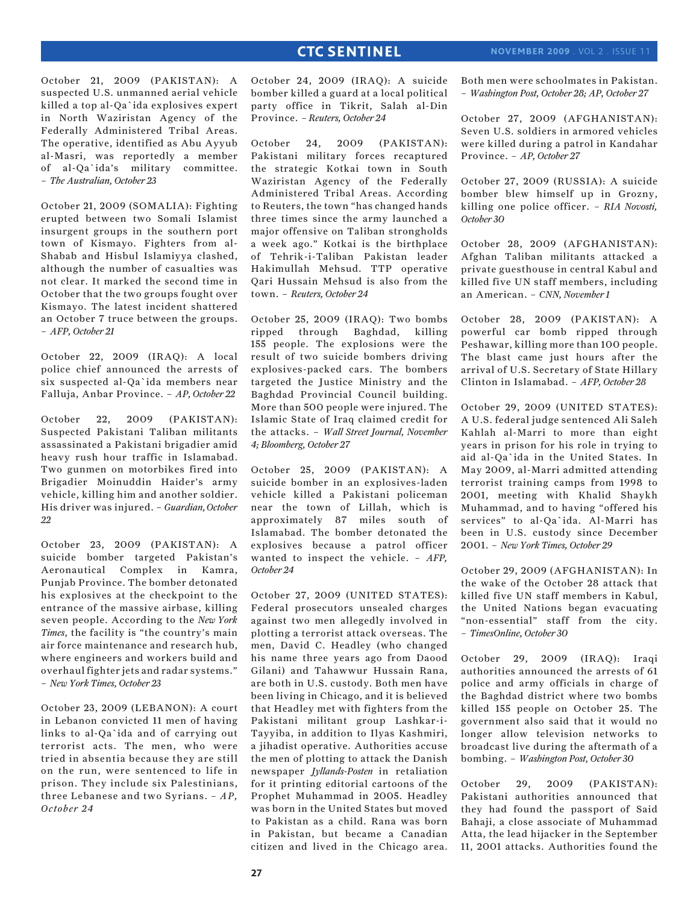October 21, 2009 (PAKISTAN): A suspected U.S. unmanned aerial vehicle killed a top al-Qa`ida explosives expert in North Waziristan Agency of the Federally Administered Tribal Areas. The operative, identified as Abu Ayyub al-Masri, was reportedly a member of al-Qa`ida's military committee. – *The Australian, October 23*

October 21, 2009 (SOMALIA): Fighting erupted between two Somali Islamist insurgent groups in the southern port town of Kismayo. Fighters from al-Shabab and Hisbul Islamiyya clashed, although the number of casualties was not clear. It marked the second time in October that the two groups fought over Kismayo. The latest incident shattered an October 7 truce between the groups. – *AFP, October 21*

October 22, 2009 (IRAQ): A local police chief announced the arrests of six suspected al-Qa`ida members near Falluja, Anbar Province. – *AP, October 22*

October 22, 2009 (PAKISTAN): Suspected Pakistani Taliban militants assassinated a Pakistani brigadier amid heavy rush hour traffic in Islamabad. Two gunmen on motorbikes fired into Brigadier Moinuddin Haider's army vehicle, killing him and another soldier. His driver was injured. – *Guardian, October 22*

October 23, 2009 (PAKISTAN): A suicide bomber targeted Pakistan's Aeronautical Complex in Kamra, Punjab Province. The bomber detonated his explosives at the checkpoint to the entrance of the massive airbase, killing seven people. According to the *New York Times*, the facility is "the country's main air force maintenance and research hub, where engineers and workers build and overhaul fighter jets and radar systems." – *New York Times, October 23*

October 23, 2009 (LEBANON): A court in Lebanon convicted 11 men of having links to al-Qa`ida and of carrying out terrorist acts. The men, who were tried in absentia because they are still on the run, were sentenced to life in prison. They include six Palestinians, three Lebanese and two Syrians. – *AP, October 24*

October 24, 2009 (IRAQ): A suicide bomber killed a guard at a local political party office in Tikrit, Salah al-Din Province. – *Reuters, October 24*

October 24, 2009 (PAKISTAN): Pakistani military forces recaptured the strategic Kotkai town in South Waziristan Agency of the Federally Administered Tribal Areas. According to Reuters, the town "has changed hands three times since the army launched a major offensive on Taliban strongholds a week ago." Kotkai is the birthplace of Tehrik-i-Taliban Pakistan leader Hakimullah Mehsud. TTP operative Qari Hussain Mehsud is also from the town. – *Reuters, October 24*

October 25, 2009 (IRAQ): Two bombs ripped through Baghdad, killing 155 people. The explosions were the result of two suicide bombers driving explosives-packed cars. The bombers targeted the Justice Ministry and the Baghdad Provincial Council building. More than 500 people were injured. The Islamic State of Iraq claimed credit for the attacks. – *Wall Street Journal, November 4; Bloomberg, October 27*

October 25, 2009 (PAKISTAN): A suicide bomber in an explosives-laden vehicle killed a Pakistani policeman near the town of Lillah, which is approximately 87 miles south of Islamabad. The bomber detonated the explosives because a patrol officer wanted to inspect the vehicle. – *AFP, October 24*

October 27, 2009 (UNITED STATES): Federal prosecutors unsealed charges against two men allegedly involved in plotting a terrorist attack overseas. The men, David C. Headley (who changed his name three years ago from Daood Gilani) and Tahawwur Hussain Rana, are both in U.S. custody. Both men have been living in Chicago, and it is believed that Headley met with fighters from the Pakistani militant group Lashkar-i-Tayyiba, in addition to Ilyas Kashmiri, a jihadist operative. Authorities accuse the men of plotting to attack the Danish newspaper *Jyllands-Posten* in retaliation for it printing editorial cartoons of the Prophet Muhammad in 2005. Headley was born in the United States but moved to Pakistan as a child. Rana was born in Pakistan, but became a Canadian citizen and lived in the Chicago area. Both men were schoolmates in Pakistan. – *Washington Post, October 28; AP, October 27*

October 27, 2009 (AFGHANISTAN): Seven U.S. soldiers in armored vehicles were killed during a patrol in Kandahar Province. – *AP, October 27*

October 27, 2009 (RUSSIA): A suicide bomber blew himself up in Grozny, killing one police officer. – *RIA Novosti, October 30*

October 28, 2009 (AFGHANISTAN): Afghan Taliban militants attacked a private guesthouse in central Kabul and killed five UN staff members, including an American. – *CNN, November 1*

October 28, 2009 (PAKISTAN): A powerful car bomb ripped through Peshawar, killing more than 100 people. The blast came just hours after the arrival of U.S. Secretary of State Hillary Clinton in Islamabad. – *AFP, October 28*

October 29, 2009 (UNITED STATES): A U.S. federal judge sentenced Ali Saleh Kahlah al-Marri to more than eight years in prison for his role in trying to aid al-Qa`ida in the United States. In May 2009, al-Marri admitted attending terrorist training camps from 1998 to 2001, meeting with Khalid Shaykh Muhammad, and to having "offered his services" to al-Qa`ida. Al-Marri has been in U.S. custody since December 2001. – *New York Times, October 29*

October 29, 2009 (AFGHANISTAN): In the wake of the October 28 attack that killed five UN staff members in Kabul, the United Nations began evacuating "non-essential" staff from the city. – *TimesOnline, October 30*

October 29, 2009 (IRAQ): Iraqi authorities announced the arrests of 61 police and army officials in charge of the Baghdad district where two bombs killed 155 people on October 25. The government also said that it would no longer allow television networks to broadcast live during the aftermath of a bombing. – *Washington Post, October 30*

October 29, 2009 (PAKISTAN): Pakistani authorities announced that they had found the passport of Said Bahaji, a close associate of Muhammad Atta, the lead hijacker in the September 11, 2001 attacks. Authorities found the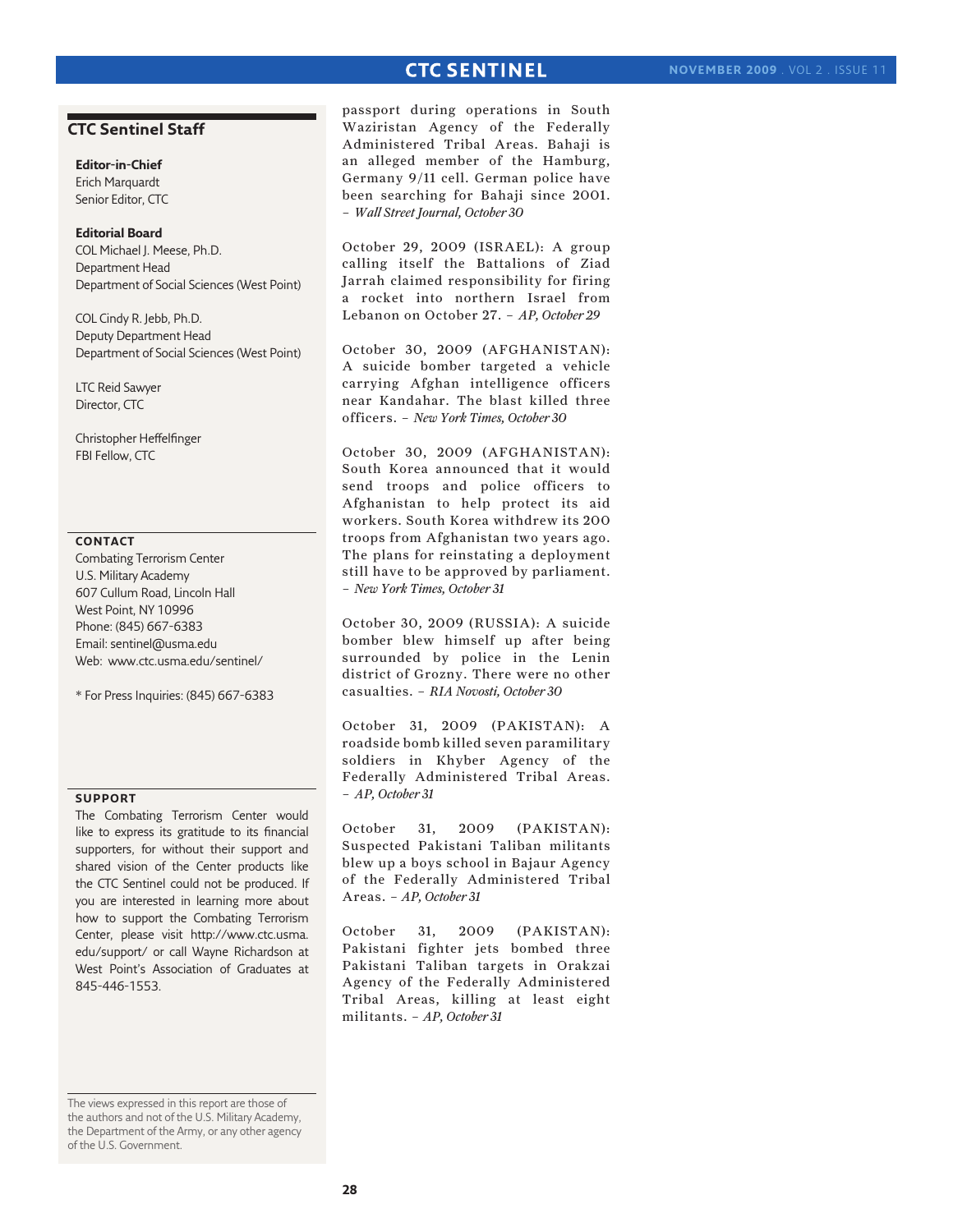## CTC Sentinel Staff

**Editor-in-Chief**
Erich Marquardt
Senior Editor, CTC

**Editorial Board**
COL Michael J. Meese, Ph.D.
Department Head
Department of Social Sciences (West Point)

COL Cindy R. Jebb, Ph.D.
Deputy Department Head
Department of Social Sciences (West Point)

LTC Reid Sawyer
Director, CTC

Christopher Heffelfinger
FBI Fellow, CTC

### CONTACT

Combating Terrorism Center
U.S. Military Academy
607 Cullum Road, Lincoln Hall
West Point, NY 10996
Phone: (845) 667-6383
Email: sentinel@usma.edu
Web: www.ctc.usma.edu/sentinel/

* For Press Inquiries: (845) 667-6383

### SUPPORT

The Combating Terrorism Center would like to express its gratitude to its financial supporters, for without their support and shared vision of the Center products like the CTC Sentinel could not be produced. If you are interested in learning more about how to support the Combating Terrorism Center, please visit http://www.ctc.usma.edu/support/ or call Wayne Richardson at West Point's Association of Graduates at 845-446-1553.

The views expressed in this report are those of the authors and not of the U.S. Military Academy, the Department of the Army, or any other agency of the U.S. Government.

passport during operations in South Waziristan Agency of the Federally Administered Tribal Areas. Bahaji is an alleged member of the Hamburg, Germany 9/11 cell. German police have been searching for Bahaji since 2001. – *Wall Street Journal, October 30*

October 29, 2009 (ISRAEL): A group calling itself the Battalions of Ziad Jarrah claimed responsibility for firing a rocket into northern Israel from Lebanon on October 27. – *AP, October 29*

October 30, 2009 (AFGHANISTAN): A suicide bomber targeted a vehicle carrying Afghan intelligence officers near Kandahar. The blast killed three officers. – *New York Times, October 30*

October 30, 2009 (AFGHANISTAN): South Korea announced that it would send troops and police officers to Afghanistan to help protect its aid workers. South Korea withdrew its 200 troops from Afghanistan two years ago. The plans for reinstating a deployment still have to be approved by parliament. – *New York Times, October 31*

October 30, 2009 (RUSSIA): A suicide bomber blew himself up after being surrounded by police in the Lenin district of Grozny. There were no other casualties. – *RIA Novosti, October 30*

October 31, 2009 (PAKISTAN): A roadside bomb killed seven paramilitary soldiers in Khyber Agency of the Federally Administered Tribal Areas. – *AP, October 31*

October 31, 2009 (PAKISTAN): Suspected Pakistani Taliban militants blew up a boys school in Bajaur Agency of the Federally Administered Tribal Areas. – *AP, October 31*

October 31, 2009 (PAKISTAN): Pakistani fighter jets bombed three Pakistani Taliban targets in Orakzai Agency of the Federally Administered Tribal Areas, killing at least eight militants. – *AP, October 31*